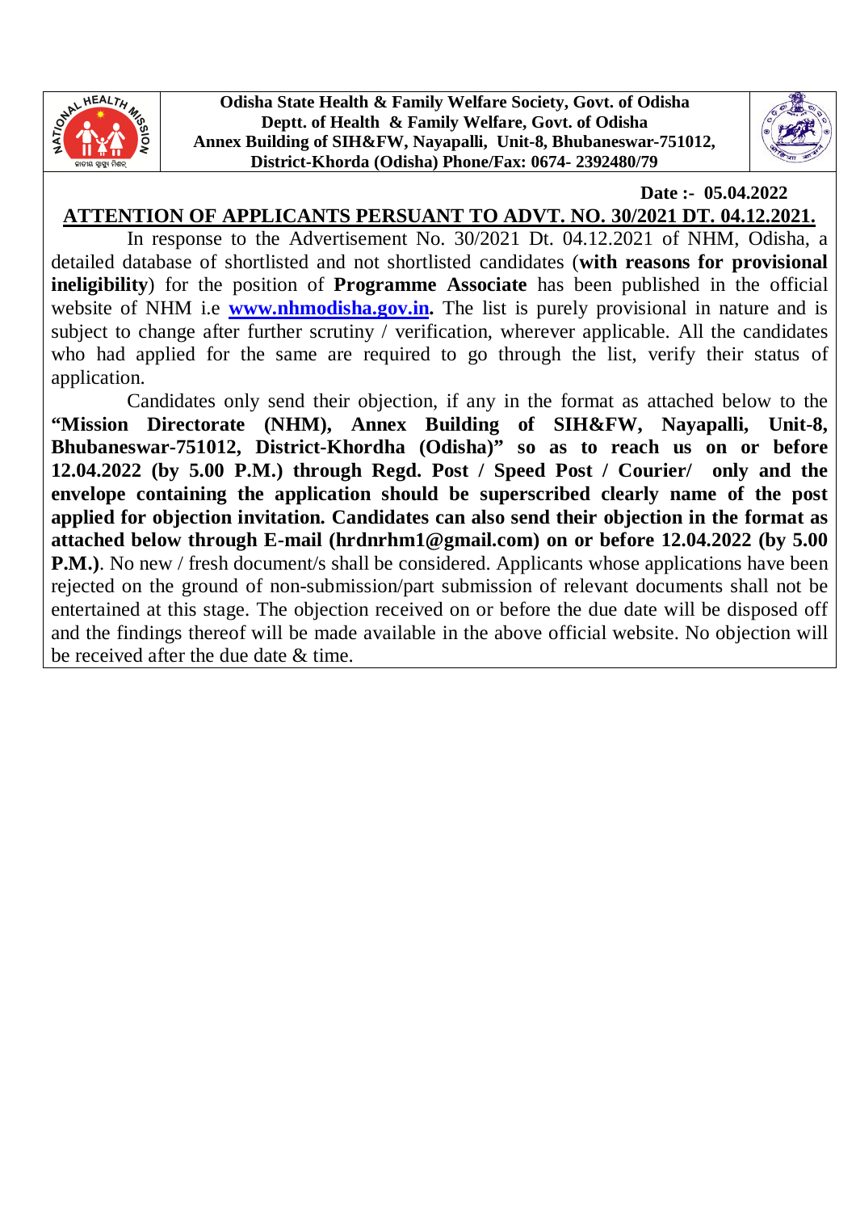**Odisha State Health & Family Welfare Society, Govt. of Odisha**
**Deptt. of Health & Family Welfare, Govt. of Odisha**
**Annex Building of SIH&FW, Nayapalli, Unit-8, Bhubaneswar-751012,**
**District-Khorda (Odisha) Phone/Fax: 0674- 2392480/79**

**Date :- 05.04.2022**

## ATTENTION OF APPLICANTS PERSUANT TO ADVT. NO. 30/2021 DT. 04.12.2021.

In response to the Advertisement No. 30/2021 Dt. 04.12.2021 of NHM, Odisha, a detailed database of shortlisted and not shortlisted candidates (**with reasons for provisional ineligibility**) for the position of **Programme Associate** has been published in the official website of NHM i.e **www.nhmodisha.gov.in.** The list is purely provisional in nature and is subject to change after further scrutiny / verification, wherever applicable. All the candidates who had applied for the same are required to go through the list, verify their status of application.

Candidates only send their objection, if any in the format as attached below to the **"Mission Directorate (NHM), Annex Building of SIH&FW, Nayapalli, Unit-8, Bhubaneswar-751012, District-Khordha (Odisha)" so as to reach us on or before 12.04.2022 (by 5.00 P.M.) through Regd. Post / Speed Post / Courier/ only and the envelope containing the application should be superscribed clearly name of the post applied for objection invitation. Candidates can also send their objection in the format as attached below through E-mail (hrdnrhm1@gmail.com) on or before 12.04.2022 (by 5.00 P.M.)**. No new / fresh document/s shall be considered. Applicants whose applications have been rejected on the ground of non-submission/part submission of relevant documents shall not be entertained at this stage. The objection received on or before the due date will be disposed off and the findings thereof will be made available in the above official website. No objection will be received after the due date & time.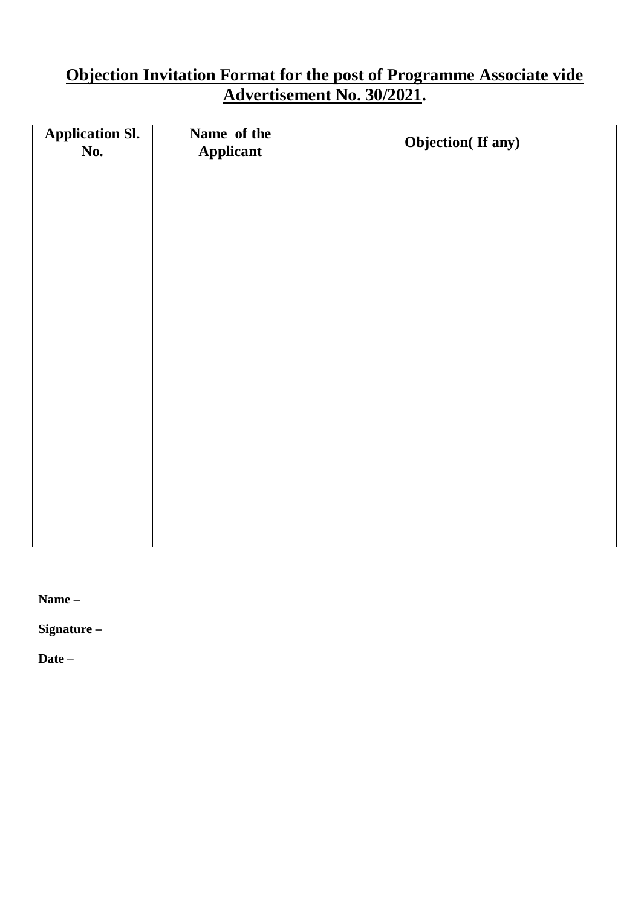# **Objection Invitation Format for the post of Programme Associate vide Advertisement No. 30/2021.**

| Application Sl. No. | Name of the Applicant | Objection( If any) |
|---|---|---|
| | | |

**Name –**

**Signature –**

**Date –**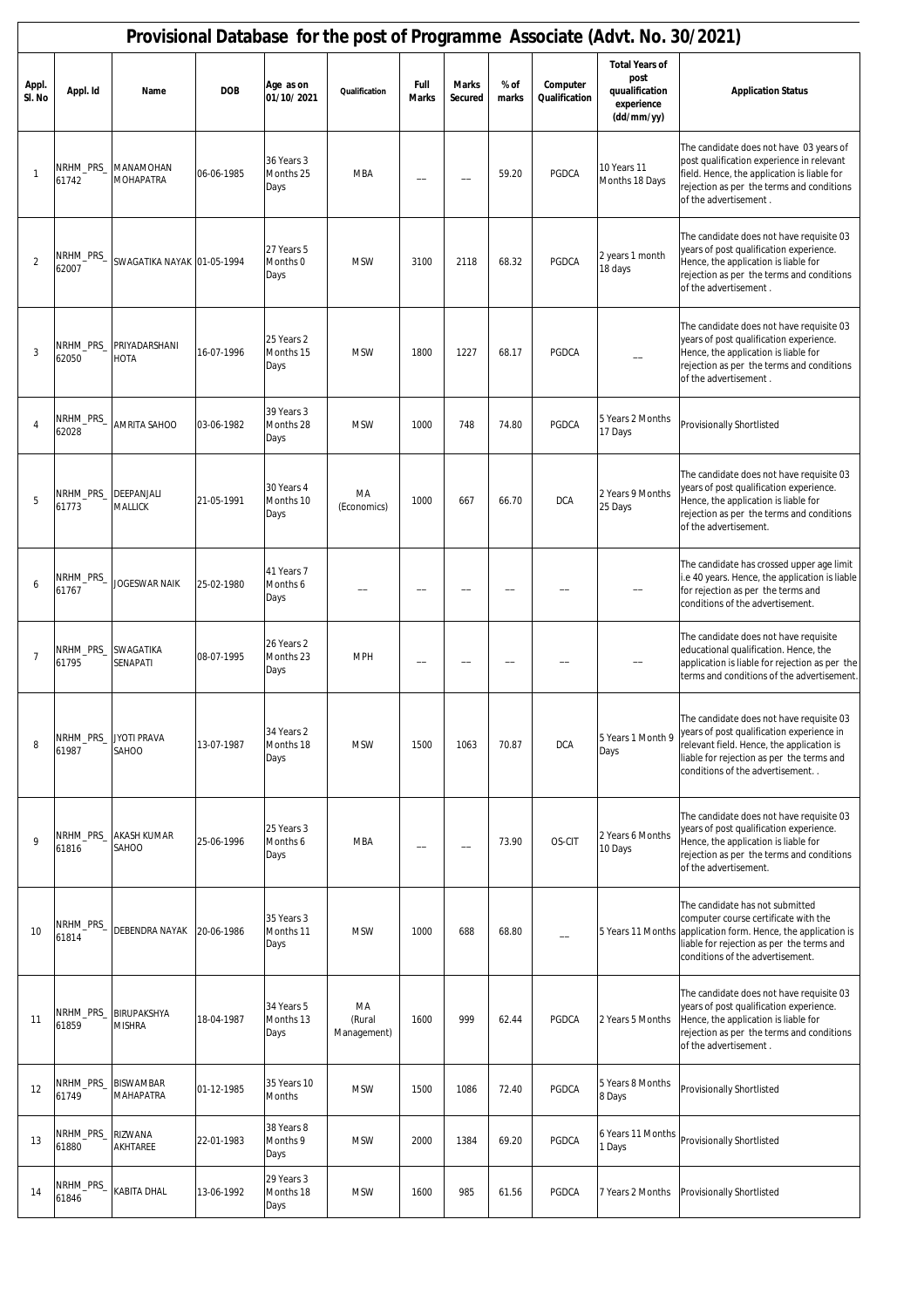# Provisional Database for the post of Programme Associate (Advt. No. 30/2021)

| Appl. Sl. No | Appl. Id | Name | DOB | Age as on 01/10/2021 | Qualification | Full Marks | Marks Secured | % of marks | Computer Qualification | Total Years of post quualification experience (dd/mm/yy) | Application Status |
|---|---|---|---|---|---|---|---|---|---|---|---|
| 1 | NRHM_PRS_61742 | MANAMOHAN MOHAPATRA | 06-06-1985 | 36 Years 3 Months 25 Days | MBA | -- | -- | 59.20 | PGDCA | 10 Years 11 Months 18 Days | The candidate does not have 03 years of post qualification experience in relevant field. Hence, the application is liable for rejection as per the terms and conditions of the advertisement . |
| 2 | NRHM_PRS_62007 | SWAGATIKA NAYAK | 01-05-1994 | 27 Years 5 Months 0 Days | MSW | 3100 | 2118 | 68.32 | PGDCA | 2 years 1 month 18 days | The candidate does not have requisite 03 years of post qualification experience. Hence, the application is liable for rejection as per the terms and conditions of the advertisement . |
| 3 | NRHM_PRS_62050 | PRIYADARSHANI HOTA | 16-07-1996 | 25 Years 2 Months 15 Days | MSW | 1800 | 1227 | 68.17 | PGDCA | -- | The candidate does not have requisite 03 years of post qualification experience. Hence, the application is liable for rejection as per the terms and conditions of the advertisement . |
| 4 | NRHM_PRS_62028 | AMRITA SAHOO | 03-06-1982 | 39 Years 3 Months 28 Days | MSW | 1000 | 748 | 74.80 | PGDCA | 5 Years 2 Months 17 Days | Provisionally Shortlisted |
| 5 | NRHM_PRS_61773 | DEEPANJALI MALLICK | 21-05-1991 | 30 Years 4 Months 10 Days | MA (Economics) | 1000 | 667 | 66.70 | DCA | 2 Years 9 Months 25 Days | The candidate does not have requisite 03 years of post qualification experience. Hence, the application is liable for rejection as per the terms and conditions of the advertisement. |
| 6 | NRHM_PRS_61767 | JOGESWAR NAIK | 25-02-1980 | 41 Years 7 Months 6 Days | -- | -- | -- | -- | -- | -- | The candidate has crossed upper age limit i.e 40 years. Hence, the application is liable for rejection as per the terms and conditions of the advertisement. |
| 7 | NRHM_PRS_61795 | SWAGATIKA SENAPATI | 08-07-1995 | 26 Years 2 Months 23 Days | MPH | -- | -- | -- | -- | -- | The candidate does not have requisite educational qualification. Hence, the application is liable for rejection as per the terms and conditions of the advertisement. |
| 8 | NRHM_PRS_61987 | JYOTI PRAVA SAHOO | 13-07-1987 | 34 Years 2 Months 18 Days | MSW | 1500 | 1063 | 70.87 | DCA | 5 Years 1 Month 9 Days | The candidate does not have requisite 03 years of post qualification experience in relevant field. Hence, the application is liable for rejection as per the terms and conditions of the advertisement. . |
| 9 | NRHM_PRS_61816 | AKASH KUMAR SAHOO | 25-06-1996 | 25 Years 3 Months 6 Days | MBA | -- | -- | 73.90 | OS-CIT | 2 Years 6 Months 10 Days | The candidate does not have requisite 03 years of post qualification experience. Hence, the application is liable for rejection as per the terms and conditions of the advertisement. |
| 10 | NRHM_PRS_61814 | DEBENDRA NAYAK | 20-06-1986 | 35 Years 3 Months 11 Days | MSW | 1000 | 688 | 68.80 | -- | 5 Years 11 Months | The candidate has not submitted computer course certificate with the application form. Hence, the application is liable for rejection as per the terms and conditions of the advertisement. |
| 11 | NRHM_PRS_61859 | BIRUPAKSHYA MISHRA | 18-04-1987 | 34 Years 5 Months 13 Days | MA (Rural Management) | 1600 | 999 | 62.44 | PGDCA | 2 Years 5 Months | The candidate does not have requisite 03 years of post qualification experience. Hence, the application is liable for rejection as per the terms and conditions of the advertisement . |
| 12 | NRHM_PRS_61749 | BISWAMBAR MAHAPATRA | 01-12-1985 | 35 Years 10 Months | MSW | 1500 | 1086 | 72.40 | PGDCA | 5 Years 8 Months 8 Days | Provisionally Shortlisted |
| 13 | NRHM_PRS_61880 | RIZWANA AKHTAREE | 22-01-1983 | 38 Years 8 Months 9 Days | MSW | 2000 | 1384 | 69.20 | PGDCA | 6 Years 11 Months 1 Days | Provisionally Shortlisted |
| 14 | NRHM_PRS_61846 | KABITA DHAL | 13-06-1992 | 29 Years 3 Months 18 Days | MSW | 1600 | 985 | 61.56 | PGDCA | 7 Years 2 Months | Provisionally Shortlisted |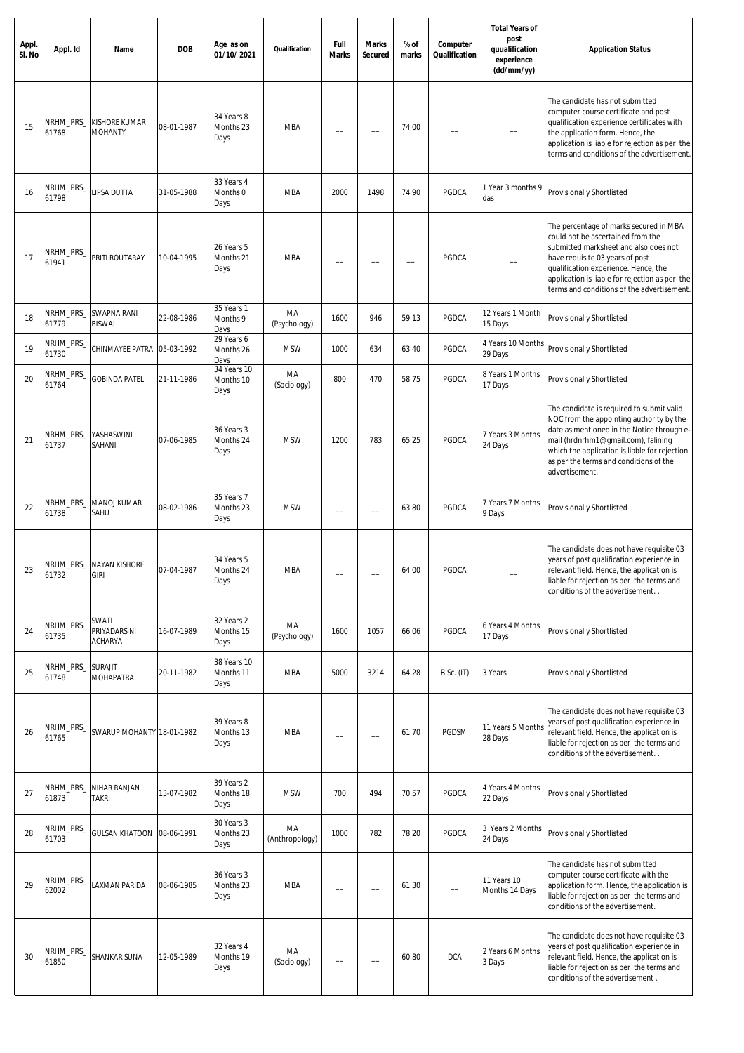| Appl. Sl. No | Appl. Id | Name | DOB | Age as on 01/10/ 2021 | Qualification | Full Marks | Marks Secured | % of marks | Computer Qualification | Total Years of post quualification experience (dd/mm/yy) | Application Status |
|---|---|---|---|---|---|---|---|---|---|---|---|
| 15 | NRHM_PRS_ 61768 | KISHORE KUMAR MOHANTY | 08-01-1987 | 34 Years 8 Months 23 Days | MBA | -- | -- | 74.00 | -- | -- | The candidate has not submitted computer course certificate and post qualification experience certificates with the application form. Hence, the application is liable for rejection as per the terms and conditions of the advertisement. |
| 16 | NRHM_PRS_ 61798 | LIPSA DUTTA | 31-05-1988 | 33 Years 4 Months 0 Days | MBA | 2000 | 1498 | 74.90 | PGDCA | 1 Year 3 months 9 das | Provisionally Shortlisted |
| 17 | NRHM_PRS_ 61941 | PRITI ROUTARAY | 10-04-1995 | 26 Years 5 Months 21 Days | MBA | -- | -- | -- | PGDCA | -- | The percentage of marks secured in MBA could not be ascertained from the submitted marksheet and also does not have requisite 03 years of post qualification experience. Hence, the application is liable for rejection as per the terms and conditions of the advertisement. |
| 18 | NRHM_PRS_ 61779 | SWAPNA RANI BISWAL | 22-08-1986 | 35 Years 1 Months 9 Days | MA (Psychology) | 1600 | 946 | 59.13 | PGDCA | 12 Years 1 Month 15 Days | Provisionally Shortlisted |
| 19 | NRHM_PRS_ 61730 | CHINMAYEE PATRA | 05-03-1992 | 29 Years 6 Months 26 Days | MSW | 1000 | 634 | 63.40 | PGDCA | 4 Years 10 Months 29 Days | Provisionally Shortlisted |
| 20 | NRHM_PRS_ 61764 | GOBINDA PATEL | 21-11-1986 | 34 Years 10 Months 10 Days | MA (Sociology) | 800 | 470 | 58.75 | PGDCA | 8 Years 1 Months 17 Days | Provisionally Shortlisted |
| 21 | NRHM_PRS_ 61737 | YASHASWINI SAHANI | 07-06-1985 | 36 Years 3 Months 24 Days | MSW | 1200 | 783 | 65.25 | PGDCA | 7 Years 3 Months 24 Days | The candidate is required to submit valid NOC from the appointing authority by the date as mentioned in the Notice through e-mail (hrdnrhm1@gmail.com), falining which the application is liable for rejection as per the terms and conditions of the advertisement. |
| 22 | NRHM_PRS_ 61738 | MANOJ KUMAR SAHU | 08-02-1986 | 35 Years 7 Months 23 Days | MSW | -- | -- | 63.80 | PGDCA | 7 Years 7 Months 9 Days | Provisionally Shortlisted |
| 23 | NRHM_PRS_ 61732 | NAYAN KISHORE GIRI | 07-04-1987 | 34 Years 5 Months 24 Days | MBA | -- | -- | 64.00 | PGDCA | -- | The candidate does not have requisite 03 years of post qualification experience in relevant field. Hence, the application is liable for rejection as per the terms and conditions of the advertisement. . |
| 24 | NRHM_PRS_ 61735 | SWATI PRIYADARSINI ACHARYA | 16-07-1989 | 32 Years 2 Months 15 Days | MA (Psychology) | 1600 | 1057 | 66.06 | PGDCA | 6 Years 4 Months 17 Days | Provisionally Shortlisted |
| 25 | NRHM_PRS_ 61748 | SURAJIT MOHAPATRA | 20-11-1982 | 38 Years 10 Months 11 Days | MBA | 5000 | 3214 | 64.28 | B.Sc. (IT) | 3 Years | Provisionally Shortlisted |
| 26 | NRHM_PRS_ 61765 | SWARUP MOHANTY | 18-01-1982 | 39 Years 8 Months 13 Days | MBA | -- | -- | 61.70 | PGDSM | 11 Years 5 Months 28 Days | The candidate does not have requisite 03 years of post qualification experience in relevant field. Hence, the application is liable for rejection as per the terms and conditions of the advertisement. . |
| 27 | NRHM_PRS_ 61873 | NIHAR RANJAN TAKRI | 13-07-1982 | 39 Years 2 Months 18 Days | MSW | 700 | 494 | 70.57 | PGDCA | 4 Years 4 Months 22 Days | Provisionally Shortlisted |
| 28 | NRHM_PRS_ 61703 | GULSAN KHATOON | 08-06-1991 | 30 Years 3 Months 23 Days | MA (Anthropology) | 1000 | 782 | 78.20 | PGDCA | 3 Years 2 Months 24 Days | Provisionally Shortlisted |
| 29 | NRHM_PRS_ 62002 | LAXMAN PARIDA | 08-06-1985 | 36 Years 3 Months 23 Days | MBA | -- | -- | 61.30 | -- | 11 Years 10 Months 14 Days | The candidate has not submitted computer course certificate with the application form. Hence, the application is liable for rejection as per the terms and conditions of the advertisement. |
| 30 | NRHM_PRS_ 61850 | SHANKAR SUNA | 12-05-1989 | 32 Years 4 Months 19 Days | MA (Sociology) | -- | -- | 60.80 | DCA | 2 Years 6 Months 3 Days | The candidate does not have requisite 03 years of post qualification experience in relevant field. Hence, the application is liable for rejection as per the terms and conditions of the advertisement . |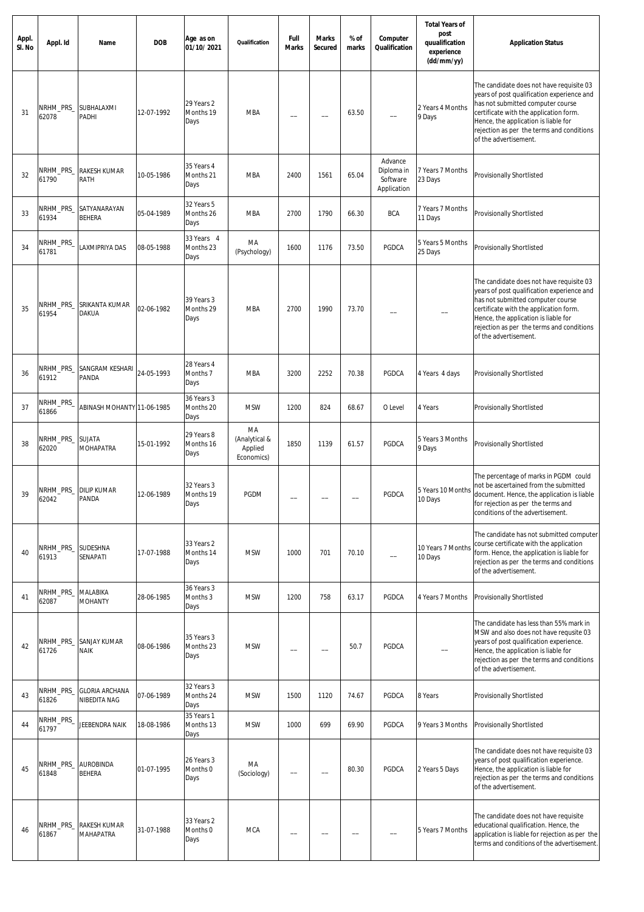| Appl. Sl. No | Appl. Id | Name | DOB | Age as on 01/10/2021 | Qualification | Full Marks | Marks Secured | % of marks | Computer Qualification | Total Years of post quualification experience (dd/mm/yy) | Application Status |
|---|---|---|---|---|---|---|---|---|---|---|---|
| 31 | NRHM_PRS_62078 | SUBHALAXMI PADHI | 12-07-1992 | 29 Years 2 Months 19 Days | MBA | --- | --- | 63.50 | --- | 2 Years 4 Months 9 Days | The candidate does not have requisite 03 years of post qualification experience and has not submitted computer course certificate with the application form. Hence, the application is liable for rejection as per the terms and conditions of the advertisement. |
| 32 | NRHM_PRS_61790 | RAKESH KUMAR RATH | 10-05-1986 | 35 Years 4 Months 21 Days | MBA | 2400 | 1561 | 65.04 | Advance Diploma in Software Application | 7 Years 7 Months 23 Days | Provisionally Shortlisted |
| 33 | NRHM_PRS_61934 | SATYANARAYAN BEHERA | 05-04-1989 | 32 Years 5 Months 26 Days | MBA | 2700 | 1790 | 66.30 | BCA | 7 Years 7 Months 11 Days | Provisionally Shortlisted |
| 34 | NRHM_PRS_61781 | LAXMIPRIYA DAS | 08-05-1988 | 33 Years 4 Months 23 Days | MA (Psychology) | 1600 | 1176 | 73.50 | PGDCA | 5 Years 5 Months 25 Days | Provisionally Shortlisted |
| 35 | NRHM_PRS_61954 | SRIKANTA KUMAR DAKUA | 02-06-1982 | 39 Years 3 Months 29 Days | MBA | 2700 | 1990 | 73.70 | --- | --- | The candidate does not have requisite 03 years of post qualification experience and has not submitted computer course certificate with the application form. Hence, the application is liable for rejection as per the terms and conditions of the advertisement. |
| 36 | NRHM_PRS_61912 | SANGRAM KESHARI PANDA | 24-05-1993 | 28 Years 4 Months 7 Days | MBA | 3200 | 2252 | 70.38 | PGDCA | 4 Years 4 days | Provisionally Shortlisted |
| 37 | NRHM_PRS_61866 | ABINASH MOHANTY | 11-06-1985 | 36 Years 3 Months 20 Days | MSW | 1200 | 824 | 68.67 | O Level | 4 Years | Provisionally Shortlisted |
| 38 | NRHM_PRS_62020 | SUJATA MOHAPATRA | 15-01-1992 | 29 Years 8 Months 16 Days | MA (Analytical & Applied Economics) | 1850 | 1139 | 61.57 | PGDCA | 5 Years 3 Months 9 Days | Provisionally Shortlisted |
| 39 | NRHM_PRS_62042 | DILIP KUMAR PANDA | 12-06-1989 | 32 Years 3 Months 19 Days | PGDM | --- | --- | --- | PGDCA | 5 Years 10 Months 10 Days | The percentage of marks in PGDM could not be ascertained from the submitted document. Hence, the application is liable for rejection as per the terms and conditions of the advertisement. |
| 40 | NRHM_PRS_61913 | SUDESHNA SENAPATI | 17-07-1988 | 33 Years 2 Months 14 Days | MSW | 1000 | 701 | 70.10 | --- | 10 Years 7 Months 10 Days | The candidate has not submitted computer course certificate with the application form. Hence, the application is liable for rejection as per the terms and conditions of the advertisement. |
| 41 | NRHM_PRS_62087 | MALABIKA MOHANTY | 28-06-1985 | 36 Years 3 Months 3 Days | MSW | 1200 | 758 | 63.17 | PGDCA | 4 Years 7 Months | Provisionally Shortlisted |
| 42 | NRHM_PRS_61726 | SANJAY KUMAR NAIK | 08-06-1986 | 35 Years 3 Months 23 Days | MSW | --- | --- | 50.7 | PGDCA | --- | The candidate has less than 55% mark in MSW and also does not have requsite 03 years of post qualification experience. Hence, the application is liable for rejection as per the terms and conditions of the advertisement. |
| 43 | NRHM_PRS_61826 | GLORIA ARCHANA NIBEDITA NAG | 07-06-1989 | 32 Years 3 Months 24 Days | MSW | 1500 | 1120 | 74.67 | PGDCA | 8 Years | Provisionally Shortlisted |
| 44 | NRHM_PRS_61797 | JEEBENDRA NAIK | 18-08-1986 | 35 Years 1 Months 13 Days | MSW | 1000 | 699 | 69.90 | PGDCA | 9 Years 3 Months | Provisionally Shortlisted |
| 45 | NRHM_PRS_61848 | AUROBINDA BEHERA | 01-07-1995 | 26 Years 3 Months 0 Days | MA (Sociology) | --- | --- | 80.30 | PGDCA | 2 Years 5 Days | The candidate does not have requisite 03 years of post qualification experience. Hence, the application is liable for rejection as per the terms and conditions of the advertisement. |
| 46 | NRHM_PRS_61867 | RAKESH KUMAR MAHAPATRA | 31-07-1988 | 33 Years 2 Months 0 Days | MCA | --- | --- | --- | --- | 5 Years 7 Months | The candidate does not have requisite educational qualification. Hence, the application is liable for rejection as per the terms and conditions of the advertisement. |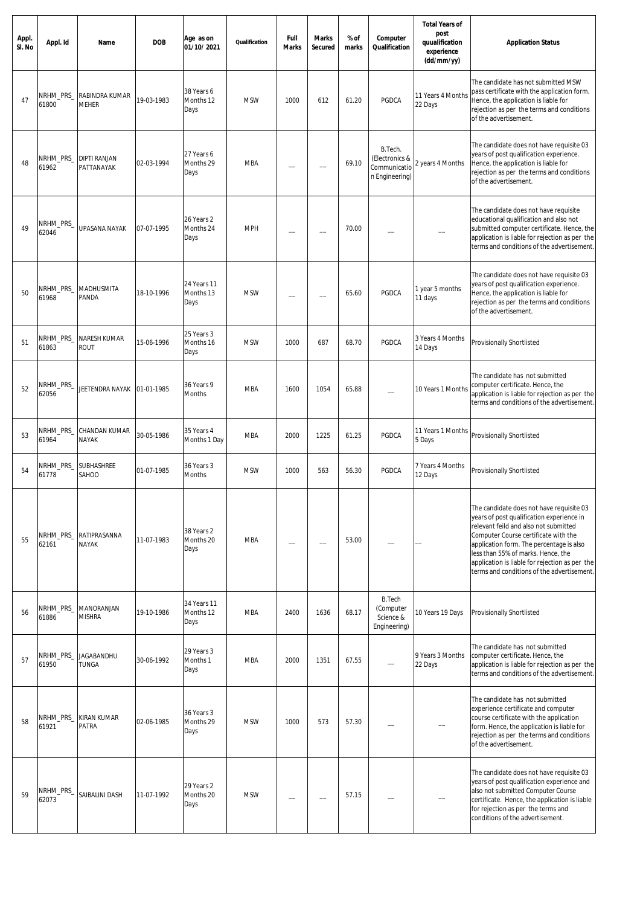| Appl. Sl. No | Appl. Id | Name | DOB | Age as on 01/10/2021 | Qualification | Full Marks | Marks Secured | % of marks | Computer Qualification | Total Years of post quualification experience (dd/mm/yy) | Application Status |
|---|---|---|---|---|---|---|---|---|---|---|---|
| 47 | NRHM_PRS_61800 | RABINDRA KUMAR MEHER | 19-03-1983 | 38 Years 6 Months 12 Days | MSW | 1000 | 612 | 61.20 | PGDCA | 11 Years 4 Months 22 Days | The candidate has not submitted MSW pass certificate with the application form. Hence, the application is liable for rejection as per the terms and conditions of the advertisement. |
| 48 | NRHM_PRS_61962 | DIPTI RANJAN PATTANAYAK | 02-03-1994 | 27 Years 6 Months 29 Days | MBA | -- | -- | 69.10 | B.Tech. (Electronics & Communication Engineering) | 2 years 4 Months | The candidate does not have requisite 03 years of post qualification experience. Hence, the application is liable for rejection as per the terms and conditions of the advertisement. |
| 49 | NRHM_PRS_62046 | UPASANA NAYAK | 07-07-1995 | 26 Years 2 Months 24 Days | MPH | -- | -- | 70.00 | -- | -- | The candidate does not have requisite educational qualification and also not submitted computer certificate. Hence, the application is liable for rejection as per the terms and conditions of the advertisement. |
| 50 | NRHM_PRS_61968 | MADHUSMITA PANDA | 18-10-1996 | 24 Years 11 Months 13 Days | MSW | -- | -- | 65.60 | PGDCA | 1 year 5 months 11 days | The candidate does not have requisite 03 years of post qualification experience. Hence, the application is liable for rejection as per the terms and conditions of the advertisement. |
| 51 | NRHM_PRS_61863 | NARESH KUMAR ROUT | 15-06-1996 | 25 Years 3 Months 16 Days | MSW | 1000 | 687 | 68.70 | PGDCA | 3 Years 4 Months 14 Days | Provisionally Shortlisted |
| 52 | NRHM_PRS_62056 | JEETENDRA NAYAK | 01-01-1985 | 36 Years 9 Months | MBA | 1600 | 1054 | 65.88 | -- | 10 Years 1 Months | The candidate has not submitted computer certificate. Hence, the application is liable for rejection as per the terms and conditions of the advertisement. |
| 53 | NRHM_PRS_61964 | CHANDAN KUMAR NAYAK | 30-05-1986 | 35 Years 4 Months 1 Day | MBA | 2000 | 1225 | 61.25 | PGDCA | 11 Years 1 Months 5 Days | Provisionally Shortlisted |
| 54 | NRHM_PRS_61778 | SUBHASHREE SAHOO | 01-07-1985 | 36 Years 3 Months | MSW | 1000 | 563 | 56.30 | PGDCA | 7 Years 4 Months 12 Days | Provisionally Shortlisted |
| 55 | NRHM_PRS_62161 | RATIPRASANNA NAYAK | 11-07-1983 | 38 Years 2 Months 20 Days | MBA | -- | -- | 53.00 | -- | -- | The candidate does not have requisite 03 years of post qualification experience in relevant feild and also not submitted Computer Course certificate with the application form. The percentage is also less than 55% of marks. Hence, the application is liable for rejection as per the terms and conditions of the advertisement. |
| 56 | NRHM_PRS_61886 | MANORANJAN MISHRA | 19-10-1986 | 34 Years 11 Months 12 Days | MBA | 2400 | 1636 | 68.17 | B.Tech (Computer Science & Engineering) | 10 Years 19 Days | Provisionally Shortlisted |
| 57 | NRHM_PRS_61950 | JAGABANDHU TUNGA | 30-06-1992 | 29 Years 3 Months 1 Days | MBA | 2000 | 1351 | 67.55 | -- | 9 Years 3 Months 22 Days | The candidate has not submitted computer certificate. Hence, the application is liable for rejection as per the terms and conditions of the advertisement. |
| 58 | NRHM_PRS_61921 | KIRAN KUMAR PATRA | 02-06-1985 | 36 Years 3 Months 29 Days | MSW | 1000 | 573 | 57.30 | -- | -- | The candidate has not submitted experience certificate and computer course certificate with the application form. Hence, the application is liable for rejection as per the terms and conditions of the advertisement. |
| 59 | NRHM_PRS_62073 | SAIBALINI DASH | 11-07-1992 | 29 Years 2 Months 20 Days | MSW | -- | -- | 57.15 | -- | -- | The candidate does not have requisite 03 years of post qualification experience and also not submitted Computer Course certificate. Hence, the application is liable for rejection as per the terms and conditions of the advertisement. |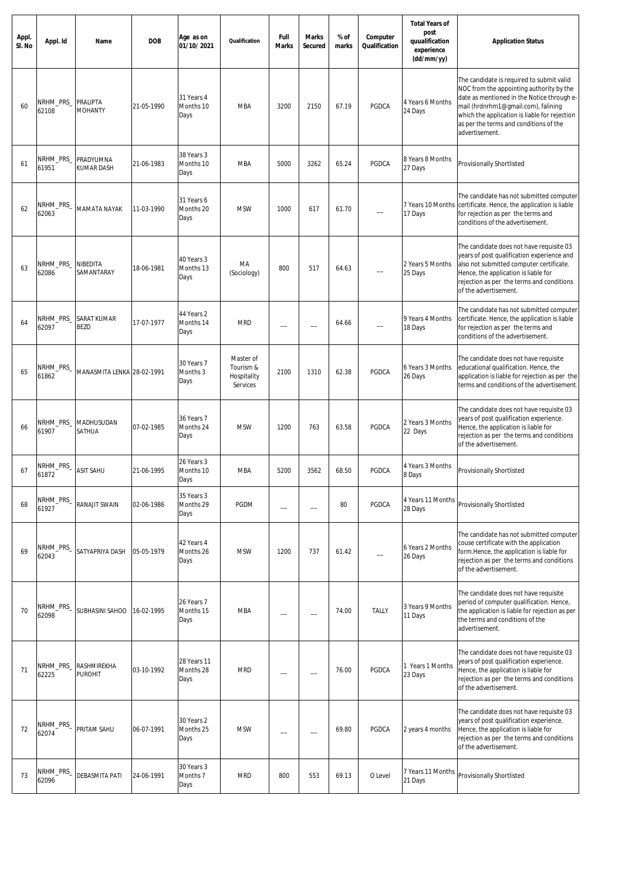| Appl. Sl. No | Appl. Id | Name | DOB | Age as on 01/10/2021 | Qualification | Full Marks | Marks Secured | % of marks | Computer Qualification | Total Years of post quualification experience (dd/mm/yy) | Application Status |
|---|---|---|---|---|---|---|---|---|---|---|---|
| 60 | NRHM_PRS_62108 | PRALIPTA MOHANTY | 21-05-1990 | 31 Years 4 Months 10 Days | MBA | 3200 | 2150 | 67.19 | PGDCA | 4 Years 6 Months 24 Days | The candidate is required to submit valid NOC from the appointing authority by the date as mentioned in the Notice through e-mail (hrdnrhm1@gmail.com), falining which the application is liable for rejection as per the terms and conditions of the advertisement. |
| 61 | NRHM_PRS_61951 | PRADYUMNA KUMAR DASH | 21-06-1983 | 38 Years 3 Months 10 Days | MBA | 5000 | 3262 | 65.24 | PGDCA | 8 Years 8 Months 27 Days | Provisionally Shortlisted |
| 62 | NRHM_PRS_62063 | MAMATA NAYAK | 11-03-1990 | 31 Years 6 Months 20 Days | MSW | 1000 | 617 | 61.70 | —— | 7 Years 10 Months 17 Days | The candidate has not submitted computer certificate. Hence, the application is liable for rejection as per the terms and conditions of the advertisement. |
| 63 | NRHM_PRS_62086 | NIBEDITA SAMANTARAY | 18-06-1981 | 40 Years 3 Months 13 Days | MA (Sociology) | 800 | 517 | 64.63 | —— | 2 Years 5 Months 25 Days | The candidate does not have requisite 03 years of post qualification experience and also not submitted computer certificate. Hence, the application is liable for rejection as per the terms and conditions of the advertisement. |
| 64 | NRHM_PRS_62097 | SARAT KUMAR BEZO | 17-07-1977 | 44 Years 2 Months 14 Days | MRD | —— | —— | 64.66 | —— | 9 Years 4 Months 18 Days | The candidate has not submitted computer certificate. Hence, the application is liable for rejection as per the terms and conditions of the advertisement. |
| 65 | NRHM_PRS_61862 | MANASMITA LENKA | 28-02-1991 | 30 Years 7 Months 3 Days | Master of Tourism & Hospitality Services | 2100 | 1310 | 62.38 | PGDCA | 6 Years 3 Months 26 Days | The candidate does not have requisite educational qualification. Hence, the application is liable for rejection as per the terms and conditions of the advertisement. |
| 66 | NRHM_PRS_61907 | MADHUSUDAN SATHUA | 07-02-1985 | 36 Years 7 Months 24 Days | MSW | 1200 | 763 | 63.58 | PGDCA | 2 Years 3 Months 22 Days | The candidate does not have requisite 03 years of post qualification experience. Hence, the application is liable for rejection as per the terms and conditions of the advertisement. |
| 67 | NRHM_PRS_61872 | ASIT SAHU | 21-06-1995 | 26 Years 3 Months 10 Days | MBA | 5200 | 3562 | 68.50 | PGDCA | 4 Years 3 Months 8 Days | Provisionally Shortlisted |
| 68 | NRHM_PRS_61927 | RANAJIT SWAIN | 02-06-1986 | 35 Years 3 Months 29 Days | PGDM | —— | —— | 80 | PGDCA | 4 Years 11 Months 28 Days | Provisionally Shortlisted |
| 69 | NRHM_PRS_62043 | SATYAPRIYA DASH | 05-05-1979 | 42 Years 4 Months 26 Days | MSW | 1200 | 737 | 61.42 | —— | 6 Years 2 Months 26 Days | The candidate has not submitted computer couse certificate with the application form.Hence, the application is liable for rejection as per the terms and conditions of the advertisement. |
| 70 | NRHM_PRS_62098 | SUBHASINI SAHOO | 16-02-1995 | 26 Years 7 Months 15 Days | MBA | —— | —— | 74.00 | TALLY | 3 Years 9 Months 11 Days | The candidate does not have requisite period of computer qualification. Hence, the application is liable for rejection as per the terms and conditions of the advertisement. |
| 71 | NRHM_PRS_62225 | RASHMIREKHA PUROHIT | 03-10-1992 | 28 Years 11 Months 28 Days | MRD | —— | —— | 76.00 | PGDCA | 1 Years 1 Months 23 Days | The candidate does not have requisite 03 years of post qualification experience. Hence, the application is liable for rejection as per the terms and conditions of the advertisement. |
| 72 | NRHM_PRS_62074 | PRITAM SAHU | 06-07-1991 | 30 Years 2 Months 25 Days | MSW | —— | —— | 69.80 | PGDCA | 2 years 4 months | The candidate does not have requisite 03 years of post qualification experience. Hence, the application is liable for rejection as per the terms and conditions of the advertisement. |
| 73 | NRHM_PRS_62096 | DEBASMITA PATI | 24-06-1991 | 30 Years 3 Months 7 Days | MRD | 800 | 553 | 69.13 | O Level | 7 Years 11 Months 21 Days | Provisionally Shortlisted |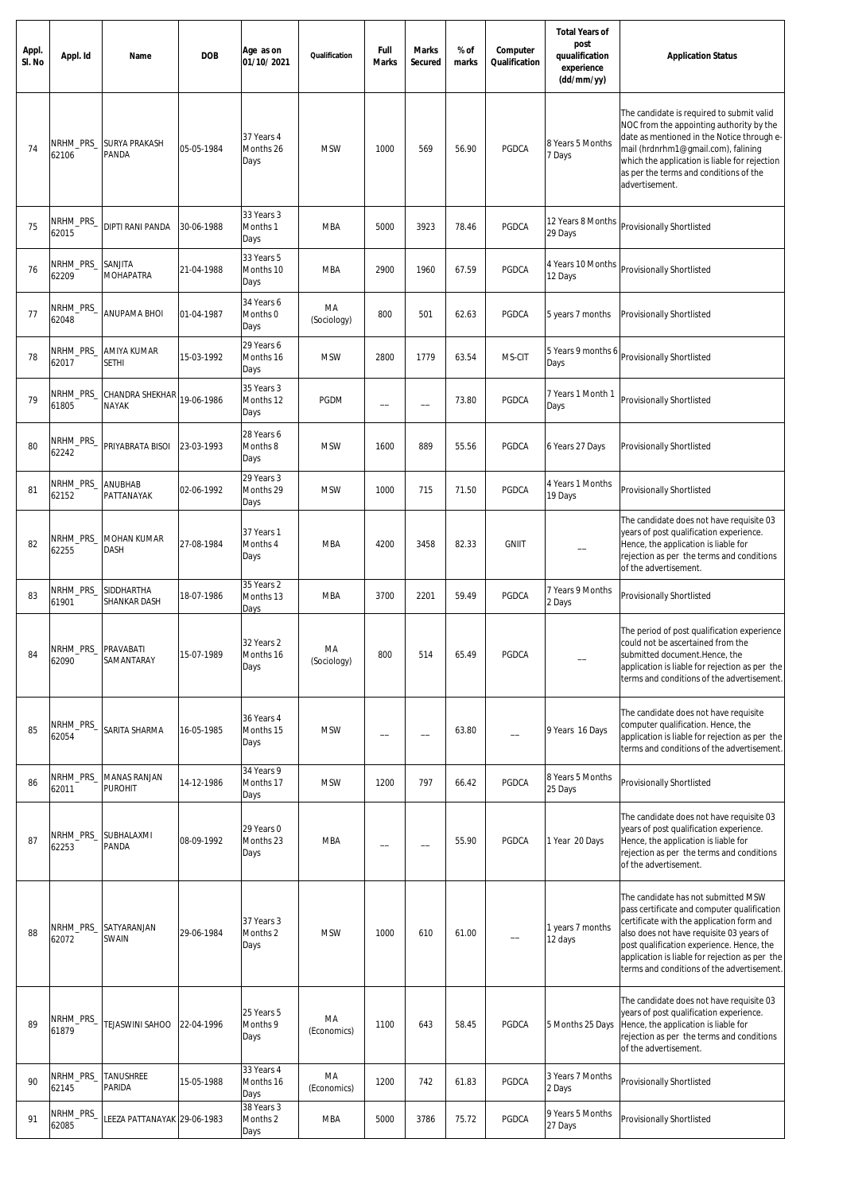| Appl. Sl. No | Appl. Id | Name | DOB | Age as on 01/10/2021 | Qualification | Full Marks | Marks Secured | % of marks | Computer Qualification | Total Years of post quualification experience (dd/mm/yy) | Application Status |
|---|---|---|---|---|---|---|---|---|---|---|---|
| 74 | NRHM_PRS_62106 | SURYA PRAKASH PANDA | 05-05-1984 | 37 Years 4 Months 26 Days | MSW | 1000 | 569 | 56.90 | PGDCA | 8 Years 5 Months 7 Days | The candidate is required to submit valid NOC from the appointing authority by the date as mentioned in the Notice through e-mail (hrdnrhm1@gmail.com), falining which the application is liable for rejection as per the terms and conditions of the advertisement. |
| 75 | NRHM_PRS_62015 | DIPTI RANI PANDA | 30-06-1988 | 33 Years 3 Months 1 Days | MBA | 5000 | 3923 | 78.46 | PGDCA | 12 Years 8 Months 29 Days | Provisionally Shortlisted |
| 76 | NRHM_PRS_62209 | SANJITA MOHAPATRA | 21-04-1988 | 33 Years 5 Months 10 Days | MBA | 2900 | 1960 | 67.59 | PGDCA | 4 Years 10 Months 12 Days | Provisionally Shortlisted |
| 77 | NRHM_PRS_62048 | ANUPAMA BHOI | 01-04-1987 | 34 Years 6 Months 0 Days | MA (Sociology) | 800 | 501 | 62.63 | PGDCA | 5 years 7 months | Provisionally Shortlisted |
| 78 | NRHM_PRS_62017 | AMIYA KUMAR SETHI | 15-03-1992 | 29 Years 6 Months 16 Days | MSW | 2800 | 1779 | 63.54 | MS-CIT | 5 Years 9 months 6 Days | Provisionally Shortlisted |
| 79 | NRHM_PRS_61805 | CHANDRA SHEKHAR NAYAK | 19-06-1986 | 35 Years 3 Months 12 Days | PGDM | –– | –– | 73.80 | PGDCA | 7 Years 1 Month 1 Days | Provisionally Shortlisted |
| 80 | NRHM_PRS_62242 | PRIYABRATA BISOI | 23-03-1993 | 28 Years 6 Months 8 Days | MSW | 1600 | 889 | 55.56 | PGDCA | 6 Years 27 Days | Provisionally Shortlisted |
| 81 | NRHM_PRS_62152 | ANUBHAB PATTANAYAK | 02-06-1992 | 29 Years 3 Months 29 Days | MSW | 1000 | 715 | 71.50 | PGDCA | 4 Years 1 Months 19 Days | Provisionally Shortlisted |
| 82 | NRHM_PRS_62255 | MOHAN KUMAR DASH | 27-08-1984 | 37 Years 1 Months 4 Days | MBA | 4200 | 3458 | 82.33 | GNIIT | –– | The candidate does not have requisite 03 years of post qualification experience. Hence, the application is liable for rejection as per the terms and conditions of the advertisement. |
| 83 | NRHM_PRS_61901 | SIDDHARTHA SHANKAR DASH | 18-07-1986 | 35 Years 2 Months 13 Days | MBA | 3700 | 2201 | 59.49 | PGDCA | 7 Years 9 Months 2 Days | Provisionally Shortlisted |
| 84 | NRHM_PRS_62090 | PRAVABATI SAMANTARAY | 15-07-1989 | 32 Years 2 Months 16 Days | MA (Sociology) | 800 | 514 | 65.49 | PGDCA | –– | The period of post qualification experience could not be ascertained from the submitted document.Hence, the application is liable for rejection as per the terms and conditions of the advertisement. |
| 85 | NRHM_PRS_62054 | SARITA SHARMA | 16-05-1985 | 36 Years 4 Months 15 Days | MSW | –– | –– | 63.80 | –– | 9 Years 16 Days | The candidate does not have requisite computer qualification. Hence, the application is liable for rejection as per the terms and conditions of the advertisement. |
| 86 | NRHM_PRS_62011 | MANAS RANJAN PUROHIT | 14-12-1986 | 34 Years 9 Months 17 Days | MSW | 1200 | 797 | 66.42 | PGDCA | 8 Years 5 Months 25 Days | Provisionally Shortlisted |
| 87 | NRHM_PRS_62253 | SUBHALAXMI PANDA | 08-09-1992 | 29 Years 0 Months 23 Days | MBA | –– | –– | 55.90 | PGDCA | 1 Year 20 Days | The candidate does not have requisite 03 years of post qualification experience. Hence, the application is liable for rejection as per the terms and conditions of the advertisement. |
| 88 | NRHM_PRS_62072 | SATYARANJAN SWAIN | 29-06-1984 | 37 Years 3 Months 2 Days | MSW | 1000 | 610 | 61.00 | –– | 1 years 7 months 12 days | The candidate has not submitted MSW pass certificate and computer qualification certificate with the application form and also does not have requisite 03 years of post qualification experience. Hence, the application is liable for rejection as per the terms and conditions of the advertisement. |
| 89 | NRHM_PRS_61879 | TEJASWINI SAHOO | 22-04-1996 | 25 Years 5 Months 9 Days | MA (Economics) | 1100 | 643 | 58.45 | PGDCA | 5 Months 25 Days | The candidate does not have requisite 03 years of post qualification experience. Hence, the application is liable for rejection as per the terms and conditions of the advertisement. |
| 90 | NRHM_PRS_62145 | TANUSHREE PARIDA | 15-05-1988 | 33 Years 4 Months 16 Days | MA (Economics) | 1200 | 742 | 61.83 | PGDCA | 3 Years 7 Months 2 Days | Provisionally Shortlisted |
| 91 | NRHM_PRS_62085 | LEEZA PATTANAYAK | 29-06-1983 | 38 Years 3 Months 2 Days | MBA | 5000 | 3786 | 75.72 | PGDCA | 9 Years 5 Months 27 Days | Provisionally Shortlisted |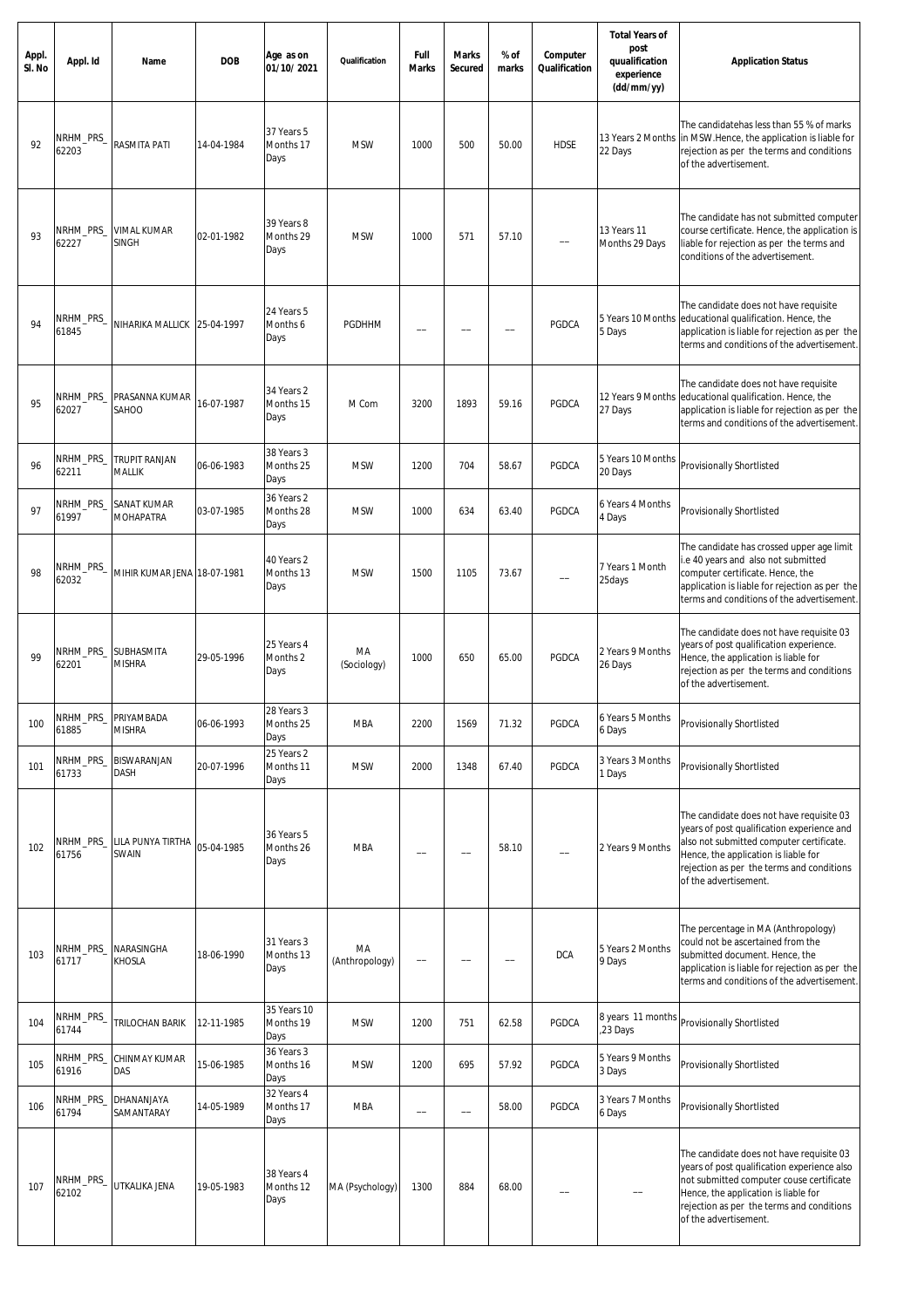| Appl. Sl. No | Appl. Id | Name | DOB | Age as on 01/10/2021 | Qualification | Full Marks | Marks Secured | % of marks | Computer Qualification | Total Years of post quualification experience (dd/mm/yy) | Application Status |
|---|---|---|---|---|---|---|---|---|---|---|---|
| 92 | NRHM_PRS_62203 | RASMITA PATI | 14-04-1984 | 37 Years 5 Months 17 Days | MSW | 1000 | 500 | 50.00 | HDSE | 13 Years 2 Months 22 Days | The candidatehas less than 55 % of marks in MSW.Hence, the application is liable for rejection as per the terms and conditions of the advertisement. |
| 93 | NRHM_PRS_62227 | VIMAL KUMAR SINGH | 02-01-1982 | 39 Years 8 Months 29 Days | MSW | 1000 | 571 | 57.10 | -- | 13 Years 11 Months 29 Days | The candidate has not submitted computer course certificate. Hence, the application is liable for rejection as per the terms and conditions of the advertisement. |
| 94 | NRHM_PRS_61845 | NIHARIKA MALLICK | 25-04-1997 | 24 Years 5 Months 6 Days | PGDHHM | -- | -- | -- | PGDCA | 5 Years 10 Months 5 Days | The candidate does not have requisite educational qualification. Hence, the application is liable for rejection as per the terms and conditions of the advertisement. |
| 95 | NRHM_PRS_62027 | PRASANNA KUMAR SAHOO | 16-07-1987 | 34 Years 2 Months 15 Days | M Com | 3200 | 1893 | 59.16 | PGDCA | 12 Years 9 Months 27 Days | The candidate does not have requisite educational qualification. Hence, the application is liable for rejection as per the terms and conditions of the advertisement. |
| 96 | NRHM_PRS_62211 | TRUPIT RANJAN MALLIK | 06-06-1983 | 38 Years 3 Months 25 Days | MSW | 1200 | 704 | 58.67 | PGDCA | 5 Years 10 Months 20 Days | Provisionally Shortlisted |
| 97 | NRHM_PRS_61997 | SANAT KUMAR MOHAPATRA | 03-07-1985 | 36 Years 2 Months 28 Days | MSW | 1000 | 634 | 63.40 | PGDCA | 6 Years 4 Months 4 Days | Provisionally Shortlisted |
| 98 | NRHM_PRS_62032 | MIHIR KUMAR JENA | 18-07-1981 | 40 Years 2 Months 13 Days | MSW | 1500 | 1105 | 73.67 | -- | 7 Years 1 Month 25days | The candidate has crossed upper age limit i.e 40 years and also not submitted computer certificate. Hence, the application is liable for rejection as per the terms and conditions of the advertisement. |
| 99 | NRHM_PRS_62201 | SUBHASMITA MISHRA | 29-05-1996 | 25 Years 4 Months 2 Days | MA (Sociology) | 1000 | 650 | 65.00 | PGDCA | 2 Years 9 Months 26 Days | The candidate does not have requisite 03 years of post qualification experience. Hence, the application is liable for rejection as per the terms and conditions of the advertisement. |
| 100 | NRHM_PRS_61885 | PRIYAMBADA MISHRA | 06-06-1993 | 28 Years 3 Months 25 Days | MBA | 2200 | 1569 | 71.32 | PGDCA | 6 Years 5 Months 6 Days | Provisionally Shortlisted |
| 101 | NRHM_PRS_61733 | BISWARANJAN DASH | 20-07-1996 | 25 Years 2 Months 11 Days | MSW | 2000 | 1348 | 67.40 | PGDCA | 3 Years 3 Months 1 Days | Provisionally Shortlisted |
| 102 | NRHM_PRS_61756 | LILA PUNYA TIRTHA SWAIN | 05-04-1985 | 36 Years 5 Months 26 Days | MBA | -- | -- | 58.10 | -- | 2 Years 9 Months | The candidate does not have requisite 03 years of post qualification experience and also not submitted computer certificate. Hence, the application is liable for rejection as per the terms and conditions of the advertisement. |
| 103 | NRHM_PRS_61717 | NARASINGHA KHOSLA | 18-06-1990 | 31 Years 3 Months 13 Days | MA (Anthropology) | -- | -- | -- | DCA | 5 Years 2 Months 9 Days | The percentage in MA (Anthropology) could not be ascertained from the submitted document. Hence, the application is liable for rejection as per the terms and conditions of the advertisement. |
| 104 | NRHM_PRS_61744 | TRILOCHAN BARIK | 12-11-1985 | 35 Years 10 Months 19 Days | MSW | 1200 | 751 | 62.58 | PGDCA | 8 years 11 months ,23 Days | Provisionally Shortlisted |
| 105 | NRHM_PRS_61916 | CHINMAY KUMAR DAS | 15-06-1985 | 36 Years 3 Months 16 Days | MSW | 1200 | 695 | 57.92 | PGDCA | 5 Years 9 Months 3 Days | Provisionally Shortlisted |
| 106 | NRHM_PRS_61794 | DHANANJAYA SAMANTARAY | 14-05-1989 | 32 Years 4 Months 17 Days | MBA | -- | -- | 58.00 | PGDCA | 3 Years 7 Months 6 Days | Provisionally Shortlisted |
| 107 | NRHM_PRS_62102 | UTKALIKA JENA | 19-05-1983 | 38 Years 4 Months 12 Days | MA (Psychology) | 1300 | 884 | 68.00 | -- | -- | The candidate does not have requisite 03 years of post qualification experience also not submitted computer couse certificate Hence, the application is liable for rejection as per the terms and conditions of the advertisement. |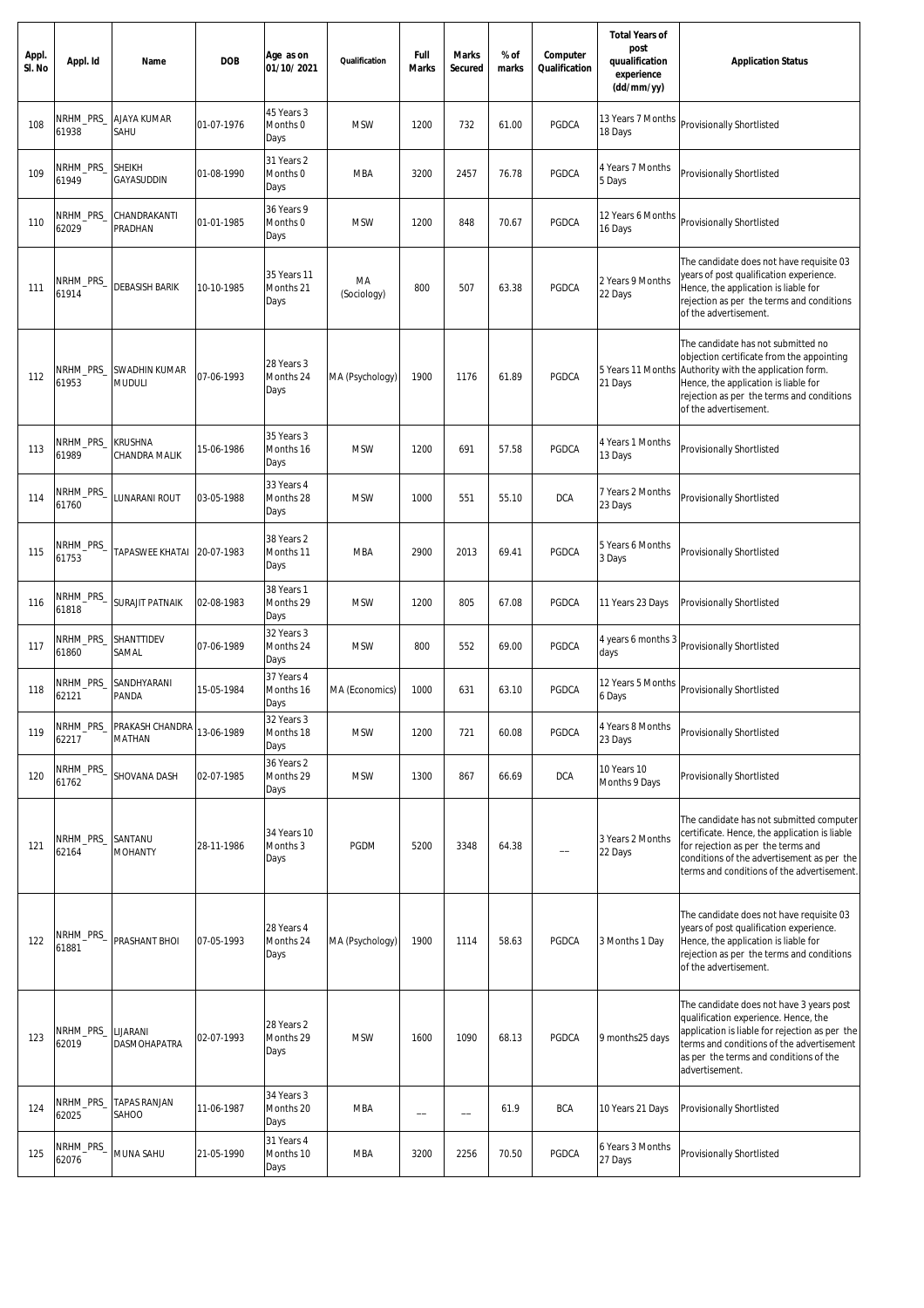| Appl. Sl. No | Appl. Id | Name | DOB | Age as on 01/10/2021 | Qualification | Full Marks | Marks Secured | % of marks | Computer Qualification | Total Years of post quualification experience (dd/mm/yy) | Application Status |
|---|---|---|---|---|---|---|---|---|---|---|---|
| 108 | NRHM_PRS_61938 | AJAYA KUMAR SAHU | 01-07-1976 | 45 Years 3 Months 0 Days | MSW | 1200 | 732 | 61.00 | PGDCA | 13 Years 7 Months 18 Days | Provisionally Shortlisted |
| 109 | NRHM_PRS_61949 | SHEIKH GAYASUDDIN | 01-08-1990 | 31 Years 2 Months 0 Days | MBA | 3200 | 2457 | 76.78 | PGDCA | 4 Years 7 Months 5 Days | Provisionally Shortlisted |
| 110 | NRHM_PRS_62029 | CHANDRAKANTI PRADHAN | 01-01-1985 | 36 Years 9 Months 0 Days | MSW | 1200 | 848 | 70.67 | PGDCA | 12 Years 6 Months 16 Days | Provisionally Shortlisted |
| 111 | NRHM_PRS_61914 | DEBASISH BARIK | 10-10-1985 | 35 Years 11 Months 21 Days | MA (Sociology) | 800 | 507 | 63.38 | PGDCA | 2 Years 9 Months 22 Days | The candidate does not have requisite 03 years of post qualification experience. Hence, the application is liable for rejection as per the terms and conditions of the advertisement. |
| 112 | NRHM_PRS_61953 | SWADHIN KUMAR MUDULI | 07-06-1993 | 28 Years 3 Months 24 Days | MA (Psychology) | 1900 | 1176 | 61.89 | PGDCA | 5 Years 11 Months 21 Days | The candidate has not submitted no objection certificate from the appointing Authority with the application form. Hence, the application is liable for rejection as per the terms and conditions of the advertisement. |
| 113 | NRHM_PRS_61989 | KRUSHNA CHANDRA MALIK | 15-06-1986 | 35 Years 3 Months 16 Days | MSW | 1200 | 691 | 57.58 | PGDCA | 4 Years 1 Months 13 Days | Provisionally Shortlisted |
| 114 | NRHM_PRS_61760 | LUNARANI ROUT | 03-05-1988 | 33 Years 4 Months 28 Days | MSW | 1000 | 551 | 55.10 | DCA | 7 Years 2 Months 23 Days | Provisionally Shortlisted |
| 115 | NRHM_PRS_61753 | TAPASWEE KHATAI | 20-07-1983 | 38 Years 2 Months 11 Days | MBA | 2900 | 2013 | 69.41 | PGDCA | 5 Years 6 Months 3 Days | Provisionally Shortlisted |
| 116 | NRHM_PRS_61818 | SURAJIT PATNAIK | 02-08-1983 | 38 Years 1 Months 29 Days | MSW | 1200 | 805 | 67.08 | PGDCA | 11 Years 23 Days | Provisionally Shortlisted |
| 117 | NRHM_PRS_61860 | SHANTTIDEV SAMAL | 07-06-1989 | 32 Years 3 Months 24 Days | MSW | 800 | 552 | 69.00 | PGDCA | 4 years 6 months 3 days | Provisionally Shortlisted |
| 118 | NRHM_PRS_62121 | SANDHYARANI PANDA | 15-05-1984 | 37 Years 4 Months 16 Days | MA (Economics) | 1000 | 631 | 63.10 | PGDCA | 12 Years 5 Months 6 Days | Provisionally Shortlisted |
| 119 | NRHM_PRS_62217 | PRAKASH CHANDRA MATHAN | 13-06-1989 | 32 Years 3 Months 18 Days | MSW | 1200 | 721 | 60.08 | PGDCA | 4 Years 8 Months 23 Days | Provisionally Shortlisted |
| 120 | NRHM_PRS_61762 | SHOVANA DASH | 02-07-1985 | 36 Years 2 Months 29 Days | MSW | 1300 | 867 | 66.69 | DCA | 10 Years 10 Months 9 Days | Provisionally Shortlisted |
| 121 | NRHM_PRS_62164 | SANTANU MOHANTY | 28-11-1986 | 34 Years 10 Months 3 Days | PGDM | 5200 | 3348 | 64.38 | -- | 3 Years 2 Months 22 Days | The candidate has not submitted computer certificate. Hence, the application is liable for rejection as per the terms and conditions of the advertisement as per the terms and conditions of the advertisement. |
| 122 | NRHM_PRS_61881 | PRASHANT BHOI | 07-05-1993 | 28 Years 4 Months 24 Days | MA (Psychology) | 1900 | 1114 | 58.63 | PGDCA | 3 Months 1 Day | The candidate does not have requisite 03 years of post qualification experience. Hence, the application is liable for rejection as per the terms and conditions of the advertisement. |
| 123 | NRHM_PRS_62019 | LIJARANI DASMOHAPATRA | 02-07-1993 | 28 Years 2 Months 29 Days | MSW | 1600 | 1090 | 68.13 | PGDCA | 9 months25 days | The candidate does not have 3 years post qualification experience. Hence, the application is liable for rejection as per the terms and conditions of the advertisement as per the terms and conditions of the advertisement. |
| 124 | NRHM_PRS_62025 | TAPAS RANJAN SAHOO | 11-06-1987 | 34 Years 3 Months 20 Days | MBA | -- | -- | 61.9 | BCA | 10 Years 21 Days | Provisionally Shortlisted |
| 125 | NRHM_PRS_62076 | MUNA SAHU | 21-05-1990 | 31 Years 4 Months 10 Days | MBA | 3200 | 2256 | 70.50 | PGDCA | 6 Years 3 Months 27 Days | Provisionally Shortlisted |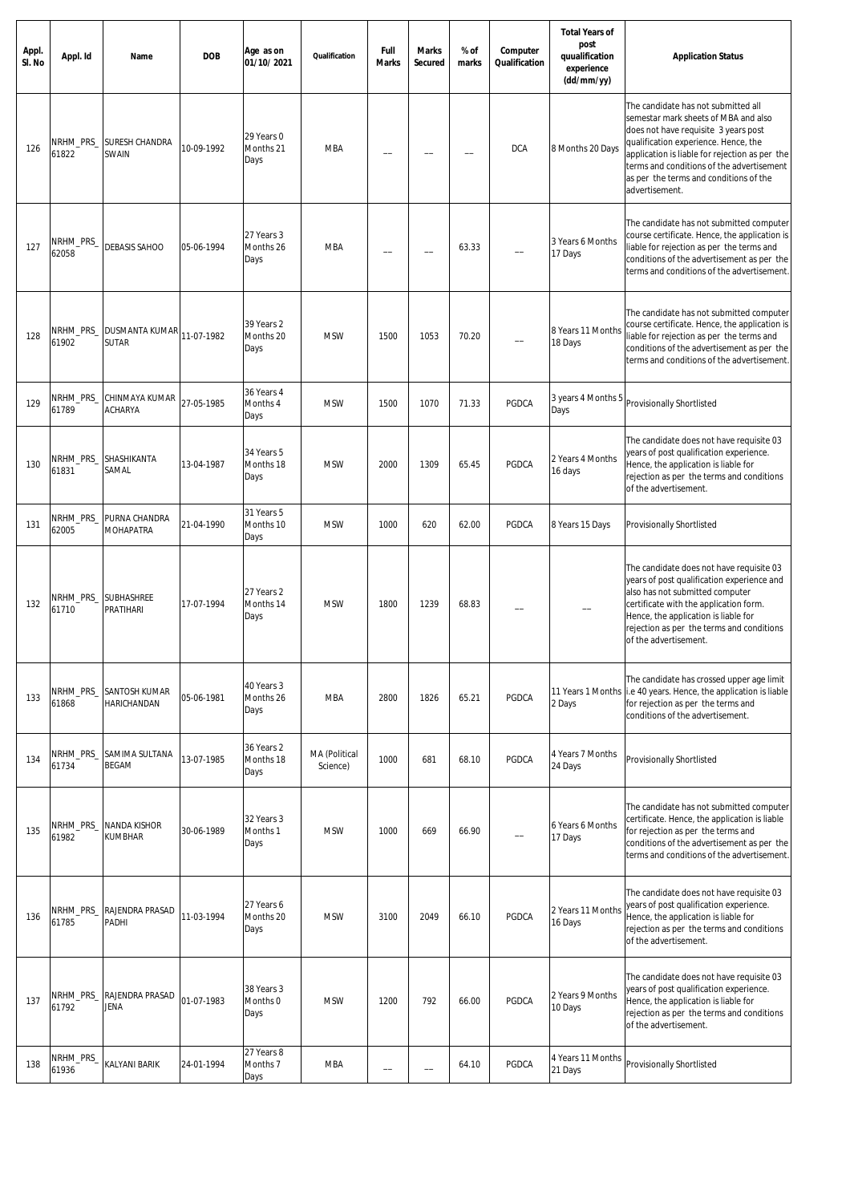| Appl. Sl. No | Appl. Id | Name | DOB | Age as on 01/10/2021 | Qualification | Full Marks | Marks Secured | % of marks | Computer Qualification | Total Years of post quualification experience (dd/mm/yy) | Application Status |
|---|---|---|---|---|---|---|---|---|---|---|---|
| 126 | NRHM_PRS_61822 | SURESH CHANDRA SWAIN | 10-09-1992 | 29 Years 0 Months 21 Days | MBA | -- | -- | -- | DCA | 8 Months 20 Days | The candidate has not submitted all semestar mark sheets of MBA and also does not have requisite 3 years post quqalification experience. Hence, the application is liable for rejection as per the terms and conditions of the advertisement as per the terms and conditions of the advertisement. |
| 127 | NRHM_PRS_62058 | DEBASIS SAHOO | 05-06-1994 | 27 Years 3 Months 26 Days | MBA | -- | -- | 63.33 | -- | 3 Years 6 Months 17 Days | The candidate has not submitted computer course certificate. Hence, the application is liable for rejection as per the terms and conditions of the advertisement as per the terms and conditions of the advertisement. |
| 128 | NRHM_PRS_61902 | DUSMANTA KUMAR SUTAR | 11-07-1982 | 39 Years 2 Months 20 Days | MSW | 1500 | 1053 | 70.20 | -- | 8 Years 11 Months 18 Days | The candidate has not submitted computer course certificate. Hence, the application is liable for rejection as per the terms and conditions of the advertisement as per the terms and conditions of the advertisement. |
| 129 | NRHM_PRS_61789 | CHINMAYA KUMAR ACHARYA | 27-05-1985 | 36 Years 4 Months 4 Days | MSW | 1500 | 1070 | 71.33 | PGDCA | 3 years 4 Months 5 Days | Provisionally Shortlisted |
| 130 | NRHM_PRS_61831 | SHASHIKANTA SAMAL | 13-04-1987 | 34 Years 5 Months 18 Days | MSW | 2000 | 1309 | 65.45 | PGDCA | 2 Years 4 Months 16 days | The candidate does not have requisite 03 years of post qualification experience. Hence, the application is liable for rejection as per the terms and conditions of the advertisement. |
| 131 | NRHM_PRS_62005 | PURNA CHANDRA MOHAPATRA | 21-04-1990 | 31 Years 5 Months 10 Days | MSW | 1000 | 620 | 62.00 | PGDCA | 8 Years 15 Days | Provisionally Shortlisted |
| 132 | NRHM_PRS_61710 | SUBHASHREE PRATIHARI | 17-07-1994 | 27 Years 2 Months 14 Days | MSW | 1800 | 1239 | 68.83 | -- | -- | The candidate does not have requisite 03 years of post qualification experience and also has not submitted computer certificate with the application form. Hence, the application is liable for rejection as per the terms and conditions of the advertisement. |
| 133 | NRHM_PRS_61868 | SANTOSH KUMAR HARICHANDAN | 05-06-1981 | 40 Years 3 Months 26 Days | MBA | 2800 | 1826 | 65.21 | PGDCA | 11 Years 1 Months 2 Days | The candidate has crossed upper age limit i.e 40 years. Hence, the application is liable for rejection as per the terms and conditions of the advertisement. |
| 134 | NRHM_PRS_61734 | SAMIMA SULTANA BEGAM | 13-07-1985 | 36 Years 2 Months 18 Days | MA (Political Science) | 1000 | 681 | 68.10 | PGDCA | 4 Years 7 Months 24 Days | Provisionally Shortlisted |
| 135 | NRHM_PRS_61982 | NANDA KISHOR KUMBHAR | 30-06-1989 | 32 Years 3 Months 1 Days | MSW | 1000 | 669 | 66.90 | -- | 6 Years 6 Months 17 Days | The candidate has not submitted computer certificate. Hence, the application is liable for rejection as per the terms and conditions of the advertisement as per the terms and conditions of the advertisement. |
| 136 | NRHM_PRS_61785 | RAJENDRA PRASAD PADHI | 11-03-1994 | 27 Years 6 Months 20 Days | MSW | 3100 | 2049 | 66.10 | PGDCA | 2 Years 11 Months 16 Days | The candidate does not have requisite 03 years of post qualification experience. Hence, the application is liable for rejection as per the terms and conditions of the advertisement. |
| 137 | NRHM_PRS_61792 | RAJENDRA PRASAD JENA | 01-07-1983 | 38 Years 3 Months 0 Days | MSW | 1200 | 792 | 66.00 | PGDCA | 2 Years 9 Months 10 Days | The candidate does not have requisite 03 years of post qualification experience. Hence, the application is liable for rejection as per the terms and conditions of the advertisement. |
| 138 | NRHM_PRS_61936 | KALYANI BARIK | 24-01-1994 | 27 Years 8 Months 7 Days | MBA | -- | -- | 64.10 | PGDCA | 4 Years 11 Months 21 Days | Provisionally Shortlisted |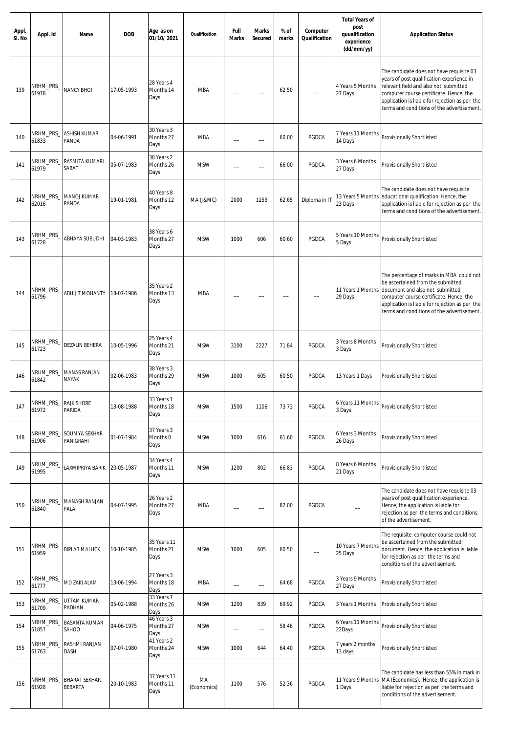| Appl. Sl. No | Appl. Id | Name | DOB | Age as on 01/10/2021 | Qualification | Full Marks | Marks Secured | % of marks | Computer Qualification | Total Years of post quualification experience (dd/mm/yy) | Application Status |
|---|---|---|---|---|---|---|---|---|---|---|---|
| 139 | NRHM_PRS_61978 | NANCY BHOI | 17-05-1993 | 28 Years 4 Months 14 Days | MBA | -- | -- | 62.50 | -- | 4 Years 5 Months 27 Days | The candidate does not have requisite 03 years of post qualification experience in relevant field and also not submitted computer course certificate. Hence, the application is liable for rejection as per the terms and conditions of the advertisement. |
| 140 | NRHM_PRS_61833 | ASHISH KUMAR PANDA | 04-06-1991 | 30 Years 3 Months 27 Days | MBA | -- | -- | 60.00 | PGDCA | 7 Years 11 Months 14 Days | Provisionally Shortlisted |
| 141 | NRHM_PRS_61979 | RASMITA KUMARI SABAT | 05-07-1983 | 38 Years 2 Months 26 Days | MSW | -- | -- | 66.00 | PGDCA | 3 Years 6 Months 27 Days | Provisionally Shortlisted |
| 142 | NRHM_PRS_62016 | MANOJ KUMAR PANDA | 19-01-1981 | 40 Years 8 Months 12 Days | MA (J&MC) | 2000 | 1253 | 62.65 | Diploma in IT | 13 Years 5 Months 23 Days | The candidate does not have requisite educational qualification. Hence, the application is liable for rejection as per the terms and conditions of the advertisement. |
| 143 | NRHM_PRS_61728 | ABHAYA SUBUDHI | 04-03-1983 | 38 Years 6 Months 27 Days | MSW | 1000 | 606 | 60.60 | PGDCA | 5 Years 10 Months 5 Days | Provisionally Shortlisted |
| 144 | NRHM_PRS_61796 | ABHIJIT MOHANTY | 18-07-1986 | 35 Years 2 Months 13 Days | MBA | -- | -- | -- | -- | 11 Years 1 Months 29 Days | The percentage of marks in MBA could not be ascertained from the submitted document and also not submitted computer course certificate. Hence, the application is liable for rejection as per the terms and conditions of the advertisement. |
| 145 | NRHM_PRS_61723 | DEZALIN BEHERA | 10-05-1996 | 25 Years 4 Months 21 Days | MSW | 3100 | 2227 | 71.84 | PGDCA | 3 Years 8 Months 3 Days | Provisionally Shortlisted |
| 146 | NRHM_PRS_61842 | MANAS RANJAN NAYAK | 02-06-1983 | 38 Years 3 Months 29 Days | MSW | 1000 | 605 | 60.50 | PGDCA | 13 Years 1 Days | Provisionally Shortlisted |
| 147 | NRHM_PRS_61972 | RAJKISHORE PARIDA | 13-08-1988 | 33 Years 1 Months 18 Days | MSW | 1500 | 1106 | 73.73 | PGDCA | 6 Years 11 Months 3 Days | Provisionally Shortlisted |
| 148 | NRHM_PRS_61906 | SOUMYA SEKHAR PANIGRAHI | 01-07-1984 | 37 Years 3 Months 0 Days | MSW | 1000 | 616 | 61.60 | PGDCA | 6 Years 3 Months 26 Days | Provisionally Shortlisted |
| 149 | NRHM_PRS_61995 | LAXMIPRIYA BARIK | 20-05-1987 | 34 Years 4 Months 11 Days | MSW | 1200 | 802 | 66.83 | PGDCA | 8 Years 6 Months 21 Days | Provisionally Shortlisted |
| 150 | NRHM_PRS_61840 | MANASH RANJAN PALAI | 04-07-1995 | 26 Years 2 Months 27 Days | MBA | -- | -- | 82.00 | PGDCA | -- | The candidate does not have requisite 03 years of post qualification experience. Hence, the application is liable for rejection as per the terms and conditions of the advertisement. |
| 151 | NRHM_PRS_61959 | BIPLAB MALLICK | 10-10-1985 | 35 Years 11 Months 21 Days | MSW | 1000 | 605 | 60.50 | -- | 10 Years 7 Months 25 Days | The requisite computer course could not be ascertained from the submitted document. Hence, the application is liable for rejection as per the terms and conditions of the advertisement. |
| 152 | NRHM_PRS_61777 | MD ZAKI ALAM | 13-06-1994 | 27 Years 3 Months 18 Days | MBA | -- | -- | 64.68 | PGDCA | 3 Years 9 Months 27 Days | Provisionally Shortlisted |
| 153 | NRHM_PRS_61709 | UTTAM KUMAR PADHAN | 05-02-1988 | 33 Years 7 Months 26 Days | MSW | 1200 | 839 | 69.92 | PGDCA | 3 Years 1 Months | Provisionally Shortlisted |
| 154 | NRHM_PRS_61857 | BASANTA KUMAR SAHOO | 04-06-1975 | 46 Years 3 Months 27 Days | MSW | -- | -- | 58.46 | PGDCA | 6 Years 11 Months 22Days | Provisionally Shortlisted |
| 155 | NRHM_PRS_61763 | RASHMI RANJAN DASH | 07-07-1980 | 41 Years 2 Months 24 Days | MSW | 1000 | 644 | 64.40 | PGDCA | 7 years 2 months 13 days | Provisionally Shortlisted |
| 156 | NRHM_PRS_61928 | BHARAT SEKHAR BEBARTA | 20-10-1983 | 37 Years 11 Months 11 Days | MA (Economics) | 1100 | 576 | 52.36 | PGDCA | 11 Years 9 Months 1 Days | The candidate has less than 55% in mark in MA (Economics). Hence, the application is liable for rejection as per the terms and conditions of the advertisement. |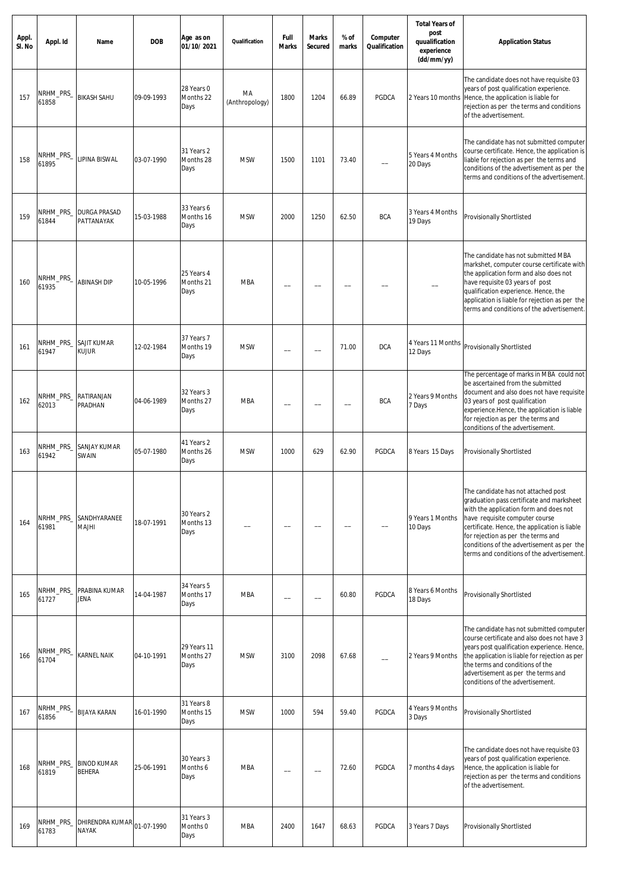| Appl. Sl. No | Appl. Id | Name | DOB | Age as on 01/10/2021 | Qualification | Full Marks | Marks Secured | % of marks | Computer Qualification | Total Years of post quualification experience (dd/mm/yy) | Application Status |
|---|---|---|---|---|---|---|---|---|---|---|---|
| 157 | NRHM_PRS_61858 | BIKASH SAHU | 09-09-1993 | 28 Years 0 Months 22 Days | MA (Anthropology) | 1800 | 1204 | 66.89 | PGDCA | 2 Years 10 months | The candidate does not have requisite 03 years of post qualification experience. Hence, the application is liable for rejection as per the terms and conditions of the advertisement. |
| 158 | NRHM_PRS_61895 | LIPINA BISWAL | 03-07-1990 | 31 Years 2 Months 28 Days | MSW | 1500 | 1101 | 73.40 | --- | 5 Years 4 Months 20 Days | The candidate has not submitted computer course certificate. Hence, the application is liable for rejection as per the terms and conditions of the advertisement as per the terms and conditions of the advertisement. |
| 159 | NRHM_PRS_61844 | DURGA PRASAD PATTANAYAK | 15-03-1988 | 33 Years 6 Months 16 Days | MSW | 2000 | 1250 | 62.50 | BCA | 3 Years 4 Months 19 Days | Provisionally Shortlisted |
| 160 | NRHM_PRS_61935 | ABINASH DIP | 10-05-1996 | 25 Years 4 Months 21 Days | MBA | --- | --- | --- | --- | --- | The candidate has not submitted MBA markshet, computer course certificate with the application form and also does not have requisite 03 years of post qualification experience. Hence, the application is liable for rejection as per the terms and conditions of the advertisement. |
| 161 | NRHM_PRS_61947 | SAJIT KUMAR KUJUR | 12-02-1984 | 37 Years 7 Months 19 Days | MSW | --- | --- | 71.00 | DCA | 4 Years 11 Months 12 Days | Provisionally Shortlisted |
| 162 | NRHM_PRS_62013 | RATIRANJAN PRADHAN | 04-06-1989 | 32 Years 3 Months 27 Days | MBA | --- | --- | --- | BCA | 2 Years 9 Months 7 Days | The percentage of marks in MBA could not be ascertained from the submitted document and also does not have requisite 03 years of post qualification experience.Hence, the application is liable for rejection as per the terms and conditions of the advertisement. |
| 163 | NRHM_PRS_61942 | SANJAY KUMAR SWAIN | 05-07-1980 | 41 Years 2 Months 26 Days | MSW | 1000 | 629 | 62.90 | PGDCA | 8 Years 15 Days | Provisionally Shortlisted |
| 164 | NRHM_PRS_61981 | SANDHYARANEE MAJHI | 18-07-1991 | 30 Years 2 Months 13 Days | --- | --- | --- | --- | --- | 9 Years 1 Months 10 Days | The candidate has not attached post graduation pass certificate and marksheet with the application form and does not have requisite computer course certificate. Hence, the application is liable for rejection as per the terms and conditions of the advertisement as per the terms and conditions of the advertisement. |
| 165 | NRHM_PRS_61727 | PRABINA KUMAR JENA | 14-04-1987 | 34 Years 5 Months 17 Days | MBA | --- | --- | 60.80 | PGDCA | 8 Years 6 Months 18 Days | Provisionally Shortlisted |
| 166 | NRHM_PRS_61704 | KARNEL NAIK | 04-10-1991 | 29 Years 11 Months 27 Days | MSW | 3100 | 2098 | 67.68 | --- | 2 Years 9 Months | The candidate has not submitted computer course certificate and also does not have 3 years post qualification experience. Hence, the application is liable for rejection as per the terms and conditions of the advertisement as per the terms and conditions of the advertisement. |
| 167 | NRHM_PRS_61856 | BIJAYA KARAN | 16-01-1990 | 31 Years 8 Months 15 Days | MSW | 1000 | 594 | 59.40 | PGDCA | 4 Years 9 Months 3 Days | Provisionally Shortlisted |
| 168 | NRHM_PRS_61819 | BINOD KUMAR BEHERA | 25-06-1991 | 30 Years 3 Months 6 Days | MBA | --- | --- | 72.60 | PGDCA | 7 months 4 days | The candidate does not have requisite 03 years of post qualification experience. Hence, the application is liable for rejection as per the terms and conditions of the advertisement. |
| 169 | NRHM_PRS_61783 | DHIRENDRA KUMAR NAYAK | 01-07-1990 | 31 Years 3 Months 0 Days | MBA | 2400 | 1647 | 68.63 | PGDCA | 3 Years 7 Days | Provisionally Shortlisted |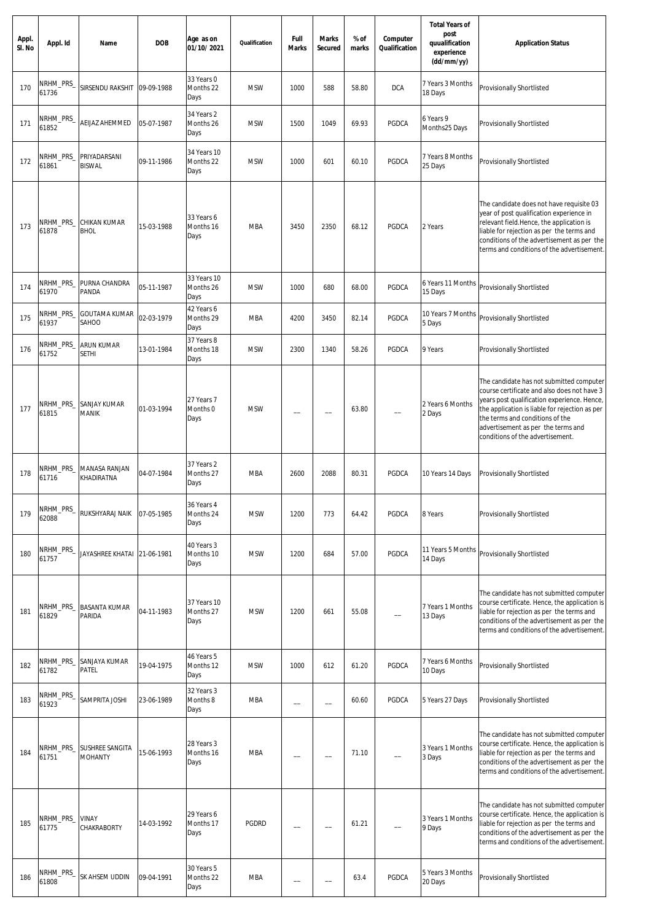| Appl. Sl. No | Appl. Id | Name | DOB | Age as on 01/10/2021 | Qualification | Full Marks | Marks Secured | % of marks | Computer Qualification | Total Years of post quualification experience (dd/mm/yy) | Application Status |
|---|---|---|---|---|---|---|---|---|---|---|---|
| 170 | NRHM_PRS_61736 | SIRSENDU RAKSHIT | 09-09-1988 | 33 Years 0 Months 22 Days | MSW | 1000 | 588 | 58.80 | DCA | 7 Years 3 Months 18 Days | Provisionally Shortlisted |
| 171 | NRHM_PRS_61852 | AEIJAZ AHEMMED | 05-07-1987 | 34 Years 2 Months 26 Days | MSW | 1500 | 1049 | 69.93 | PGDCA | 6 Years 9 Months25 Days | Provisionally Shortlisted |
| 172 | NRHM_PRS_61861 | PRIYADARSANI BISWAL | 09-11-1986 | 34 Years 10 Months 22 Days | MSW | 1000 | 601 | 60.10 | PGDCA | 7 Years 8 Months 25 Days | Provisionally Shortlisted |
| 173 | NRHM_PRS_61878 | CHIKAN KUMAR BHOL | 15-03-1988 | 33 Years 6 Months 16 Days | MBA | 3450 | 2350 | 68.12 | PGDCA | 2 Years | The candidate does not have requisite 03 year of post qualification experience in relevant field.Hence, the application is liable for rejection as per the terms and conditions of the advertisement as per the terms and conditions of the advertisement. |
| 174 | NRHM_PRS_61970 | PURNA CHANDRA PANDA | 05-11-1987 | 33 Years 10 Months 26 Days | MSW | 1000 | 680 | 68.00 | PGDCA | 6 Years 11 Months 15 Days | Provisionally Shortlisted |
| 175 | NRHM_PRS_61937 | GOUTAMA KUMAR SAHOO | 02-03-1979 | 42 Years 6 Months 29 Days | MBA | 4200 | 3450 | 82.14 | PGDCA | 10 Years 7 Months 5 Days | Provisionally Shortlisted |
| 176 | NRHM_PRS_61752 | ARUN KUMAR SETHI | 13-01-1984 | 37 Years 8 Months 18 Days | MSW | 2300 | 1340 | 58.26 | PGDCA | 9 Years | Provisionally Shortlisted |
| 177 | NRHM_PRS_61815 | SANJAY KUMAR MANIK | 01-03-1994 | 27 Years 7 Months 0 Days | MSW | -- | -- | 63.80 | -- | 2 Years 6 Months 2 Days | The candidate has not submitted computer course certificate and also does not have 3 years post qualification experience. Hence, the application is liable for rejection as per the terms and conditions of the advertisement as per the terms and conditions of the advertisement. |
| 178 | NRHM_PRS_61716 | MANASA RANJAN KHADIRATNA | 04-07-1984 | 37 Years 2 Months 27 Days | MBA | 2600 | 2088 | 80.31 | PGDCA | 10 Years 14 Days | Provisionally Shortlisted |
| 179 | NRHM_PRS_62088 | RUKSHYARAJ NAIK | 07-05-1985 | 36 Years 4 Months 24 Days | MSW | 1200 | 773 | 64.42 | PGDCA | 8 Years | Provisionally Shortlisted |
| 180 | NRHM_PRS_61757 | JAYASHREE KHATAI | 21-06-1981 | 40 Years 3 Months 10 Days | MSW | 1200 | 684 | 57.00 | PGDCA | 11 Years 5 Months 14 Days | Provisionally Shortlisted |
| 181 | NRHM_PRS_61829 | BASANTA KUMAR PARIDA | 04-11-1983 | 37 Years 10 Months 27 Days | MSW | 1200 | 661 | 55.08 | -- | 7 Years 1 Months 13 Days | The candidate has not submitted computer course certificate. Hence, the application is liable for rejection as per the terms and conditions of the advertisement as per the terms and conditions of the advertisement. |
| 182 | NRHM_PRS_61782 | SANJAYA KUMAR PATEL | 19-04-1975 | 46 Years 5 Months 12 Days | MSW | 1000 | 612 | 61.20 | PGDCA | 7 Years 6 Months 10 Days | Provisionally Shortlisted |
| 183 | NRHM_PRS_61923 | SAMPRITA JOSHI | 23-06-1989 | 32 Years 3 Months 8 Days | MBA | -- | -- | 60.60 | PGDCA | 5 Years 27 Days | Provisionally Shortlisted |
| 184 | NRHM_PRS_61751 | SUSHREE SANGITA MOHANTY | 15-06-1993 | 28 Years 3 Months 16 Days | MBA | -- | -- | 71.10 | -- | 3 Years 1 Months 3 Days | The candidate has not submitted computer course certificate. Hence, the application is liable for rejection as per the terms and conditions of the advertisement as per the terms and conditions of the advertisement. |
| 185 | NRHM_PRS_61775 | VINAY CHAKRABORTY | 14-03-1992 | 29 Years 6 Months 17 Days | PGDRD | -- | -- | 61.21 | -- | 3 Years 1 Months 9 Days | The candidate has not submitted computer course certificate. Hence, the application is liable for rejection as per the terms and conditions of the advertisement as per the terms and conditions of the advertisement. |
| 186 | NRHM_PRS_61808 | SK AHSEM UDDIN | 09-04-1991 | 30 Years 5 Months 22 Days | MBA | -- | -- | 63.4 | PGDCA | 5 Years 3 Months 20 Days | Provisionally Shortlisted |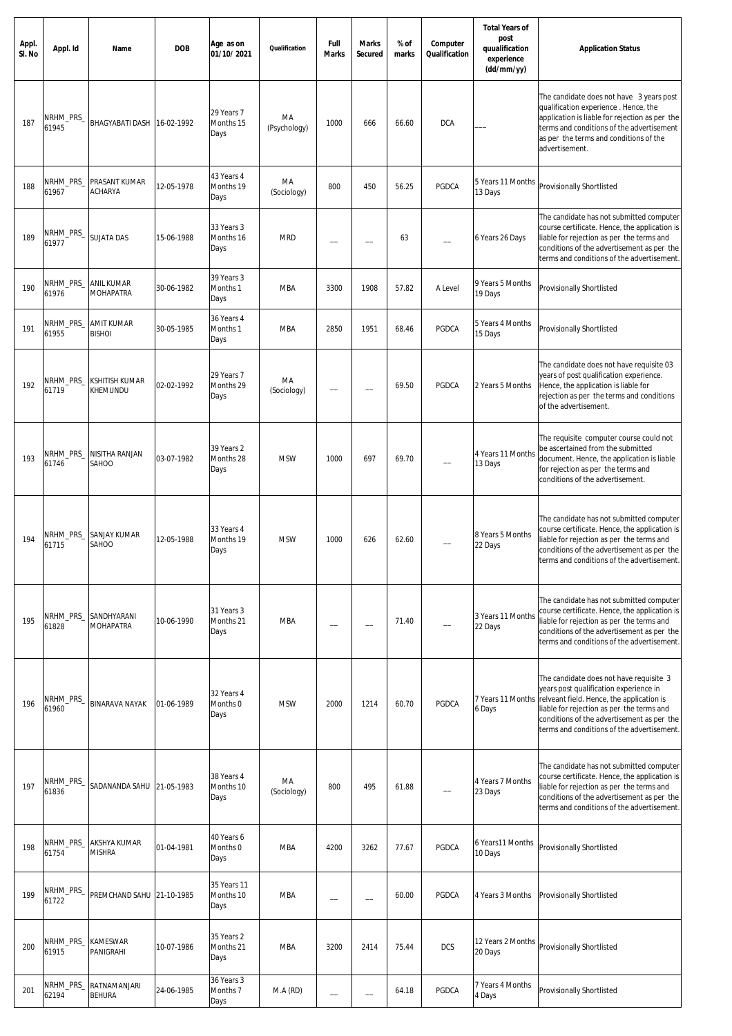| Appl. Sl. No | Appl. Id | Name | DOB | Age as on 01/10/2021 | Qualification | Full Marks | Marks Secured | % of marks | Computer Qualification | Total Years of post quualification experience (dd/mm/yy) | Application Status |
|---|---|---|---|---|---|---|---|---|---|---|---|
| 187 | NRHM_PRS_ 61945 | BHAGYABATI DASH | 16-02-1992 | 29 Years 7 Months 15 Days | MA (Psychology) | 1000 | 666 | 66.60 | DCA | ---- | The candidate does not have 3 years post qualification experience . Hence, the application is liable for rejection as per the terms and conditions of the advertisement as per the terms and conditions of the advertisement. |
| 188 | NRHM_PRS_ 61967 | PRASANT KUMAR ACHARYA | 12-05-1978 | 43 Years 4 Months 19 Days | MA (Sociology) | 800 | 450 | 56.25 | PGDCA | 5 Years 11 Months 13 Days | Provisionally Shortlisted |
| 189 | NRHM_PRS_ 61977 | SUJATA DAS | 15-06-1988 | 33 Years 3 Months 16 Days | MRD | --- | --- | 63 | --- | 6 Years 26 Days | The candidate has not submitted computer course certificate. Hence, the application is liable for rejection as per the terms and conditions of the advertisement as per the terms and conditions of the advertisement. |
| 190 | NRHM_PRS_ 61976 | ANIL KUMAR MOHAPATRA | 30-06-1982 | 39 Years 3 Months 1 Days | MBA | 3300 | 1908 | 57.82 | A Level | 9 Years 5 Months 19 Days | Provisionally Shortlisted |
| 191 | NRHM_PRS_ 61955 | AMIT KUMAR BISHOI | 30-05-1985 | 36 Years 4 Months 1 Days | MBA | 2850 | 1951 | 68.46 | PGDCA | 5 Years 4 Months 15 Days | Provisionally Shortlisted |
| 192 | NRHM_PRS_ 61719 | KSHITISH KUMAR KHEMUNDU | 02-02-1992 | 29 Years 7 Months 29 Days | MA (Sociology) | --- | --- | 69.50 | PGDCA | 2 Years 5 Months | The candidate does not have requisite 03 years of post qualification experience. Hence, the application is liable for rejection as per the terms and conditions of the advertisement. |
| 193 | NRHM_PRS_ 61746 | NISITHA RANJAN SAHOO | 03-07-1982 | 39 Years 2 Months 28 Days | MSW | 1000 | 697 | 69.70 | --- | 4 Years 11 Months 13 Days | The requisite computer course could not be ascertained from the submitted document. Hence, the application is liable for rejection as per the terms and conditions of the advertisement. |
| 194 | NRHM_PRS_ 61715 | SANJAY KUMAR SAHOO | 12-05-1988 | 33 Years 4 Months 19 Days | MSW | 1000 | 626 | 62.60 | --- | 8 Years 5 Months 22 Days | The candidate has not submitted computer course certificate. Hence, the application is liable for rejection as per the terms and conditions of the advertisement as per the terms and conditions of the advertisement. |
| 195 | NRHM_PRS_ 61828 | SANDHYARANI MOHAPATRA | 10-06-1990 | 31 Years 3 Months 21 Days | MBA | --- | --- | 71.40 | --- | 3 Years 11 Months 22 Days | The candidate has not submitted computer course certificate. Hence, the application is liable for rejection as per the terms and conditions of the advertisement as per the terms and conditions of the advertisement. |
| 196 | NRHM_PRS_ 61960 | BINARAVA NAYAK | 01-06-1989 | 32 Years 4 Months 0 Days | MSW | 2000 | 1214 | 60.70 | PGDCA | 7 Years 11 Months 6 Days | The candidate does not have requisite 3 years post qualification experience in relveant field. Hence, the application is liable for rejection as per the terms and conditions of the advertisement as per the terms and conditions of the advertisement. |
| 197 | NRHM_PRS_ 61836 | SADANANDA SAHU | 21-05-1983 | 38 Years 4 Months 10 Days | MA (Sociology) | 800 | 495 | 61.88 | --- | 4 Years 7 Months 23 Days | The candidate has not submitted computer course certificate. Hence, the application is liable for rejection as per the terms and conditions of the advertisement as per the terms and conditions of the advertisement. |
| 198 | NRHM_PRS_ 61754 | AKSHYA KUMAR MISHRA | 01-04-1981 | 40 Years 6 Months 0 Days | MBA | 4200 | 3262 | 77.67 | PGDCA | 6 Years11 Months 10 Days | Provisionally Shortlisted |
| 199 | NRHM_PRS_ 61722 | PREMCHAND SAHU | 21-10-1985 | 35 Years 11 Months 10 Days | MBA | --- | --- | 60.00 | PGDCA | 4 Years 3 Months | Provisionally Shortlisted |
| 200 | NRHM_PRS_ 61915 | KAMESWAR PANIGRAHI | 10-07-1986 | 35 Years 2 Months 21 Days | MBA | 3200 | 2414 | 75.44 | DCS | 12 Years 2 Months 20 Days | Provisionally Shortlisted |
| 201 | NRHM_PRS_ 62194 | RATNAMANJARI BEHURA | 24-06-1985 | 36 Years 3 Months 7 Days | M.A (RD) | --- | --- | 64.18 | PGDCA | 7 Years 4 Months 4 Days | Provisionally Shortlisted |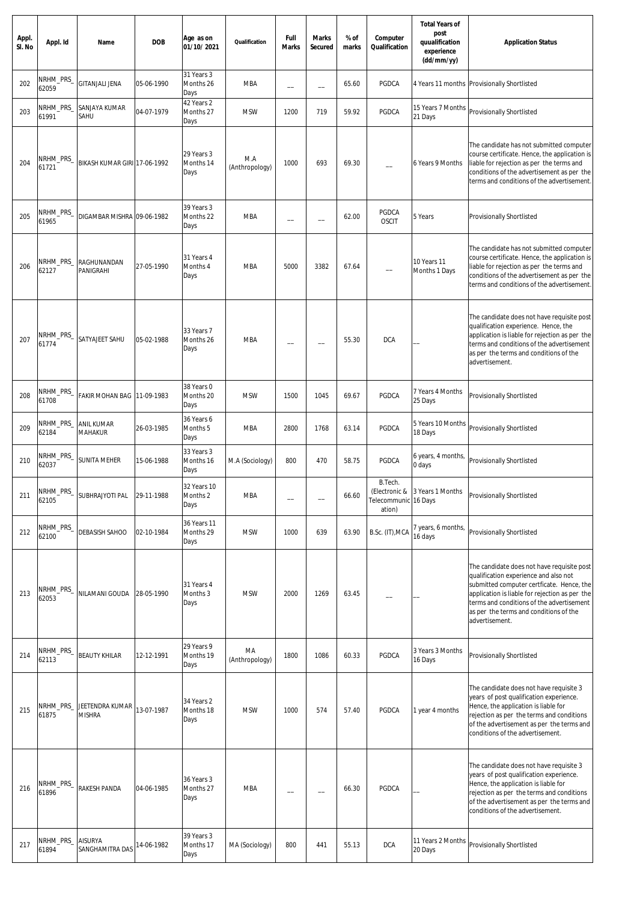| Appl. Sl. No | Appl. Id | Name | DOB | Age as on 01/10/2021 | Qualification | Full Marks | Marks Secured | % of marks | Computer Qualification | Total Years of post quualification experience (dd/mm/yy) | Application Status |
|---|---|---|---|---|---|---|---|---|---|---|---|
| 202 | NRHM_PRS_62059 | GITANJALI JENA | 05-06-1990 | 31 Years 3 Months 26 Days | MBA | __ | __ | 65.60 | PGDCA | 4 Years 11 months | Provisionally Shortlisted |
| 203 | NRHM_PRS_61991 | SANJAYA KUMAR SAHU | 04-07-1979 | 42 Years 2 Months 27 Days | MSW | 1200 | 719 | 59.92 | PGDCA | 15 Years 7 Months 21 Days | Provisionally Shortlisted |
| 204 | NRHM_PRS_61721 | BIKASH KUMAR GIRI | 17-06-1992 | 29 Years 3 Months 14 Days | M.A (Anthropology) | 1000 | 693 | 69.30 | __ | 6 Years 9 Months | The candidate has not submitted computer course certificate. Hence, the application is liable for rejection as per the terms and conditions of the advertisement as per the terms and conditions of the advertisement. |
| 205 | NRHM_PRS_61965 | DIGAMBAR MISHRA | 09-06-1982 | 39 Years 3 Months 22 Days | MBA | __ | __ | 62.00 | PGDCA OSCIT | 5 Years | Provisionally Shortlisted |
| 206 | NRHM_PRS_62127 | RAGHUNANDAN PANIGRAHI | 27-05-1990 | 31 Years 4 Months 4 Days | MBA | 5000 | 3382 | 67.64 | __ | 10 Years 11 Months 1 Days | The candidate has not submitted computer course certificate. Hence, the application is liable for rejection as per the terms and conditions of the advertisement as per the terms and conditions of the advertisement. |
| 207 | NRHM_PRS_61774 | SATYAJEET SAHU | 05-02-1988 | 33 Years 7 Months 26 Days | MBA | __ | __ | 55.30 | DCA | __ | The candidate does not have requisite post qualification experience. Hence, the application is liable for rejection as per the terms and conditions of the advertisement as per the terms and conditions of the advertisement. |
| 208 | NRHM_PRS_61708 | FAKIR MOHAN BAG | 11-09-1983 | 38 Years 0 Months 20 Days | MSW | 1500 | 1045 | 69.67 | PGDCA | 7 Years 4 Months 25 Days | Provisionally Shortlisted |
| 209 | NRHM_PRS_62184 | ANIL KUMAR MAHAKUR | 26-03-1985 | 36 Years 6 Months 5 Days | MBA | 2800 | 1768 | 63.14 | PGDCA | 5 Years 10 Months 18 Days | Provisionally Shortlisted |
| 210 | NRHM_PRS_62037 | SUNITA MEHER | 15-06-1988 | 33 Years 3 Months 16 Days | M.A (Sociology) | 800 | 470 | 58.75 | PGDCA | 6 years, 4 months, 0 days | Provisionally Shortlisted |
| 211 | NRHM_PRS_62105 | SUBHRAJYOTI PAL | 29-11-1988 | 32 Years 10 Months 2 Days | MBA | __ | __ | 66.60 | B.Tech. (Electronic & Telecommunication) | 3 Years 1 Months 16 Days | Provisionally Shortlisted |
| 212 | NRHM_PRS_62100 | DEBASISH SAHOO | 02-10-1984 | 36 Years 11 Months 29 Days | MSW | 1000 | 639 | 63.90 | B.Sc. (IT),MCA | 7 years, 6 months, 16 days | Provisionally Shortlisted |
| 213 | NRHM_PRS_62053 | NILAMANI GOUDA | 28-05-1990 | 31 Years 4 Months 3 Days | MSW | 2000 | 1269 | 63.45 | __ | __ | The candidate does not have requisite post qualification experience and also not submitted computer certficate. Hence, the application is liable for rejection as per the terms and conditions of the advertisement as per the terms and conditions of the advertisement. |
| 214 | NRHM_PRS_62113 | BEAUTY KHILAR | 12-12-1991 | 29 Years 9 Months 19 Days | MA (Anthropology) | 1800 | 1086 | 60.33 | PGDCA | 3 Years 3 Months 16 Days | Provisionally Shortlisted |
| 215 | NRHM_PRS_61875 | JEETENDRA KUMAR MISHRA | 13-07-1987 | 34 Years 2 Months 18 Days | MSW | 1000 | 574 | 57.40 | PGDCA | 1 year 4 months | The candidate does not have requisite 3 years of post qualification experience. Hence, the application is liable for rejection as per the terms and conditions of the advertisement as per the terms and conditions of the advertisement. |
| 216 | NRHM_PRS_61896 | RAKESH PANDA | 04-06-1985 | 36 Years 3 Months 27 Days | MBA | __ | __ | 66.30 | PGDCA | __ | The candidate does not have requisite 3 years of post qualification experience. Hence, the application is liable for rejection as per the terms and conditions of the advertisement as per the terms and conditions of the advertisement. |
| 217 | NRHM_PRS_61894 | AISURYA SANGHAMITRA DAS | 14-06-1982 | 39 Years 3 Months 17 Days | MA (Sociology) | 800 | 441 | 55.13 | DCA | 11 Years 2 Months 20 Days | Provisionally Shortlisted |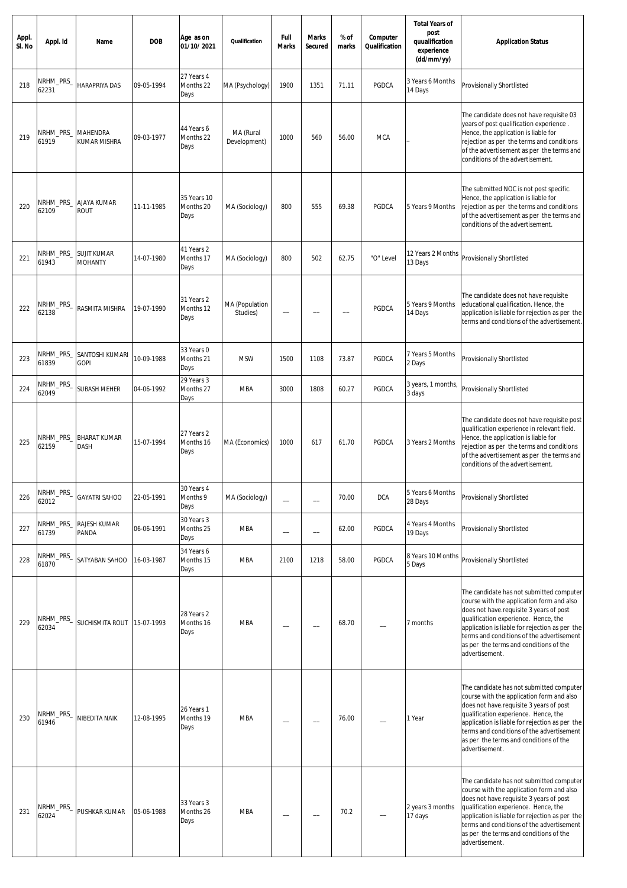| Appl. Sl. No | Appl. Id | Name | DOB | Age as on 01/10/2021 | Qualification | Full Marks | Marks Secured | % of marks | Computer Qualification | Total Years of post quualification experience (dd/mm/yy) | Application Status |
|---|---|---|---|---|---|---|---|---|---|---|---|
| 218 | NRHM_PRS_62231 | HARAPRIYA DAS | 09-05-1994 | 27 Years 4 Months 22 Days | MA (Psychology) | 1900 | 1351 | 71.11 | PGDCA | 3 Years 6 Months 14 Days | Provisionally Shortlisted |
| 219 | NRHM_PRS_61919 | MAHENDRA KUMAR MISHRA | 09-03-1977 | 44 Years 6 Months 22 Days | MA (Rural Development) | 1000 | 560 | 56.00 | MCA | _ | The candidate does not have requisite 03 years of post qualification experience . Hence, the application is liable for rejection as per the terms and conditions of the advertisement as per the terms and conditions of the advertisement. |
| 220 | NRHM_PRS_62109 | AJAYA KUMAR ROUT | 11-11-1985 | 35 Years 10 Months 20 Days | MA (Sociology) | 800 | 555 | 69.38 | PGDCA | 5 Years 9 Months | The submitted NOC is not post specific. Hence, the application is liable for rejection as per the terms and conditions of the advertisement as per the terms and conditions of the advertisement. |
| 221 | NRHM_PRS_61943 | SUJIT KUMAR MOHANTY | 14-07-1980 | 41 Years 2 Months 17 Days | MA (Sociology) | 800 | 502 | 62.75 | "O" Level | 12 Years 2 Months 13 Days | Provisionally Shortlisted |
| 222 | NRHM_PRS_62138 | RASMITA MISHRA | 19-07-1990 | 31 Years 2 Months 12 Days | MA (Population Studies) | -- | -- | -- | PGDCA | 5 Years 9 Months 14 Days | The candidate does not have requisite educational qualification. Hence, the application is liable for rejection as per the terms and conditions of the advertisement. |
| 223 | NRHM_PRS_61839 | SANTOSHI KUMARI GOPI | 10-09-1988 | 33 Years 0 Months 21 Days | MSW | 1500 | 1108 | 73.87 | PGDCA | 7 Years 5 Months 2 Days | Provisionally Shortlisted |
| 224 | NRHM_PRS_62049 | SUBASH MEHER | 04-06-1992 | 29 Years 3 Months 27 Days | MBA | 3000 | 1808 | 60.27 | PGDCA | 3 years, 1 months, 3 days | Provisionally Shortlisted |
| 225 | NRHM_PRS_62159 | BHARAT KUMAR DASH | 15-07-1994 | 27 Years 2 Months 16 Days | MA (Economics) | 1000 | 617 | 61.70 | PGDCA | 3 Years 2 Months | The candidate does not have requisite post qualification experience in relevant field. Hence, the application is liable for rejection as per the terms and conditions of the advertisement as per the terms and conditions of the advertisement. |
| 226 | NRHM_PRS_62012 | GAYATRI SAHOO | 22-05-1991 | 30 Years 4 Months 9 Days | MA (Sociology) | -- | -- | 70.00 | DCA | 5 Years 6 Months 28 Days | Provisionally Shortlisted |
| 227 | NRHM_PRS_61739 | RAJESH KUMAR PANDA | 06-06-1991 | 30 Years 3 Months 25 Days | MBA | -- | -- | 62.00 | PGDCA | 4 Years 4 Months 19 Days | Provisionally Shortlisted |
| 228 | NRHM_PRS_61870 | SATYABAN SAHOO | 16-03-1987 | 34 Years 6 Months 15 Days | MBA | 2100 | 1218 | 58.00 | PGDCA | 8 Years 10 Months 5 Days | Provisionally Shortlisted |
| 229 | NRHM_PRS_62034 | SUCHISMITA ROUT | 15-07-1993 | 28 Years 2 Months 16 Days | MBA | -- | -- | 68.70 | -- | 7 months | The candidate has not submitted computer course with the application form and also does not have.requisite 3 years of post qualification experience. Hence, the application is liable for rejection as per the terms and conditions of the advertisement as per the terms and conditions of the advertisement. |
| 230 | NRHM_PRS_61946 | NIBEDITA NAIK | 12-08-1995 | 26 Years 1 Months 19 Days | MBA | -- | -- | 76.00 | -- | 1 Year | The candidate has not submitted computer course with the application form and also does not have.requisite 3 years of post qualification experience. Hence, the application is liable for rejection as per the terms and conditions of the advertisement as per the terms and conditions of the advertisement. |
| 231 | NRHM_PRS_62024 | PUSHKAR KUMAR | 05-06-1988 | 33 Years 3 Months 26 Days | MBA | -- | -- | 70.2 | -- | 2 years 3 months 17 days | The candidate has not submitted computer course with the application form and also does not have.requisite 3 years of post qualification experience. Hence, the application is liable for rejection as per the terms and conditions of the advertisement as per the terms and conditions of the advertisement. |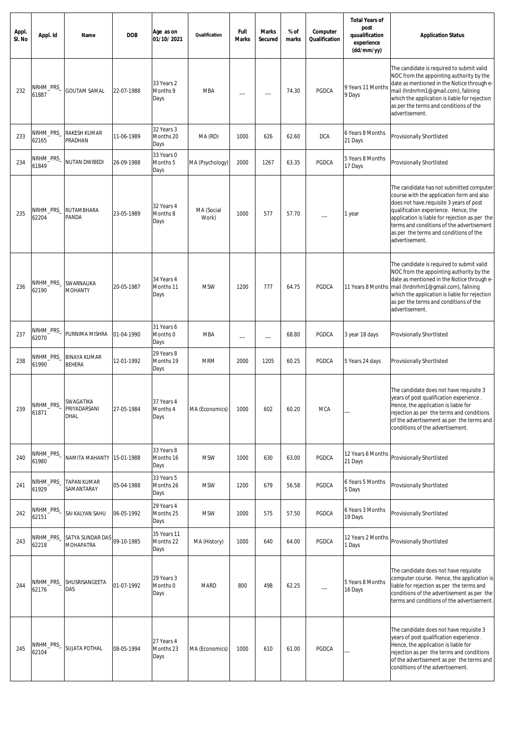| Appl. Sl. No | Appl. Id | Name | DOB | Age as on 01/10/2021 | Qualification | Full Marks | Marks Secured | % of marks | Computer Qualification | Total Years of post quualification experience (dd/mm/yy) | Application Status |
|---|---|---|---|---|---|---|---|---|---|---|---|
| 232 | NRHM_PRS_61887 | GOUTAM SAMAL | 22-07-1988 | 33 Years 2 Months 9 Days | MBA | __ | __ | 74.30 | PGDCA | 9 Years 11 Months 9 Days | The candidate is required to submit valid NOC from the appointing authority by the date as mentioned in the Notice through e-mail (hrdnrhm1@gmail.com), falining which the application is liable for rejection as per the terms and conditions of the advertisement. |
| 233 | NRHM_PRS_62165 | RAKESH KUMAR PRADHAN | 11-06-1989 | 32 Years 3 Months 20 Days | MA (RD) | 1000 | 626 | 62.60 | DCA | 6 Years 8 Months 21 Days | Provisionally Shortlisted |
| 234 | NRHM_PRS_61849 | NUTAN DWIBEDI | 26-09-1988 | 33 Years 0 Months 5 Days | MA (Psychology) | 2000 | 1267 | 63.35 | PGDCA | 5 Years 8 Months 17 Days | Provisionally Shortlisted |
| 235 | NRHM_PRS_62204 | RUTAMBHARA PANDA | 23-05-1989 | 32 Years 4 Months 8 Days | MA (Social Work) | 1000 | 577 | 57.70 | __ | 1 year | The candidate has not submitted computer course with the application form and also does not have.requisite 3 years of post qualification experience. Hence, the application is liable for rejection as per the terms and conditions of the advertisement as per the terms and conditions of the advertisement. |
| 236 | NRHM_PRS_62190 | SWARNALIKA MOHANTY | 20-05-1987 | 34 Years 4 Months 11 Days | MSW | 1200 | 777 | 64.75 | PGDCA | 11 Years 8 Months | The candidate is required to submit valid NOC from the appointing authority by the date as mentioned in the Notice through e-mail (hrdnrhm1@gmail.com), falining which the application is liable for rejection as per the terms and conditions of the advertisement. |
| 237 | NRHM_PRS_62070 | PURNIMA MISHRA | 01-04-1990 | 31 Years 6 Months 0 Days | MBA | __ | __ | 68.80 | PGDCA | 3 year 18 days | Provisionally Shortlisted |
| 238 | NRHM_PRS_61990 | BINAYA KUMAR BEHERA | 12-01-1992 | 29 Years 8 Months 19 Days | MRM | 2000 | 1205 | 60.25 | PGDCA | 5 Years 24 days | Provisionally Shortlisted |
| 239 | NRHM_PRS_61871 | SWAGATIKA PRIYADARSANI DHAL | 27-05-1984 | 37 Years 4 Months 4 Days | MA (Economics) | 1000 | 602 | 60.20 | MCA | __ | The candidate does not have requisite 3 years of post qualification experience . Hence, the application is liable for rejection as per the terms and conditions of the advertisement as per the terms and conditions of the advertisement. |
| 240 | NRHM_PRS_61980 | NAMITA MAHANTY | 15-01-1988 | 33 Years 8 Months 16 Days | MSW | 1000 | 630 | 63.00 | PGDCA | 12 Years 6 Months 21 Days | Provisionally Shortlisted |
| 241 | NRHM_PRS_61929 | TAPAN KUMAR SAMANTARAY | 05-04-1988 | 33 Years 5 Months 26 Days | MSW | 1200 | 679 | 56.58 | PGDCA | 6 Years 5 Months 5 Days | Provisionally Shortlisted |
| 242 | NRHM_PRS_62151 | SAI KALYAN SAHU | 06-05-1992 | 29 Years 4 Months 25 Days | MSW | 1000 | 575 | 57.50 | PGDCA | 6 Years 3 Months 19 Days | Provisionally Shortlisted |
| 243 | NRHM_PRS_62218 | SATYA SUNDAR DAS MOHAPATRA | 09-10-1985 | 35 Years 11 Months 22 Days | MA (History) | 1000 | 640 | 64.00 | PGDCA | 12 Years 2 Months 1 Days | Provisionally Shortlisted |
| 244 | NRHM_PRS_62176 | SHUSRISANGEETA DAS | 01-07-1992 | 29 Years 3 Months 0 Days | MARD | 800 | 498 | 62.25 | __ | 5 Years 8 Months 16 Days | The candidate does not have requisite computer course. Hence, the application is liable for rejection as per the terms and conditions of the advertisement as per the terms and conditions of the advertisement. |
| 245 | NRHM_PRS_62104 | SUJATA POTHAL | 08-05-1994 | 27 Years 4 Months 23 Days | MA (Economics) | 1000 | 610 | 61.00 | PGDCA | __ | The candidate does not have requisite 3 years of post qualification experience . Hence, the application is liable for rejection as per the terms and conditions of the advertisement as per the terms and conditions of the advertisement. |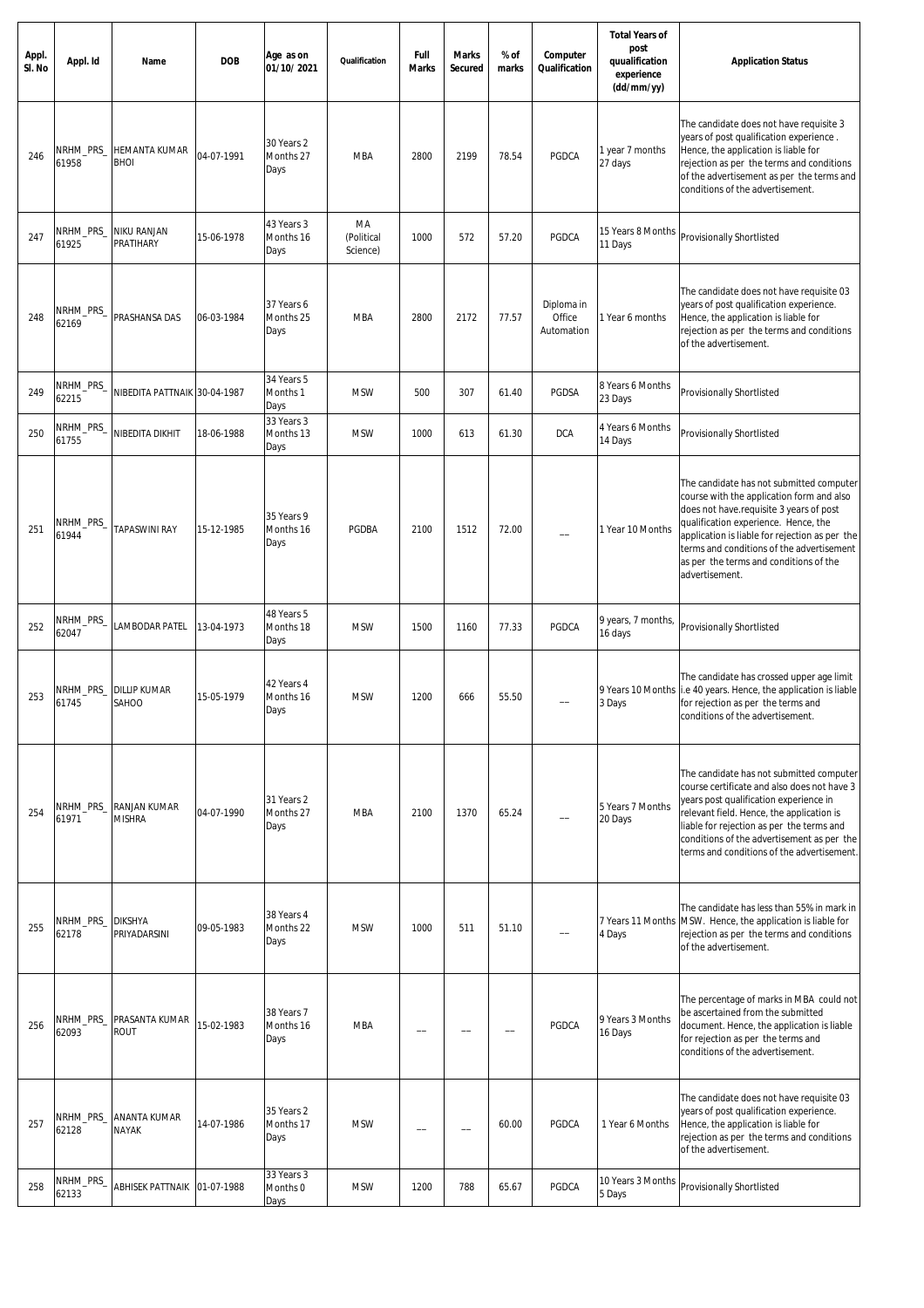| Appl. Sl. No | Appl. Id | Name | DOB | Age as on 01/10/2021 | Qualification | Full Marks | Marks Secured | % of marks | Computer Qualification | Total Years of post quualification experience (dd/mm/yy) | Application Status |
|---|---|---|---|---|---|---|---|---|---|---|---|
| 246 | NRHM_PRS_61958 | HEMANTA KUMAR BHOI | 04-07-1991 | 30 Years 2 Months 27 Days | MBA | 2800 | 2199 | 78.54 | PGDCA | 1 year 7 months 27 days | The candidate does not have requisite 3 years of post qualification experience . Hence, the application is liable for rejection as per the terms and conditions of the advertisement as per the terms and conditions of the advertisement. |
| 247 | NRHM_PRS_61925 | NIKU RANJAN PRATIHARY | 15-06-1978 | 43 Years 3 Months 16 Days | MA (Political Science) | 1000 | 572 | 57.20 | PGDCA | 15 Years 8 Months 11 Days | Provisionally Shortlisted |
| 248 | NRHM_PRS_62169 | PRASHANSA DAS | 06-03-1984 | 37 Years 6 Months 25 Days | MBA | 2800 | 2172 | 77.57 | Diploma in Office Automation | 1 Year 6 months | The candidate does not have requisite 03 years of post qualification experience. Hence, the application is liable for rejection as per the terms and conditions of the advertisement. |
| 249 | NRHM_PRS_62215 | NIBEDITA PATTNAIK | 30-04-1987 | 34 Years 5 Months 1 Days | MSW | 500 | 307 | 61.40 | PGDSA | 8 Years 6 Months 23 Days | Provisionally Shortlisted |
| 250 | NRHM_PRS_61755 | NIBEDITA DIKHIT | 18-06-1988 | 33 Years 3 Months 13 Days | MSW | 1000 | 613 | 61.30 | DCA | 4 Years 6 Months 14 Days | Provisionally Shortlisted |
| 251 | NRHM_PRS_61944 | TAPASWINI RAY | 15-12-1985 | 35 Years 9 Months 16 Days | PGDBA | 2100 | 1512 | 72.00 | -- | 1 Year 10 Months | The candidate has not submitted computer course with the application form and also does not have.requisite 3 years of post qualification experience. Hence, the application is liable for rejection as per the terms and conditions of the advertisement as per the terms and conditions of the advertisement. |
| 252 | NRHM_PRS_62047 | LAMBODAR PATEL | 13-04-1973 | 48 Years 5 Months 18 Days | MSW | 1500 | 1160 | 77.33 | PGDCA | 9 years, 7 months, 16 days | Provisionally Shortlisted |
| 253 | NRHM_PRS_61745 | DILLIP KUMAR SAHOO | 15-05-1979 | 42 Years 4 Months 16 Days | MSW | 1200 | 666 | 55.50 | -- | 9 Years 10 Months 3 Days | The candidate has crossed upper age limit i.e 40 years. Hence, the application is liable for rejection as per the terms and conditions of the advertisement. |
| 254 | NRHM_PRS_61971 | RANJAN KUMAR MISHRA | 04-07-1990 | 31 Years 2 Months 27 Days | MBA | 2100 | 1370 | 65.24 | -- | 5 Years 7 Months 20 Days | The candidate has not submitted computer course certificate and also does not have 3 years post qualification experience in relevant field. Hence, the application is liable for rejection as per the terms and conditions of the advertisement as per the terms and conditions of the advertisement. |
| 255 | NRHM_PRS_62178 | DIKSHYA PRIYADARSINI | 09-05-1983 | 38 Years 4 Months 22 Days | MSW | 1000 | 511 | 51.10 | -- | 7 Years 11 Months 4 Days | The candidate has less than 55% in mark in MSW. Hence, the application is liable for rejection as per the terms and conditions of the advertisement. |
| 256 | NRHM_PRS_62093 | PRASANTA KUMAR ROUT | 15-02-1983 | 38 Years 7 Months 16 Days | MBA | -- | -- | -- | PGDCA | 9 Years 3 Months 16 Days | The percentage of marks in MBA could not be ascertained from the submitted document. Hence, the application is liable for rejection as per the terms and conditions of the advertisement. |
| 257 | NRHM_PRS_62128 | ANANTA KUMAR NAYAK | 14-07-1986 | 35 Years 2 Months 17 Days | MSW | -- | -- | 60.00 | PGDCA | 1 Year 6 Months | The candidate does not have requisite 03 years of post qualification experience. Hence, the application is liable for rejection as per the terms and conditions of the advertisement. |
| 258 | NRHM_PRS_62133 | ABHISEK PATTNAIK | 01-07-1988 | 33 Years 3 Months 0 Days | MSW | 1200 | 788 | 65.67 | PGDCA | 10 Years 3 Months 5 Days | Provisionally Shortlisted |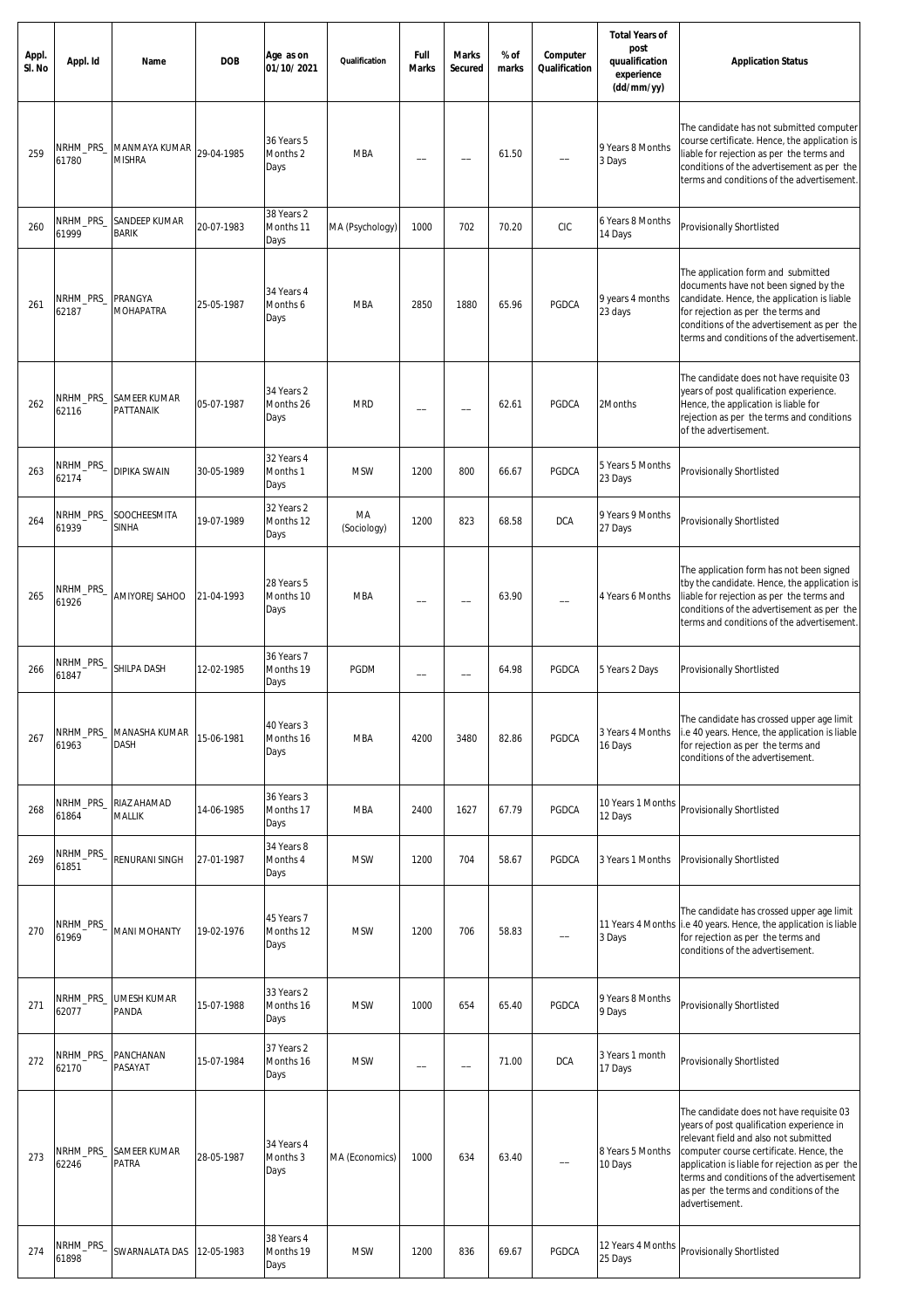| Appl. Sl. No | Appl. Id | Name | DOB | Age as on 01/10/2021 | Qualification | Full Marks | Marks Secured | % of marks | Computer Qualification | Total Years of post quualification experience (dd/mm/yy) | Application Status |
|---|---|---|---|---|---|---|---|---|---|---|---|
| 259 | NRHM_PRS_61780 | MANMAYA KUMAR MISHRA | 29-04-1985 | 36 Years 5 Months 2 Days | MBA | __ | __ | 61.50 | __ | 9 Years 8 Months 3 Days | The candidate has not submitted computer course certificate. Hence, the application is liable for rejection as per the terms and conditions of the advertisement as per the terms and conditions of the advertisement. |
| 260 | NRHM_PRS_61999 | SANDEEP KUMAR BARIK | 20-07-1983 | 38 Years 2 Months 11 Days | MA (Psychology) | 1000 | 702 | 70.20 | CIC | 6 Years 8 Months 14 Days | Provisionally Shortlisted |
| 261 | NRHM_PRS_62187 | PRANGYA MOHAPATRA | 25-05-1987 | 34 Years 4 Months 6 Days | MBA | 2850 | 1880 | 65.96 | PGDCA | 9 years 4 months 23 days | The application form and submitted documents have not been signed by the candidate. Hence, the application is liable for rejection as per the terms and conditions of the advertisement as per the terms and conditions of the advertisement. |
| 262 | NRHM_PRS_62116 | SAMEER KUMAR PATTANAIK | 05-07-1987 | 34 Years 2 Months 26 Days | MRD | __ | __ | 62.61 | PGDCA | 2Months | The candidate does not have requisite 03 years of post qualification experience. Hence, the application is liable for rejection as per the terms and conditions of the advertisement. |
| 263 | NRHM_PRS_62174 | DIPIKA SWAIN | 30-05-1989 | 32 Years 4 Months 1 Days | MSW | 1200 | 800 | 66.67 | PGDCA | 5 Years 5 Months 23 Days | Provisionally Shortlisted |
| 264 | NRHM_PRS_61939 | SOOCHEESMITA SINHA | 19-07-1989 | 32 Years 2 Months 12 Days | MA (Sociology) | 1200 | 823 | 68.58 | DCA | 9 Years 9 Months 27 Days | Provisionally Shortlisted |
| 265 | NRHM_PRS_61926 | AMIYOREJ SAHOO | 21-04-1993 | 28 Years 5 Months 10 Days | MBA | __ | __ | 63.90 | __ | 4 Years 6 Months | The application form has not been signed tby the candidate. Hence, the application is liable for rejection as per the terms and conditions of the advertisement as per the terms and conditions of the advertisement. |
| 266 | NRHM_PRS_61847 | SHILPA DASH | 12-02-1985 | 36 Years 7 Months 19 Days | PGDM | __ | __ | 64.98 | PGDCA | 5 Years 2 Days | Provisionally Shortlisted |
| 267 | NRHM_PRS_61963 | MANASHA KUMAR DASH | 15-06-1981 | 40 Years 3 Months 16 Days | MBA | 4200 | 3480 | 82.86 | PGDCA | 3 Years 4 Months 16 Days | The candidate has crossed upper age limit i.e 40 years. Hence, the application is liable for rejection as per the terms and conditions of the advertisement. |
| 268 | NRHM_PRS_61864 | RIAZ AHAMAD MALLIK | 14-06-1985 | 36 Years 3 Months 17 Days | MBA | 2400 | 1627 | 67.79 | PGDCA | 10 Years 1 Months 12 Days | Provisionally Shortlisted |
| 269 | NRHM_PRS_61851 | RENURANI SINGH | 27-01-1987 | 34 Years 8 Months 4 Days | MSW | 1200 | 704 | 58.67 | PGDCA | 3 Years 1 Months | Provisionally Shortlisted |
| 270 | NRHM_PRS_61969 | MANI MOHANTY | 19-02-1976 | 45 Years 7 Months 12 Days | MSW | 1200 | 706 | 58.83 | __ | 11 Years 4 Months 3 Days | The candidate has crossed upper age limit i.e 40 years. Hence, the application is liable for rejection as per the terms and conditions of the advertisement. |
| 271 | NRHM_PRS_62077 | UMESH KUMAR PANDA | 15-07-1988 | 33 Years 2 Months 16 Days | MSW | 1000 | 654 | 65.40 | PGDCA | 9 Years 8 Months 9 Days | Provisionally Shortlisted |
| 272 | NRHM_PRS_62170 | PANCHANAN PASAYAT | 15-07-1984 | 37 Years 2 Months 16 Days | MSW | __ | __ | 71.00 | DCA | 3 Years 1 month 17 Days | Provisionally Shortlisted |
| 273 | NRHM_PRS_62246 | SAMEER KUMAR PATRA | 28-05-1987 | 34 Years 4 Months 3 Days | MA (Economics) | 1000 | 634 | 63.40 | __ | 8 Years 5 Months 10 Days | The candidate does not have requisite 03 years of post qualification experience in relevant field and also not submitted computer course certificate. Hence, the application is liable for rejection as per the terms and conditions of the advertisement as per the terms and conditions of the advertisement. |
| 274 | NRHM_PRS_61898 | SWARNALATA DAS | 12-05-1983 | 38 Years 4 Months 19 Days | MSW | 1200 | 836 | 69.67 | PGDCA | 12 Years 4 Months 25 Days | Provisionally Shortlisted |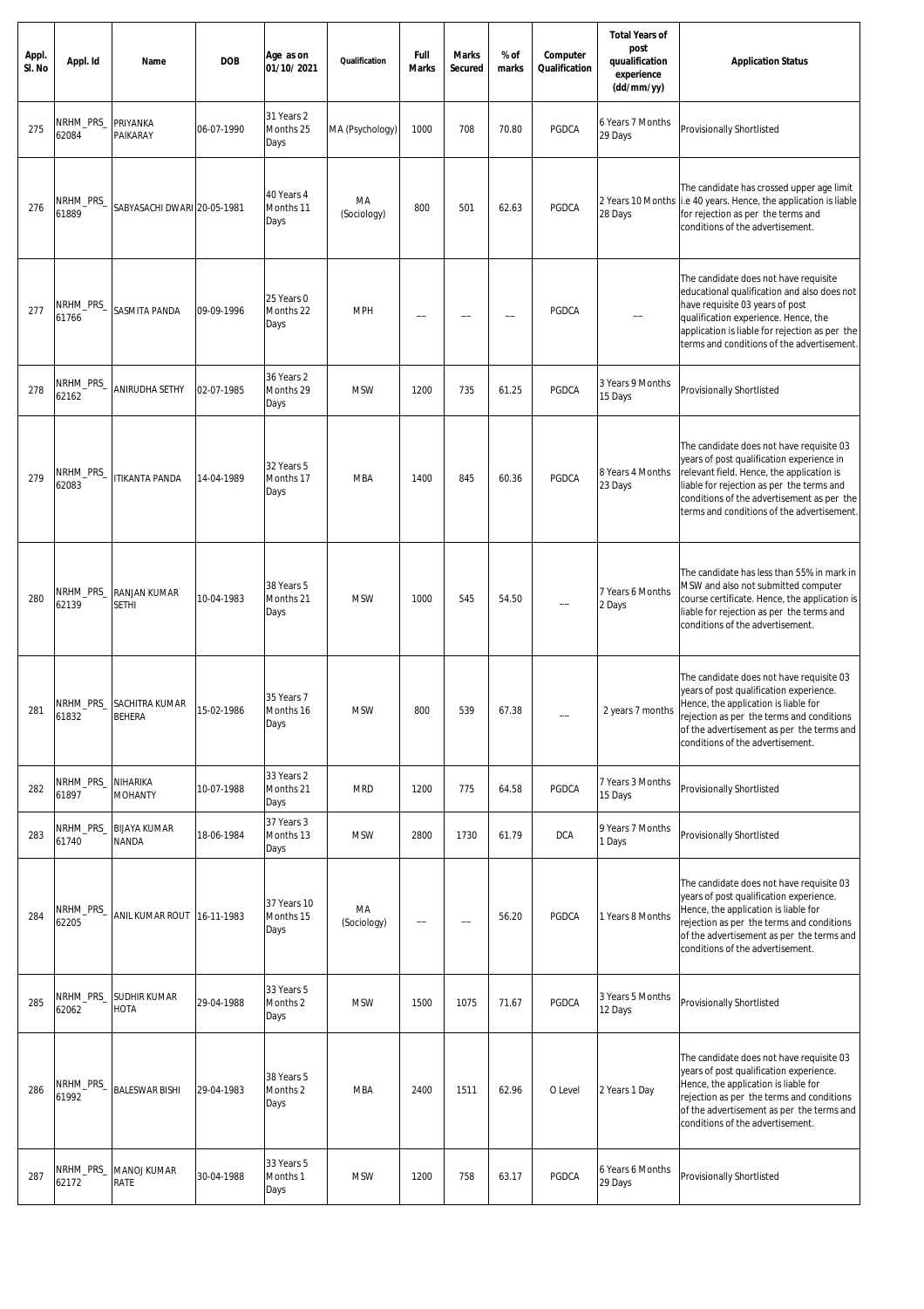| Appl. Sl. No | Appl. Id | Name | DOB | Age as on 01/10/2021 | Qualification | Full Marks | Marks Secured | % of marks | Computer Qualification | Total Years of post quualification experience (dd/mm/yy) | Application Status |
|---|---|---|---|---|---|---|---|---|---|---|---|
| 275 | NRHM_PRS_62084 | PRIYANKA PAIKARAY | 06-07-1990 | 31 Years 2 Months 25 Days | MA (Psychology) | 1000 | 708 | 70.80 | PGDCA | 6 Years 7 Months 29 Days | Provisionally Shortlisted |
| 276 | NRHM_PRS_61889 | SABYASACHI DWARI | 20-05-1981 | 40 Years 4 Months 11 Days | MA (Sociology) | 800 | 501 | 62.63 | PGDCA | 2 Years 10 Months 28 Days | The candidate has crossed upper age limit i.e 40 years. Hence, the application is liable for rejection as per the terms and conditions of the advertisement. |
| 277 | NRHM_PRS_61766 | SASMITA PANDA | 09-09-1996 | 25 Years 0 Months 22 Days | MPH | --- | --- | --- | PGDCA | --- | The candidate does not have requisite educational qualification and also does not have requisite 03 years of post qualification experience. Hence, the application is liable for rejection as per the terms and conditions of the advertisement. |
| 278 | NRHM_PRS_62162 | ANIRUDHA SETHY | 02-07-1985 | 36 Years 2 Months 29 Days | MSW | 1200 | 735 | 61.25 | PGDCA | 3 Years 9 Months 15 Days | Provisionally Shortlisted |
| 279 | NRHM_PRS_62083 | ITIKANTA PANDA | 14-04-1989 | 32 Years 5 Months 17 Days | MBA | 1400 | 845 | 60.36 | PGDCA | 8 Years 4 Months 23 Days | The candidate does not have requisite 03 years of post qualification experience in relevant field. Hence, the application is liable for rejection as per the terms and conditions of the advertisement as per the terms and conditions of the advertisement. |
| 280 | NRHM_PRS_62139 | RANJAN KUMAR SETHI | 10-04-1983 | 38 Years 5 Months 21 Days | MSW | 1000 | 545 | 54.50 | --- | 7 Years 6 Months 2 Days | The candidate has less than 55% in mark in MSW and also not submitted computer course certificate. Hence, the application is liable for rejection as per the terms and conditions of the advertisement. |
| 281 | NRHM_PRS_61832 | SACHITRA KUMAR BEHERA | 15-02-1986 | 35 Years 7 Months 16 Days | MSW | 800 | 539 | 67.38 | --- | 2 years 7 months | The candidate does not have requisite 03 years of post qualification experience. Hence, the application is liable for rejection as per the terms and conditions of the advertisement as per the terms and conditions of the advertisement. |
| 282 | NRHM_PRS_61897 | NIHARIKA MOHANTY | 10-07-1988 | 33 Years 2 Months 21 Days | MRD | 1200 | 775 | 64.58 | PGDCA | 7 Years 3 Months 15 Days | Provisionally Shortlisted |
| 283 | NRHM_PRS_61740 | BIJAYA KUMAR NANDA | 18-06-1984 | 37 Years 3 Months 13 Days | MSW | 2800 | 1730 | 61.79 | DCA | 9 Years 7 Months 1 Days | Provisionally Shortlisted |
| 284 | NRHM_PRS_62205 | ANIL KUMAR ROUT | 16-11-1983 | 37 Years 10 Months 15 Days | MA (Sociology) | --- | --- | 56.20 | PGDCA | 1 Years 8 Months | The candidate does not have requisite 03 years of post qualification experience. Hence, the application is liable for rejection as per the terms and conditions of the advertisement as per the terms and conditions of the advertisement. |
| 285 | NRHM_PRS_62062 | SUDHIR KUMAR HOTA | 29-04-1988 | 33 Years 5 Months 2 Days | MSW | 1500 | 1075 | 71.67 | PGDCA | 3 Years 5 Months 12 Days | Provisionally Shortlisted |
| 286 | NRHM_PRS_61992 | BALESWAR BISHI | 29-04-1983 | 38 Years 5 Months 2 Days | MBA | 2400 | 1511 | 62.96 | O Level | 2 Years 1 Day | The candidate does not have requisite 03 years of post qualification experience. Hence, the application is liable for rejection as per the terms and conditions of the advertisement as per the terms and conditions of the advertisement. |
| 287 | NRHM_PRS_62172 | MANOJ KUMAR RATE | 30-04-1988 | 33 Years 5 Months 1 Days | MSW | 1200 | 758 | 63.17 | PGDCA | 6 Years 6 Months 29 Days | Provisionally Shortlisted |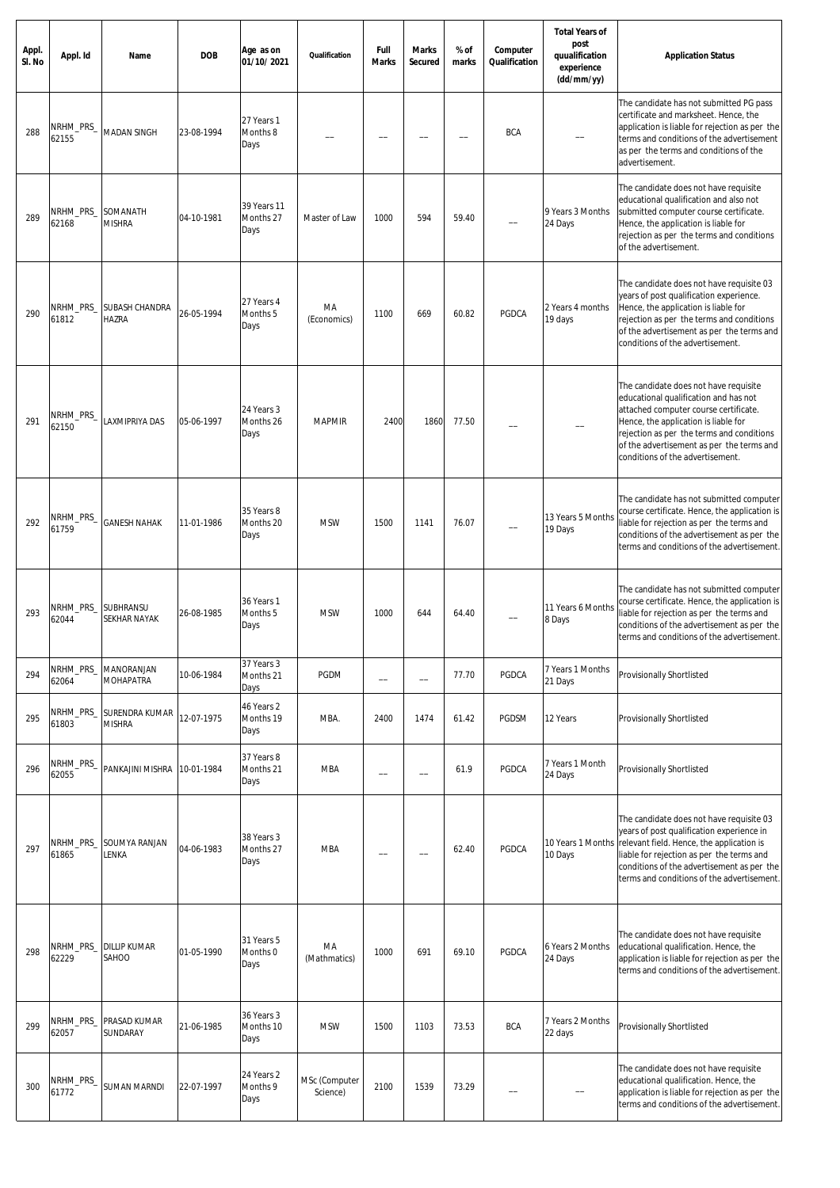| Appl. Sl. No | Appl. Id | Name | DOB | Age as on 01/10/2021 | Qualification | Full Marks | Marks Secured | % of marks | Computer Qualification | Total Years of post quualification experience (dd/mm/yy) | Application Status |
|---|---|---|---|---|---|---|---|---|---|---|---|
| 288 | NRHM_PRS_62155 | MADAN SINGH | 23-08-1994 | 27 Years 1 Months 8 Days | -- | -- | -- | -- | BCA | -- | The candidate has not submitted PG pass certificate and marksheet. Hence, the application is liable for rejection as per the terms and conditions of the advertisement as per the terms and conditions of the advertisement. |
| 289 | NRHM_PRS_62168 | SOMANATH MISHRA | 04-10-1981 | 39 Years 11 Months 27 Days | Master of Law | 1000 | 594 | 59.40 | -- | 9 Years 3 Months 24 Days | The candidate does not have requisite educational qualification and also not submitted computer course certificate. Hence, the application is liable for rejection as per the terms and conditions of the advertisement. |
| 290 | NRHM_PRS_61812 | SUBASH CHANDRA HAZRA | 26-05-1994 | 27 Years 4 Months 5 Days | MA (Economics) | 1100 | 669 | 60.82 | PGDCA | 2 Years 4 months 19 days | The candidate does not have requisite 03 years of post qualification experience. Hence, the application is liable for rejection as per the terms and conditions of the advertisement as per the terms and conditions of the advertisement. |
| 291 | NRHM_PRS_62150 | LAXMIPRIYA DAS | 05-06-1997 | 24 Years 3 Months 26 Days | MAPMIR | 2400 | 1860 | 77.50 | -- | -- | The candidate does not have requisite educational qualification and has not attached computer course certificate. Hence, the application is liable for rejection as per the terms and conditions of the advertisement as per the terms and conditions of the advertisement. |
| 292 | NRHM_PRS_61759 | GANESH NAHAK | 11-01-1986 | 35 Years 8 Months 20 Days | MSW | 1500 | 1141 | 76.07 | -- | 13 Years 5 Months 19 Days | The candidate has not submitted computer course certificate. Hence, the application is liable for rejection as per the terms and conditions of the advertisement as per the terms and conditions of the advertisement. |
| 293 | NRHM_PRS_62044 | SUBHRANSU SEKHAR NAYAK | 26-08-1985 | 36 Years 1 Months 5 Days | MSW | 1000 | 644 | 64.40 | -- | 11 Years 6 Months 8 Days | The candidate has not submitted computer course certificate. Hence, the application is liable for rejection as per the terms and conditions of the advertisement as per the terms and conditions of the advertisement. |
| 294 | NRHM_PRS_62064 | MANORANJAN MOHAPATRA | 10-06-1984 | 37 Years 3 Months 21 Days | PGDM | -- | -- | 77.70 | PGDCA | 7 Years 1 Months 21 Days | Provisionally Shortlisted |
| 295 | NRHM_PRS_61803 | SURENDRA KUMAR MISHRA | 12-07-1975 | 46 Years 2 Months 19 Days | MBA. | 2400 | 1474 | 61.42 | PGDSM | 12 Years | Provisionally Shortlisted |
| 296 | NRHM_PRS_62055 | PANKAJINI MISHRA | 10-01-1984 | 37 Years 8 Months 21 Days | MBA | -- | -- | 61.9 | PGDCA | 7 Years 1 Month 24 Days | Provisionally Shortlisted |
| 297 | NRHM_PRS_61865 | SOUMYA RANJAN LENKA | 04-06-1983 | 38 Years 3 Months 27 Days | MBA | -- | -- | 62.40 | PGDCA | 10 Years 1 Months 10 Days | The candidate does not have requisite 03 years of post qualification experience in relevant field. Hence, the application is liable for rejection as per the terms and conditions of the advertisement as per the terms and conditions of the advertisement. |
| 298 | NRHM_PRS_62229 | DILLIP KUMAR SAHOO | 01-05-1990 | 31 Years 5 Months 0 Days | MA (Mathmatics) | 1000 | 691 | 69.10 | PGDCA | 6 Years 2 Months 24 Days | The candidate does not have requisite educational qualification. Hence, the application is liable for rejection as per the terms and conditions of the advertisement. |
| 299 | NRHM_PRS_62057 | PRASAD KUMAR SUNDARAY | 21-06-1985 | 36 Years 3 Months 10 Days | MSW | 1500 | 1103 | 73.53 | BCA | 7 Years 2 Months 22 days | Provisionally Shortlisted |
| 300 | NRHM_PRS_61772 | SUMAN MARNDI | 22-07-1997 | 24 Years 2 Months 9 Days | MSc (Computer Science) | 2100 | 1539 | 73.29 | -- | -- | The candidate does not have requisite educational qualification. Hence, the application is liable for rejection as per the terms and conditions of the advertisement. |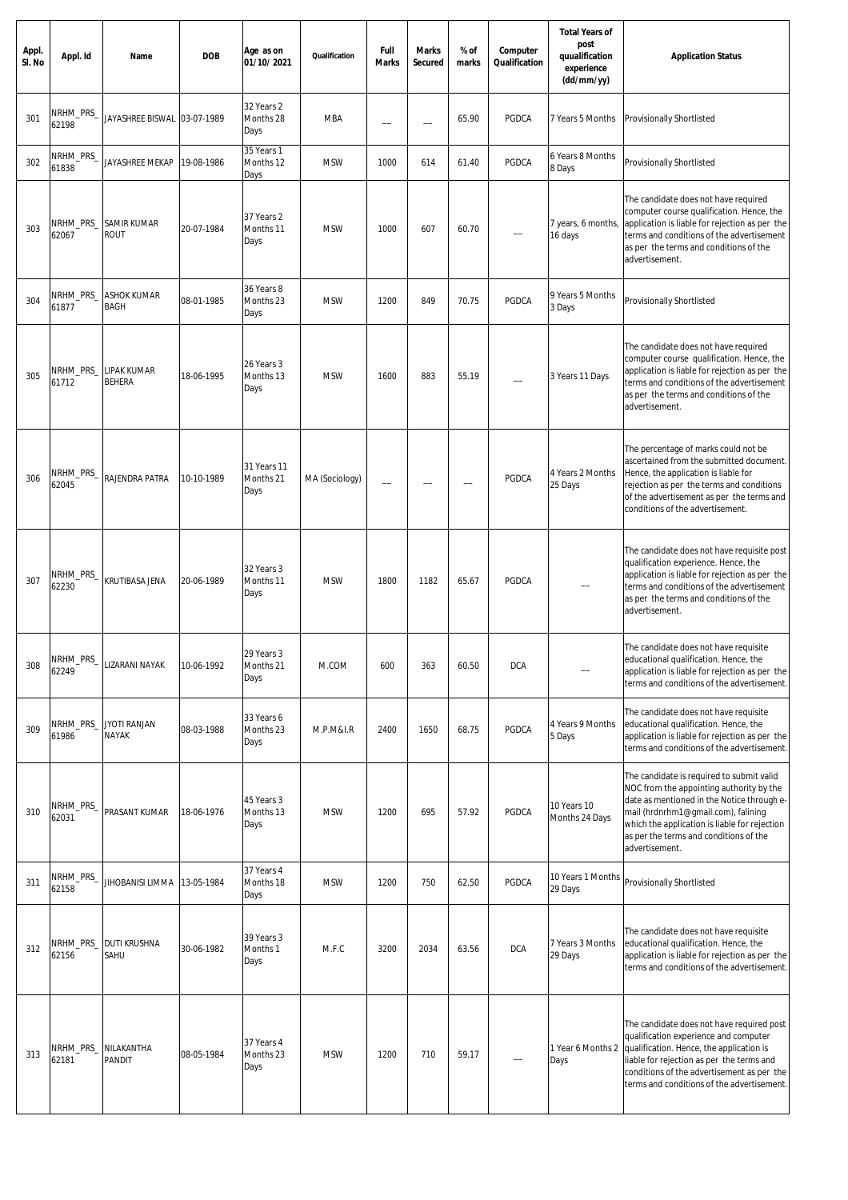| Appl. Sl. No | Appl. Id | Name | DOB | Age as on 01/10/2021 | Qualification | Full Marks | Marks Secured | % of marks | Computer Qualification | Total Years of post quualification experience (dd/mm/yy) | Application Status |
|---|---|---|---|---|---|---|---|---|---|---|---|
| 301 | NRHM_PRS_62198 | JAYASHREE BISWAL | 03-07-1989 | 32 Years 2 Months 28 Days | MBA | __ | __ | 65.90 | PGDCA | 7 Years 5 Months | Provisionally Shortlisted |
| 302 | NRHM_PRS_61838 | JAYASHREE MEKAP | 19-08-1986 | 35 Years 1 Months 12 Days | MSW | 1000 | 614 | 61.40 | PGDCA | 6 Years 8 Months 8 Days | Provisionally Shortlisted |
| 303 | NRHM_PRS_62067 | SAMIR KUMAR ROUT | 20-07-1984 | 37 Years 2 Months 11 Days | MSW | 1000 | 607 | 60.70 | __ | 7 years, 6 months, 16 days | The candidate does not have required computer course qualification. Hence, the application is liable for rejection as per the terms and conditions of the advertisement as per the terms and conditions of the advertisement. |
| 304 | NRHM_PRS_61877 | ASHOK KUMAR BAGH | 08-01-1985 | 36 Years 8 Months 23 Days | MSW | 1200 | 849 | 70.75 | PGDCA | 9 Years 5 Months 3 Days | Provisionally Shortlisted |
| 305 | NRHM_PRS_61712 | LIPAK KUMAR BEHERA | 18-06-1995 | 26 Years 3 Months 13 Days | MSW | 1600 | 883 | 55.19 | __ | 3 Years 11 Days | The candidate does not have required computer course qualification. Hence, the application is liable for rejection as per the terms and conditions of the advertisement as per the terms and conditions of the advertisement. |
| 306 | NRHM_PRS_62045 | RAJENDRA PATRA | 10-10-1989 | 31 Years 11 Months 21 Days | MA (Sociology) | __ | __ | __ | PGDCA | 4 Years 2 Months 25 Days | The percentage of marks could not be ascertained from the submitted document. Hence, the application is liable for rejection as per the terms and conditions of the advertisement as per the terms and conditions of the advertisement. |
| 307 | NRHM_PRS_62230 | KRUTIBASA JENA | 20-06-1989 | 32 Years 3 Months 11 Days | MSW | 1800 | 1182 | 65.67 | PGDCA | __ | The candidate does not have requisite post qualification experience. Hence, the application is liable for rejection as per the terms and conditions of the advertisement as per the terms and conditions of the advertisement. |
| 308 | NRHM_PRS_62249 | LIZARANI NAYAK | 10-06-1992 | 29 Years 3 Months 21 Days | M.COM | 600 | 363 | 60.50 | DCA | __ | The candidate does not have requisite educational qualification. Hence, the application is liable for rejection as per the terms and conditions of the advertisement. |
| 309 | NRHM_PRS_61986 | JYOTI RANJAN NAYAK | 08-03-1988 | 33 Years 6 Months 23 Days | M.P.M&I.R | 2400 | 1650 | 68.75 | PGDCA | 4 Years 9 Months 5 Days | The candidate does not have requisite educational qualification. Hence, the application is liable for rejection as per the terms and conditions of the advertisement. |
| 310 | NRHM_PRS_62031 | PRASANT KUMAR | 18-06-1976 | 45 Years 3 Months 13 Days | MSW | 1200 | 695 | 57.92 | PGDCA | 10 Years 10 Months 24 Days | The candidate is required to submit valid NOC from the appointing authority by the date as mentioned in the Notice through e-mail (hrdnrhm1@gmail.com), falining which the application is liable for rejection as per the terms and conditions of the advertisement. |
| 311 | NRHM_PRS_62158 | JIHOBANISI LIMMA | 13-05-1984 | 37 Years 4 Months 18 Days | MSW | 1200 | 750 | 62.50 | PGDCA | 10 Years 1 Months 29 Days | Provisionally Shortlisted |
| 312 | NRHM_PRS_62156 | DUTI KRUSHNA SAHU | 30-06-1982 | 39 Years 3 Months 1 Days | M.F.C | 3200 | 2034 | 63.56 | DCA | 7 Years 3 Months 29 Days | The candidate does not have requisite educational qualification. Hence, the application is liable for rejection as per the terms and conditions of the advertisement. |
| 313 | NRHM_PRS_62181 | NILAKANTHA PANDIT | 08-05-1984 | 37 Years 4 Months 23 Days | MSW | 1200 | 710 | 59.17 | __ | 1 Year 6 Months 2 Days | The candidate does not have required post qualification experience and computer qualification. Hence, the application is liable for rejection as per the terms and conditions of the advertisement as per the terms and conditions of the advertisement. |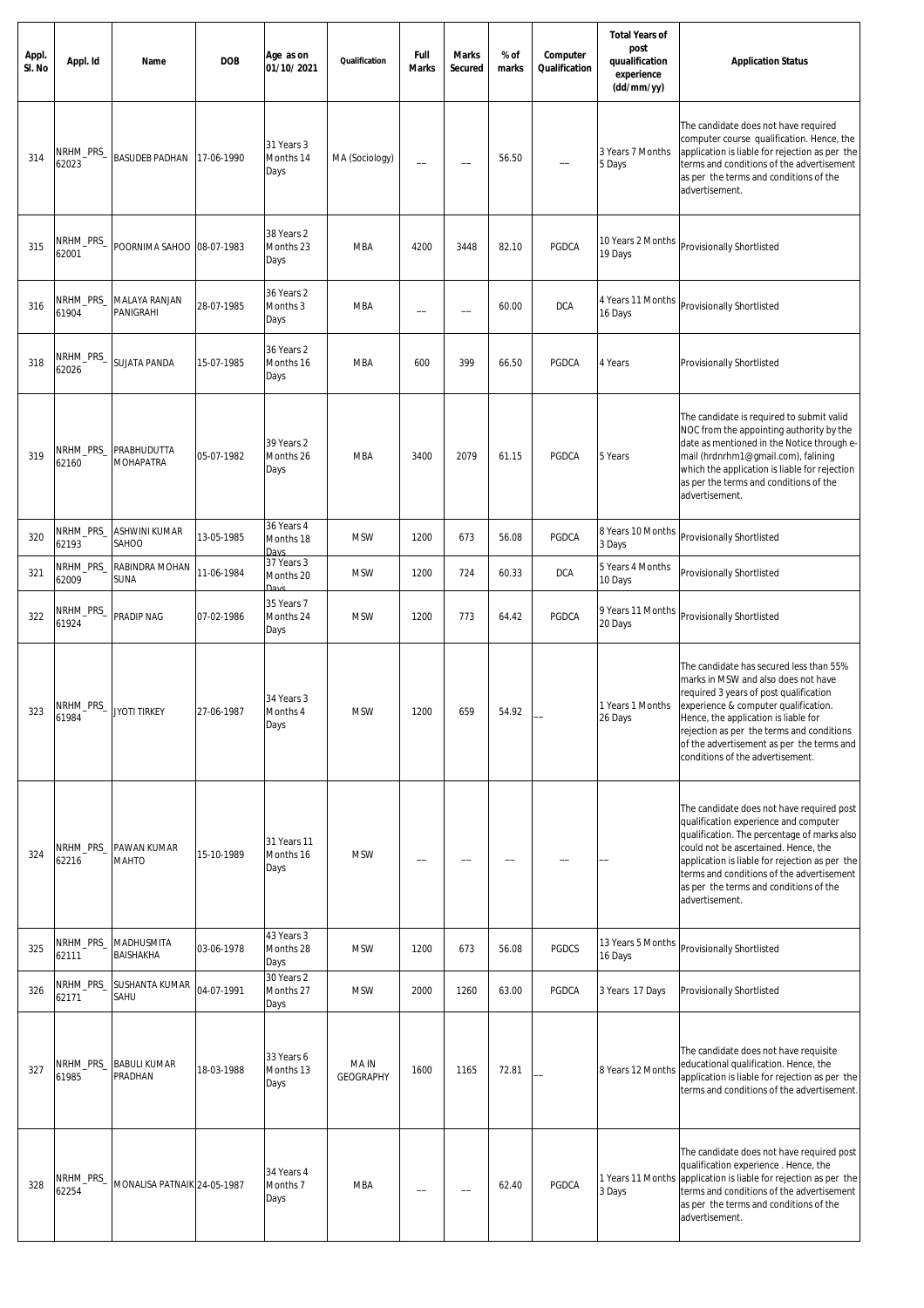| Appl. Sl. No | Appl. Id | Name | DOB | Age as on 01/10/2021 | Qualification | Full Marks | Marks Secured | % of marks | Computer Qualification | Total Years of post quualification experience (dd/mm/yy) | Application Status |
|---|---|---|---|---|---|---|---|---|---|---|---|
| 314 | NRHM_PRS_62023 | BASUDEB PADHAN | 17-06-1990 | 31 Years 3 Months 14 Days | MA (Sociology) | __ | __ | 56.50 | __ | 3 Years 7 Months 5 Days | The candidate does not have required computer course qualification. Hence, the application is liable for rejection as per the terms and conditions of the advertisement as per the terms and conditions of the advertisement. |
| 315 | NRHM_PRS_62001 | POORNIMA SAHOO | 08-07-1983 | 38 Years 2 Months 23 Days | MBA | 4200 | 3448 | 82.10 | PGDCA | 10 Years 2 Months 19 Days | Provisionally Shortlisted |
| 316 | NRHM_PRS_61904 | MALAYA RANJAN PANIGRAHI | 28-07-1985 | 36 Years 2 Months 3 Days | MBA | __ | __ | 60.00 | DCA | 4 Years 11 Months 16 Days | Provisionally Shortlisted |
| 318 | NRHM_PRS_62026 | SUJATA PANDA | 15-07-1985 | 36 Years 2 Months 16 Days | MBA | 600 | 399 | 66.50 | PGDCA | 4 Years | Provisionally Shortlisted |
| 319 | NRHM_PRS_62160 | PRABHUDUTTA MOHAPATRA | 05-07-1982 | 39 Years 2 Months 26 Days | MBA | 3400 | 2079 | 61.15 | PGDCA | 5 Years | The candidate is required to submit valid NOC from the appointing authority by the date as mentioned in the Notice through e-mail (hrdnrhm1@gmail.com), falining which the application is liable for rejection as per the terms and conditions of the advertisement. |
| 320 | NRHM_PRS_62193 | ASHWINI KUMAR SAHOO | 13-05-1985 | 36 Years 4 Months 18 Days | MSW | 1200 | 673 | 56.08 | PGDCA | 8 Years 10 Months 3 Days | Provisionally Shortlisted |
| 321 | NRHM_PRS_62009 | RABINDRA MOHAN SUNA | 11-06-1984 | 37 Years 3 Months 20 Days | MSW | 1200 | 724 | 60.33 | DCA | 5 Years 4 Months 10 Days | Provisionally Shortlisted |
| 322 | NRHM_PRS_61924 | PRADIP NAG | 07-02-1986 | 35 Years 7 Months 24 Days | MSW | 1200 | 773 | 64.42 | PGDCA | 9 Years 11 Months 20 Days | Provisionally Shortlisted |
| 323 | NRHM_PRS_61984 | JYOTI TIRKEY | 27-06-1987 | 34 Years 3 Months 4 Days | MSW | 1200 | 659 | 54.92 | __ | 1 Years 1 Months 26 Days | The candidate has secured less than 55% marks in MSW and also does not have required 3 years of post qualification experience & computer qualification. Hence, the application is liable for rejection as per the terms and conditions of the advertisement as per the terms and conditions of the advertisement. |
| 324 | NRHM_PRS_62216 | PAWAN KUMAR MAHTO | 15-10-1989 | 31 Years 11 Months 16 Days | MSW | __ | __ | __ | __ | __ | The candidate does not have required post qualification experience and computer qualification. The percentage of marks also could not be ascertained. Hence, the application is liable for rejection as per the terms and conditions of the advertisement as per the terms and conditions of the advertisement. |
| 325 | NRHM_PRS_62111 | MADHUSMITA BAISHAKHA | 03-06-1978 | 43 Years 3 Months 28 Days | MSW | 1200 | 673 | 56.08 | PGDCS | 13 Years 5 Months 16 Days | Provisionally Shortlisted |
| 326 | NRHM_PRS_62171 | SUSHANTA KUMAR SAHU | 04-07-1991 | 30 Years 2 Months 27 Days | MSW | 2000 | 1260 | 63.00 | PGDCA | 3 Years 17 Days | Provisionally Shortlisted |
| 327 | NRHM_PRS_61985 | BABULI KUMAR PRADHAN | 18-03-1988 | 33 Years 6 Months 13 Days | MA IN GEOGRAPHY | 1600 | 1165 | 72.81 | __ | 8 Years 12 Months | The candidate does not have requisite educational qualification. Hence, the application is liable for rejection as per the terms and conditions of the advertisement. |
| 328 | NRHM_PRS_62254 | MONALISA PATNAIK | 24-05-1987 | 34 Years 4 Months 7 Days | MBA | __ | __ | 62.40 | PGDCA | 1 Years 11 Months 3 Days | The candidate does not have required post qualification experience . Hence, the application is liable for rejection as per the terms and conditions of the advertisement as per the terms and conditions of the advertisement. |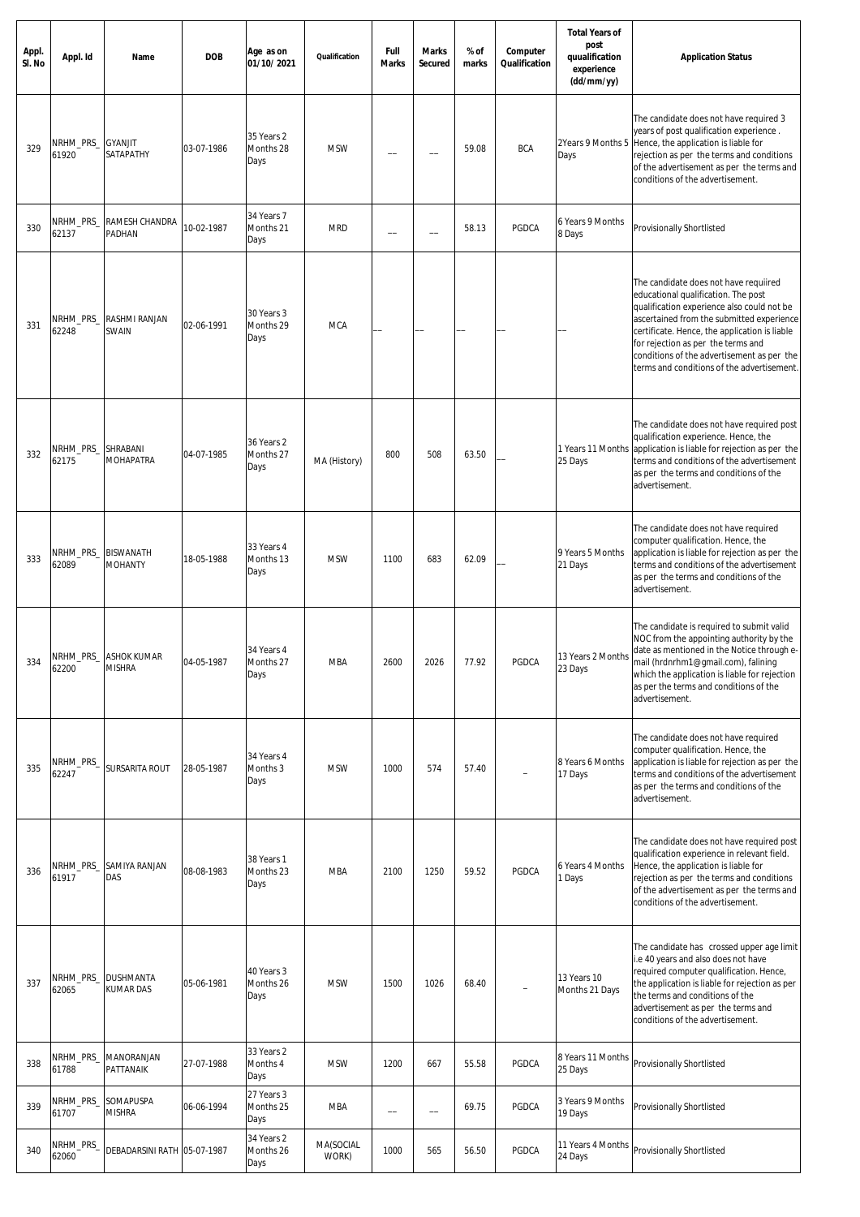| Appl. Sl. No | Appl. Id | Name | DOB | Age as on 01/10/2021 | Qualification | Full Marks | Marks Secured | % of marks | Computer Qualification | Total Years of post quualification experience (dd/mm/yy) | Application Status |
|---|---|---|---|---|---|---|---|---|---|---|---|
| 329 | NRHM_PRS_61920 | GYANJIT SATAPATHY | 03-07-1986 | 35 Years 2 Months 28 Days | MSW | –– | –– | 59.08 | BCA | 2Years 9 Months 5 Days | The candidate does not have required 3 years of post qualification experience . Hence, the application is liable for rejection as per the terms and conditions of the advertisement as per the terms and conditions of the advertisement. |
| 330 | NRHM_PRS_62137 | RAMESH CHANDRA PADHAN | 10-02-1987 | 34 Years 7 Months 21 Days | MRD | –– | –– | 58.13 | PGDCA | 6 Years 9 Months 8 Days | Provisionally Shortlisted |
| 331 | NRHM_PRS_62248 | RASHMI RANJAN SWAIN | 02-06-1991 | 30 Years 3 Months 29 Days | MCA | –– | –– | –– | –– | –– | The candidate does not have requiired educational qualification. The post qualification experience also could not be ascertained from the submitted experience certificate. Hence, the application is liable for rejection as per the terms and conditions of the advertisement as per the terms and conditions of the advertisement. |
| 332 | NRHM_PRS_62175 | SHRABANI MOHAPATRA | 04-07-1985 | 36 Years 2 Months 27 Days | MA (History) | 800 | 508 | 63.50 | –– | 1 Years 11 Months 25 Days | The candidate does not have required post qualification experience. Hence, the application is liable for rejection as per the terms and conditions of the advertisement as per the terms and conditions of the advertisement. |
| 333 | NRHM_PRS_62089 | BISWANATH MOHANTY | 18-05-1988 | 33 Years 4 Months 13 Days | MSW | 1100 | 683 | 62.09 | –– | 9 Years 5 Months 21 Days | The candidate does not have required computer qualification. Hence, the application is liable for rejection as per the terms and conditions of the advertisement as per the terms and conditions of the advertisement. |
| 334 | NRHM_PRS_62200 | ASHOK KUMAR MISHRA | 04-05-1987 | 34 Years 4 Months 27 Days | MBA | 2600 | 2026 | 77.92 | PGDCA | 13 Years 2 Months 23 Days | The candidate is required to submit valid NOC from the appointing authority by the date as mentioned in the Notice through e-mail (hrdnrhm1@gmail.com), falining which the application is liable for rejection as per the terms and conditions of the advertisement. |
| 335 | NRHM_PRS_62247 | SURSARITA ROUT | 28-05-1987 | 34 Years 4 Months 3 Days | MSW | 1000 | 574 | 57.40 | – | 8 Years 6 Months 17 Days | The candidate does not have required computer qualification. Hence, the application is liable for rejection as per the terms and conditions of the advertisement as per the terms and conditions of the advertisement. |
| 336 | NRHM_PRS_61917 | SAMIYA RANJAN DAS | 08-08-1983 | 38 Years 1 Months 23 Days | MBA | 2100 | 1250 | 59.52 | PGDCA | 6 Years 4 Months 1 Days | The candidate does not have required post qualification experience in relevant field. Hence, the application is liable for rejection as per the terms and conditions of the advertisement as per the terms and conditions of the advertisement. |
| 337 | NRHM_PRS_62065 | DUSHMANTA KUMAR DAS | 05-06-1981 | 40 Years 3 Months 26 Days | MSW | 1500 | 1026 | 68.40 | – | 13 Years 10 Months 21 Days | The candidate has crossed upper age limit i.e 40 years and also does not have required computer qualification. Hence, the application is liable for rejection as per the terms and conditions of the advertisement as per the terms and conditions of the advertisement. |
| 338 | NRHM_PRS_61788 | MANORANJAN PATTANAIK | 27-07-1988 | 33 Years 2 Months 4 Days | MSW | 1200 | 667 | 55.58 | PGDCA | 8 Years 11 Months 25 Days | Provisionally Shortlisted |
| 339 | NRHM_PRS_61707 | SOMAPUSPA MISHRA | 06-06-1994 | 27 Years 3 Months 25 Days | MBA | –– | –– | 69.75 | PGDCA | 3 Years 9 Months 19 Days | Provisionally Shortlisted |
| 340 | NRHM_PRS_62060 | DEBADARSINI RATH | 05-07-1987 | 34 Years 2 Months 26 Days | MA(SOCIAL WORK) | 1000 | 565 | 56.50 | PGDCA | 11 Years 4 Months 24 Days | Provisionally Shortlisted |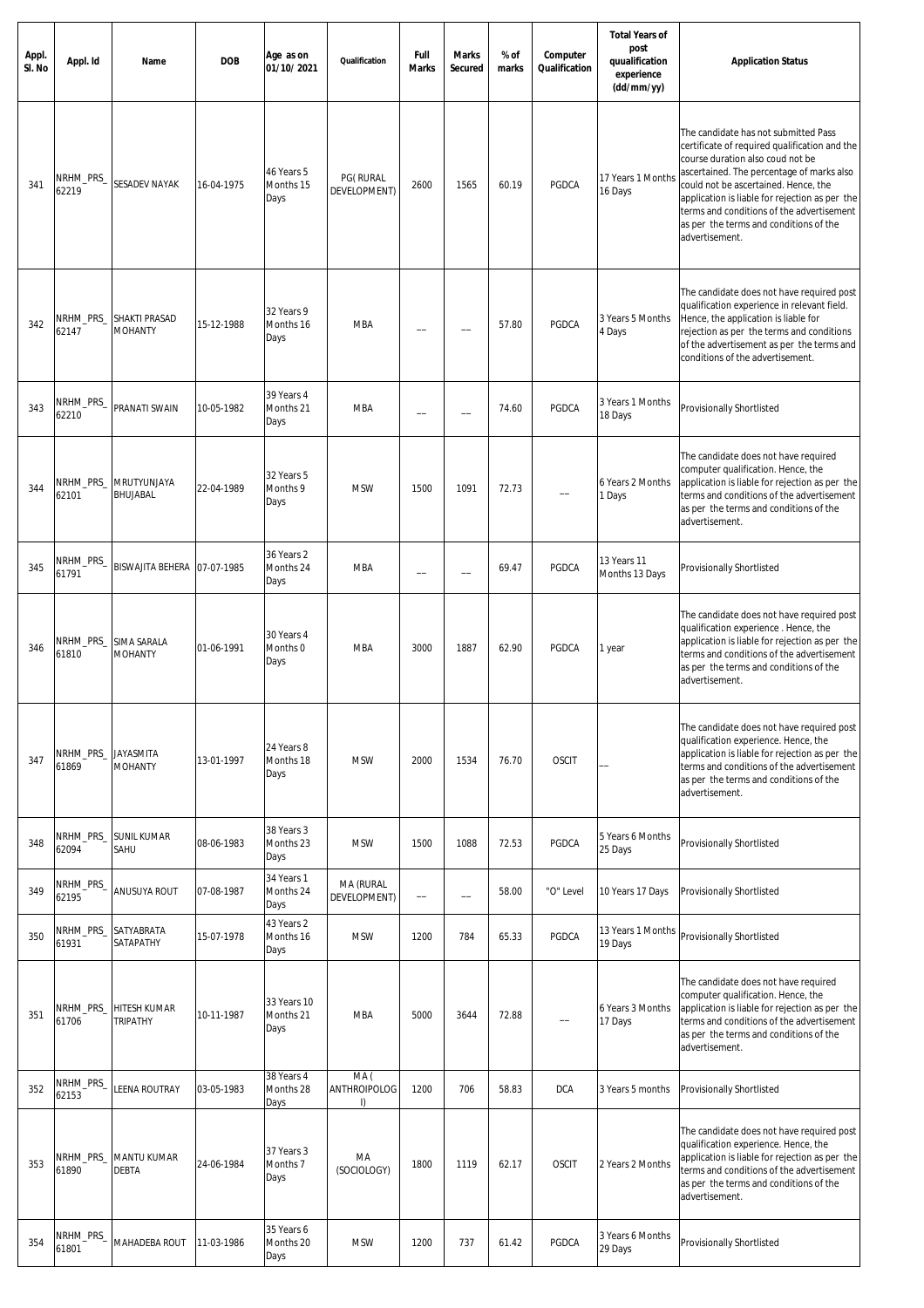| Appl. Sl. No | Appl. Id | Name | DOB | Age as on 01/10/2021 | Qualification | Full Marks | Marks Secured | % of marks | Computer Qualification | Total Years of post quualification experience (dd/mm/yy) | Application Status |
|---|---|---|---|---|---|---|---|---|---|---|---|
| 341 | NRHM_PRS_62219 | SESADEV NAYAK | 16-04-1975 | 46 Years 5 Months 15 Days | PG( RURAL DEVELOPMENT) | 2600 | 1565 | 60.19 | PGDCA | 17 Years 1 Months 16 Days | The candidate has not submitted Pass certificate of required qualification and the course duration also coud not be ascertained. The percentage of marks also could not be ascertained. Hence, the application is liable for rejection as per the terms and conditions of the advertisement as per the terms and conditions of the advertisement. |
| 342 | NRHM_PRS_62147 | SHAKTI PRASAD MOHANTY | 15-12-1988 | 32 Years 9 Months 16 Days | MBA | ---- | ---- | 57.80 | PGDCA | 3 Years 5 Months 4 Days | The candidate does not have required post qualification experience in relevant field. Hence, the application is liable for rejection as per the terms and conditions of the advertisement as per the terms and conditions of the advertisement. |
| 343 | NRHM_PRS_62210 | PRANATI SWAIN | 10-05-1982 | 39 Years 4 Months 21 Days | MBA | ---- | ---- | 74.60 | PGDCA | 3 Years 1 Months 18 Days | Provisionally Shortlisted |
| 344 | NRHM_PRS_62101 | MRUTYUNJAYA BHUJABAL | 22-04-1989 | 32 Years 5 Months 9 Days | MSW | 1500 | 1091 | 72.73 | ---- | 6 Years 2 Months 1 Days | The candidate does not have required computer qualification. Hence, the application is liable for rejection as per the terms and conditions of the advertisement as per the terms and conditions of the advertisement. |
| 345 | NRHM_PRS_61791 | BISWAJITA BEHERA | 07-07-1985 | 36 Years 2 Months 24 Days | MBA | ---- | ---- | 69.47 | PGDCA | 13 Years 11 Months 13 Days | Provisionally Shortlisted |
| 346 | NRHM_PRS_61810 | SIMA SARALA MOHANTY | 01-06-1991 | 30 Years 4 Months 0 Days | MBA | 3000 | 1887 | 62.90 | PGDCA | 1 year | The candidate does not have required post qualification experience . Hence, the application is liable for rejection as per the terms and conditions of the advertisement as per the terms and conditions of the advertisement. |
| 347 | NRHM_PRS_61869 | JAYASMITA MOHANTY | 13-01-1997 | 24 Years 8 Months 18 Days | MSW | 2000 | 1534 | 76.70 | OSCIT | ---- | The candidate does not have required post qualification experience. Hence, the application is liable for rejection as per the terms and conditions of the advertisement as per the terms and conditions of the advertisement. |
| 348 | NRHM_PRS_62094 | SUNIL KUMAR SAHU | 08-06-1983 | 38 Years 3 Months 23 Days | MSW | 1500 | 1088 | 72.53 | PGDCA | 5 Years 6 Months 25 Days | Provisionally Shortlisted |
| 349 | NRHM_PRS_62195 | ANUSUYA ROUT | 07-08-1987 | 34 Years 1 Months 24 Days | MA (RURAL DEVELOPMENT) | ---- | ---- | 58.00 | "O" Level | 10 Years 17 Days | Provisionally Shortlisted |
| 350 | NRHM_PRS_61931 | SATYABRATA SATAPATHY | 15-07-1978 | 43 Years 2 Months 16 Days | MSW | 1200 | 784 | 65.33 | PGDCA | 13 Years 1 Months 19 Days | Provisionally Shortlisted |
| 351 | NRHM_PRS_61706 | HITESH KUMAR TRIPATHY | 10-11-1987 | 33 Years 10 Months 21 Days | MBA | 5000 | 3644 | 72.88 | ---- | 6 Years 3 Months 17 Days | The candidate does not have required computer qualification. Hence, the application is liable for rejection as per the terms and conditions of the advertisement as per the terms and conditions of the advertisement. |
| 352 | NRHM_PRS_62153 | LEENA ROUTRAY | 03-05-1983 | 38 Years 4 Months 28 Days | MA ( ANTHROIPOLOGI) | 1200 | 706 | 58.83 | DCA | 3 Years 5 months | Provisionally Shortlisted |
| 353 | NRHM_PRS_61890 | MANTU KUMAR DEBTA | 24-06-1984 | 37 Years 3 Months 7 Days | MA (SOCIOLOGY) | 1800 | 1119 | 62.17 | OSCIT | 2 Years 2 Months | The candidate does not have required post qualification experience. Hence, the application is liable for rejection as per the terms and conditions of the advertisement as per the terms and conditions of the advertisement. |
| 354 | NRHM_PRS_61801 | MAHADEBA ROUT | 11-03-1986 | 35 Years 6 Months 20 Days | MSW | 1200 | 737 | 61.42 | PGDCA | 3 Years 6 Months 29 Days | Provisionally Shortlisted |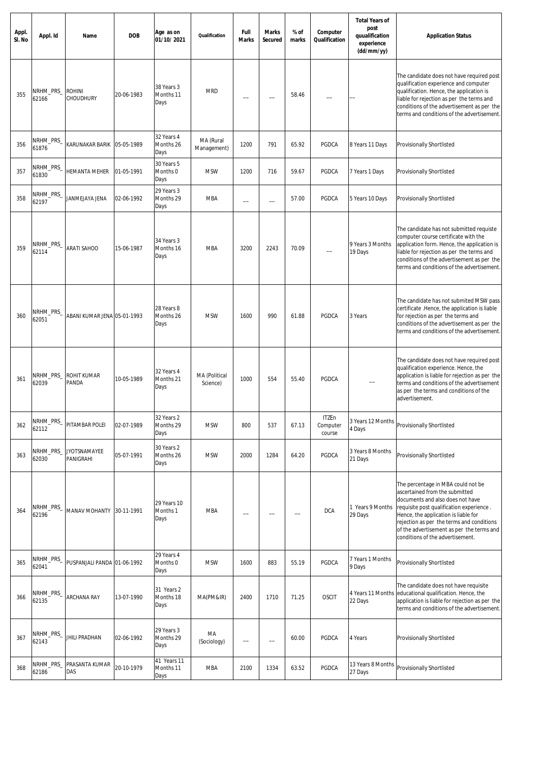| Appl. Sl. No | Appl. Id | Name | DOB | Age as on 01/10/2021 | Qualification | Full Marks | Marks Secured | % of marks | Computer Qualification | Total Years of post quualification experience (dd/mm/yy) | Application Status |
|---|---|---|---|---|---|---|---|---|---|---|---|
| 355 | NRHM_PRS_62166 | ROHINI CHOUDHURY | 20-06-1983 | 38 Years 3 Months 11 Days | MRD | -- | -- | 58.46 | -- | -- | The candidate does not have required post qualification experience and computer qualification. Hence, the application is liable for rejection as per the terms and conditions of the advertisement as per the terms and conditions of the advertisement. |
| 356 | NRHM_PRS_61876 | KARUNAKAR BARIK | 05-05-1989 | 32 Years 4 Months 26 Days | MA (Rural Management) | 1200 | 791 | 65.92 | PGDCA | 8 Years 11 Days | Provisionally Shortlisted |
| 357 | NRHM_PRS_61830 | HEMANTA MEHER | 01-05-1991 | 30 Years 5 Months 0 Days | MSW | 1200 | 716 | 59.67 | PGDCA | 7 Years 1 Days | Provisionally Shortlisted |
| 358 | NRHM_PRS_62197 | JANMEJAYA JENA | 02-06-1992 | 29 Years 3 Months 29 Days | MBA | -- | -- | 57.00 | PGDCA | 5 Years 10 Days | Provisionally Shortlisted |
| 359 | NRHM_PRS_62114 | ARATI SAHOO | 15-06-1987 | 34 Years 3 Months 16 Days | MBA | 3200 | 2243 | 70.09 | -- | 9 Years 3 Months 19 Days | The candidate has not submitted requiste computer course certificate with the application form. Hence, the application is liable for rejection as per the terms and conditions of the advertisement as per the terms and conditions of the advertisement. |
| 360 | NRHM_PRS_62051 | ABANI KUMAR JENA | 05-01-1993 | 28 Years 8 Months 26 Days | MSW | 1600 | 990 | 61.88 | PGDCA | 3 Years | The candidate has not submited MSW pass certificate .Hence, the application is liable for rejection as per the terms and conditions of the advertisement as per the terms and conditions of the advertisement. |
| 361 | NRHM_PRS_62039 | ROHIT KUMAR PANDA | 10-05-1989 | 32 Years 4 Months 21 Days | MA (Political Science) | 1000 | 554 | 55.40 | PGDCA | -- | The candidate does not have required post qualification experience. Hence, the application is liable for rejection as per the terms and conditions of the advertisement as per the terms and conditions of the advertisement. |
| 362 | NRHM_PRS_62112 | PITAMBAR POLEI | 02-07-1989 | 32 Years 2 Months 29 Days | MSW | 800 | 537 | 67.13 | ITZEn Computer course | 3 Years 12 Months 4 Days | Provisionally Shortlisted |
| 363 | NRHM_PRS_62030 | JYOTSNAMAYEE PANIGRAHI | 05-07-1991 | 30 Years 2 Months 26 Days | MSW | 2000 | 1284 | 64.20 | PGDCA | 3 Years 8 Months 21 Days | Provisionally Shortlisted |
| 364 | NRHM_PRS_62196 | MANAV MOHANTY | 30-11-1991 | 29 Years 10 Months 1 Days | MBA | -- | -- | -- | DCA | 1 Years 9 Months 29 Days | The percentage in MBA could not be ascertained from the submitted documents and also does not have requisite post qualification experience . Hence, the application is liable for rejection as per the terms and conditions of the advertisement as per the terms and conditions of the advertisement. |
| 365 | NRHM_PRS_62041 | PUSPANJALI PANDA | 01-06-1992 | 29 Years 4 Months 0 Days | MSW | 1600 | 883 | 55.19 | PGDCA | 7 Years 1 Months 9 Days | Provisionally Shortlisted |
| 366 | NRHM_PRS_62135 | ARCHANA RAY | 13-07-1990 | 31 Years 2 Months 18 Days | MA(PM&IR) | 2400 | 1710 | 71.25 | OSCIT | 4 Years 11 Months 22 Days | The candidate does not have requisite educational qualification. Hence, the application is liable for rejection as per the terms and conditions of the advertisement. |
| 367 | NRHM_PRS_62143 | JHILI PRADHAN | 02-06-1992 | 29 Years 3 Months 29 Days | MA (Sociology) | -- | -- | 60.00 | PGDCA | 4 Years | Provisionally Shortlisted |
| 368 | NRHM_PRS_62186 | PRASANTA KUMAR DAS | 20-10-1979 | 41 Years 11 Months 11 Days | MBA | 2100 | 1334 | 63.52 | PGDCA | 13 Years 8 Months 27 Days | Provisionally Shortlisted |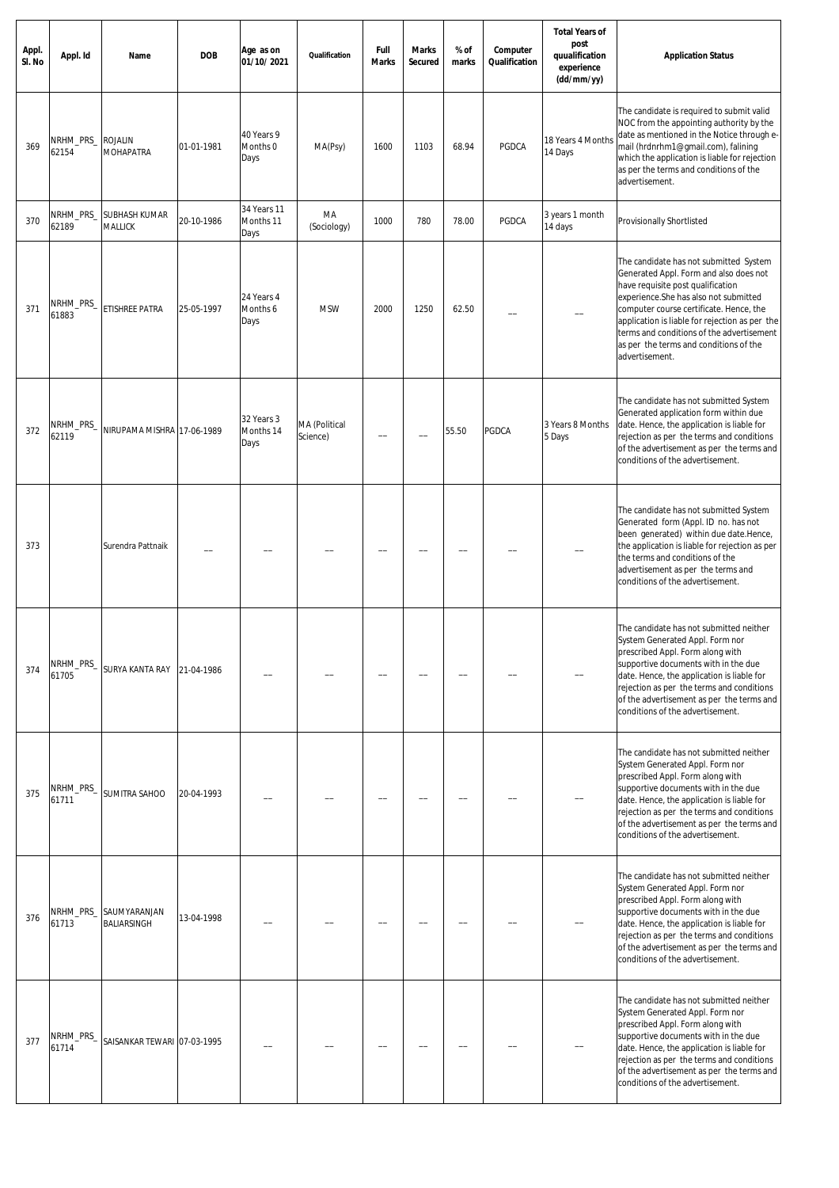| Appl. Sl. No | Appl. Id | Name | DOB | Age as on 01/10/2021 | Qualification | Full Marks | Marks Secured | % of marks | Computer Qualification | Total Years of post quualification experience (dd/mm/yy) | Application Status |
|---|---|---|---|---|---|---|---|---|---|---|---|
| 369 | NRHM_PRS_62154 | ROJALIN MOHAPATRA | 01-01-1981 | 40 Years 9 Months 0 Days | MA(Psy) | 1600 | 1103 | 68.94 | PGDCA | 18 Years 4 Months 14 Days | The candidate is required to submit valid NOC from the appointing authority by the date as mentioned in the Notice through e-mail (hrdnrhm1@gmail.com), falining which the application is liable for rejection as per the terms and conditions of the advertisement. |
| 370 | NRHM_PRS_62189 | SUBHASH KUMAR MALLICK | 20-10-1986 | 34 Years 11 Months 11 Days | MA (Sociology) | 1000 | 780 | 78.00 | PGDCA | 3 years 1 month 14 days | Provisionally Shortlisted |
| 371 | NRHM_PRS_61883 | ETISHREE PATRA | 25-05-1997 | 24 Years 4 Months 6 Days | MSW | 2000 | 1250 | 62.50 | -- | -- | The candidate has not submitted System Generated Appl. Form and also does not have requisite post qualification experience.She has also not submitted computer course certificate. Hence, the application is liable for rejection as per the terms and conditions of the advertisement as per the terms and conditions of the advertisement. |
| 372 | NRHM_PRS_62119 | NIRUPAMA MISHRA | 17-06-1989 | 32 Years 3 Months 14 Days | MA (Political Science) | -- | -- | 55.50 | PGDCA | 3 Years 8 Months 5 Days | The candidate has not submitted System Generated application form within due date. Hence, the application is liable for rejection as per the terms and conditions of the advertisement as per the terms and conditions of the advertisement. |
| 373 | | Surendra Pattnaik | -- | -- | -- | -- | -- | -- | -- | -- | The candidate has not submitted System Generated form (Appl. ID no. has not been generated) within due date.Hence, the application is liable for rejection as per the terms and conditions of the advertisement as per the terms and conditions of the advertisement. |
| 374 | NRHM_PRS_61705 | SURYA KANTA RAY | 21-04-1986 | -- | -- | -- | -- | -- | -- | -- | The candidate has not submitted neither System Generated Appl. Form nor prescribed Appl. Form along with supportive documents with in the due date. Hence, the application is liable for rejection as per the terms and conditions of the advertisement as per the terms and conditions of the advertisement. |
| 375 | NRHM_PRS_61711 | SUMITRA SAHOO | 20-04-1993 | -- | -- | -- | -- | -- | -- | -- | The candidate has not submitted neither System Generated Appl. Form nor prescribed Appl. Form along with supportive documents with in the due date. Hence, the application is liable for rejection as per the terms and conditions of the advertisement as per the terms and conditions of the advertisement. |
| 376 | NRHM_PRS_61713 | SAUMYARANJAN BALIARSINGH | 13-04-1998 | -- | -- | -- | -- | -- | -- | -- | The candidate has not submitted neither System Generated Appl. Form nor prescribed Appl. Form along with supportive documents with in the due date. Hence, the application is liable for rejection as per the terms and conditions of the advertisement as per the terms and conditions of the advertisement. |
| 377 | NRHM_PRS_61714 | SAISANKAR TEWARI | 07-03-1995 | -- | -- | -- | -- | -- | -- | -- | The candidate has not submitted neither System Generated Appl. Form nor prescribed Appl. Form along with supportive documents with in the due date. Hence, the application is liable for rejection as per the terms and conditions of the advertisement as per the terms and conditions of the advertisement. |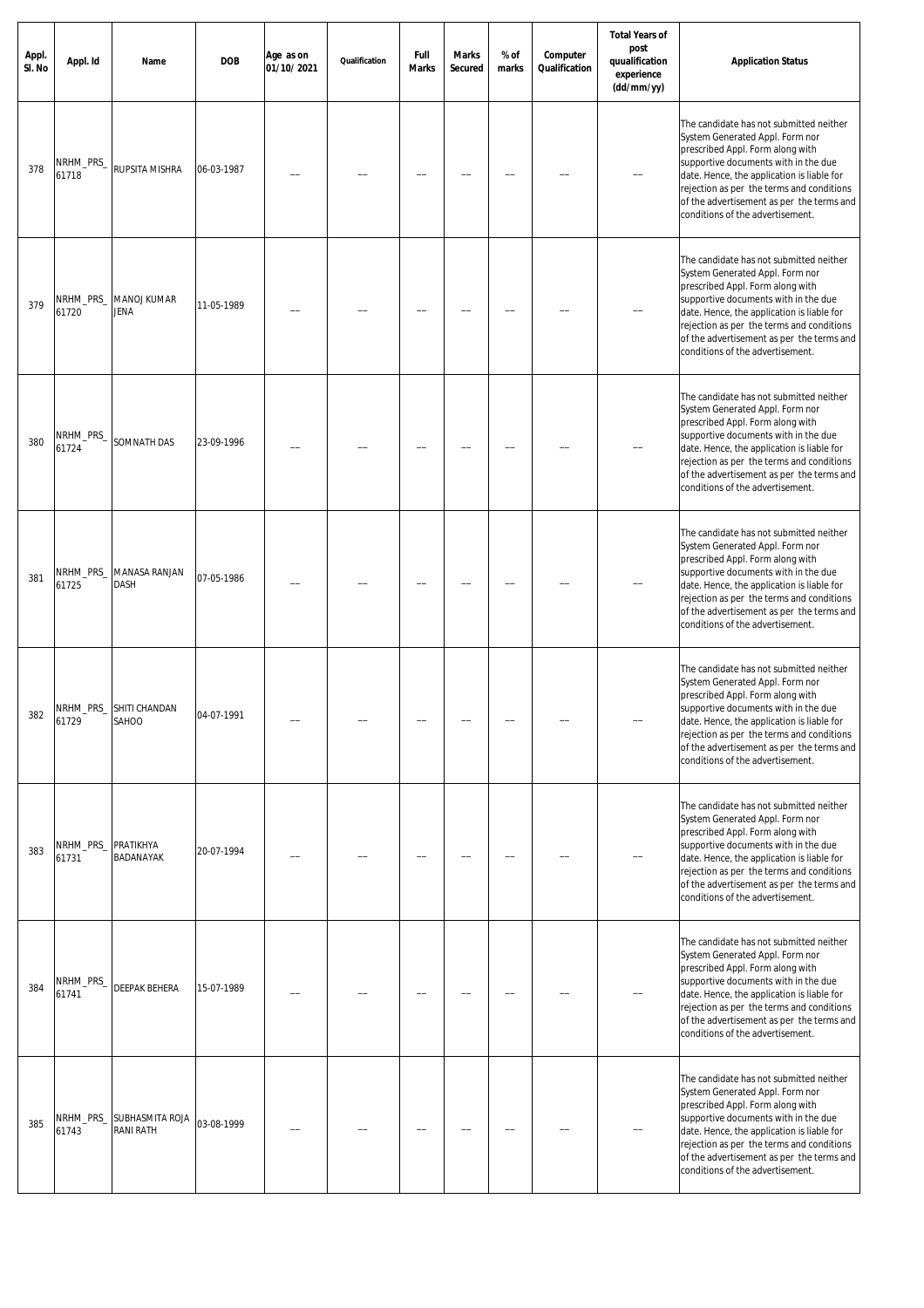| Appl. Sl. No | Appl. Id | Name | DOB | Age as on 01/10/2021 | Qualification | Full Marks | Marks Secured | % of marks | Computer Qualification | Total Years of post quualification experience (dd/mm/yy) | Application Status |
|---|---|---|---|---|---|---|---|---|---|---|---|
| 378 | NRHM_PRS_61718 | RUPSITA MISHRA | 06-03-1987 | -- | -- | -- | -- | -- | -- | -- | The candidate has not submitted neither System Generated Appl. Form nor prescribed Appl. Form along with supportive documents with in the due date. Hence, the application is liable for rejection as per the terms and conditions of the advertisement as per the terms and conditions of the advertisement. |
| 379 | NRHM_PRS_61720 | MANOJ KUMAR JENA | 11-05-1989 | -- | -- | -- | -- | -- | -- | -- | The candidate has not submitted neither System Generated Appl. Form nor prescribed Appl. Form along with supportive documents with in the due date. Hence, the application is liable for rejection as per the terms and conditions of the advertisement as per the terms and conditions of the advertisement. |
| 380 | NRHM_PRS_61724 | SOMNATH DAS | 23-09-1996 | -- | -- | -- | -- | -- | -- | -- | The candidate has not submitted neither System Generated Appl. Form nor prescribed Appl. Form along with supportive documents with in the due date. Hence, the application is liable for rejection as per the terms and conditions of the advertisement as per the terms and conditions of the advertisement. |
| 381 | NRHM_PRS_61725 | MANASA RANJAN DASH | 07-05-1986 | -- | -- | -- | -- | -- | -- | -- | The candidate has not submitted neither System Generated Appl. Form nor prescribed Appl. Form along with supportive documents with in the due date. Hence, the application is liable for rejection as per the terms and conditions of the advertisement as per the terms and conditions of the advertisement. |
| 382 | NRHM_PRS_61729 | SHITI CHANDAN SAHOO | 04-07-1991 | -- | -- | -- | -- | -- | -- | -- | The candidate has not submitted neither System Generated Appl. Form nor prescribed Appl. Form along with supportive documents with in the due date. Hence, the application is liable for rejection as per the terms and conditions of the advertisement as per the terms and conditions of the advertisement. |
| 383 | NRHM_PRS_61731 | PRATIKHYA BADANAYAK | 20-07-1994 | -- | -- | -- | -- | -- | -- | -- | The candidate has not submitted neither System Generated Appl. Form nor prescribed Appl. Form along with supportive documents with in the due date. Hence, the application is liable for rejection as per the terms and conditions of the advertisement as per the terms and conditions of the advertisement. |
| 384 | NRHM_PRS_61741 | DEEPAK BEHERA | 15-07-1989 | -- | -- | -- | -- | -- | -- | -- | The candidate has not submitted neither System Generated Appl. Form nor prescribed Appl. Form along with supportive documents with in the due date. Hence, the application is liable for rejection as per the terms and conditions of the advertisement as per the terms and conditions of the advertisement. |
| 385 | NRHM_PRS_61743 | SUBHASMITA ROJA RANI RATH | 03-08-1999 | -- | -- | -- | -- | -- | -- | -- | The candidate has not submitted neither System Generated Appl. Form nor prescribed Appl. Form along with supportive documents with in the due date. Hence, the application is liable for rejection as per the terms and conditions of the advertisement as per the terms and conditions of the advertisement. |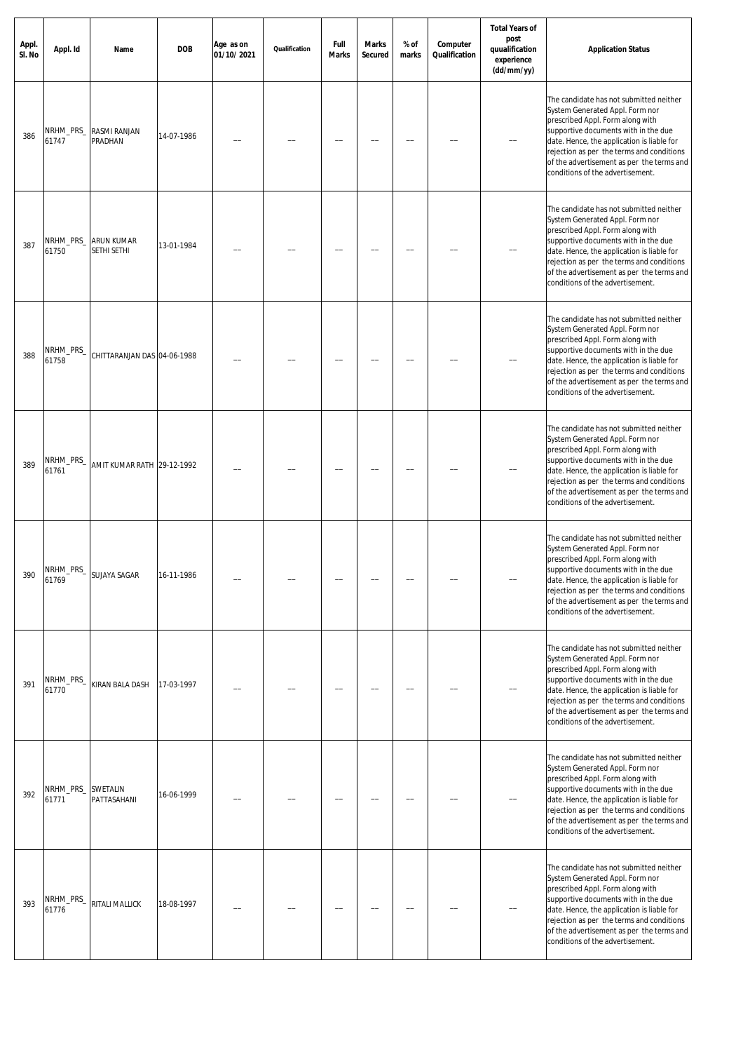| Appl. Sl. No | Appl. Id | Name | DOB | Age as on 01/10/ 2021 | Qualification | Full Marks | Marks Secured | % of marks | Computer Qualification | Total Years of post quualification experience (dd/mm/yy) | Application Status |
|---|---|---|---|---|---|---|---|---|---|---|---|
| 386 | NRHM_PRS_61747 | RASMI RANJAN PRADHAN | 14-07-1986 | -- | -- | -- | -- | -- | -- | -- | The candidate has not submitted neither System Generated Appl. Form nor prescribed Appl. Form along with supportive documents with in the due date. Hence, the application is liable for rejection as per the terms and conditions of the advertisement as per the terms and conditions of the advertisement. |
| 387 | NRHM_PRS_61750 | ARUN KUMAR SETHI SETHI | 13-01-1984 | -- | -- | -- | -- | -- | -- | -- | The candidate has not submitted neither System Generated Appl. Form nor prescribed Appl. Form along with supportive documents with in the due date. Hence, the application is liable for rejection as per the terms and conditions of the advertisement as per the terms and conditions of the advertisement. |
| 388 | NRHM_PRS_61758 | CHITTARANJAN DAS | 04-06-1988 | -- | -- | -- | -- | -- | -- | -- | The candidate has not submitted neither System Generated Appl. Form nor prescribed Appl. Form along with supportive documents with in the due date. Hence, the application is liable for rejection as per the terms and conditions of the advertisement as per the terms and conditions of the advertisement. |
| 389 | NRHM_PRS_61761 | AMIT KUMAR RATH | 29-12-1992 | -- | -- | -- | -- | -- | -- | -- | The candidate has not submitted neither System Generated Appl. Form nor prescribed Appl. Form along with supportive documents with in the due date. Hence, the application is liable for rejection as per the terms and conditions of the advertisement as per the terms and conditions of the advertisement. |
| 390 | NRHM_PRS_61769 | SUJAYA SAGAR | 16-11-1986 | -- | -- | -- | -- | -- | -- | -- | The candidate has not submitted neither System Generated Appl. Form nor prescribed Appl. Form along with supportive documents with in the due date. Hence, the application is liable for rejection as per the terms and conditions of the advertisement as per the terms and conditions of the advertisement. |
| 391 | NRHM_PRS_61770 | KIRAN BALA DASH | 17-03-1997 | -- | -- | -- | -- | -- | -- | -- | The candidate has not submitted neither System Generated Appl. Form nor prescribed Appl. Form along with supportive documents with in the due date. Hence, the application is liable for rejection as per the terms and conditions of the advertisement as per the terms and conditions of the advertisement. |
| 392 | NRHM_PRS_61771 | SWETALIN PATTASAHANI | 16-06-1999 | -- | -- | -- | -- | -- | -- | -- | The candidate has not submitted neither System Generated Appl. Form nor prescribed Appl. Form along with supportive documents with in the due date. Hence, the application is liable for rejection as per the terms and conditions of the advertisement as per the terms and conditions of the advertisement. |
| 393 | NRHM_PRS_61776 | RITALI MALLICK | 18-08-1997 | -- | -- | -- | -- | -- | -- | -- | The candidate has not submitted neither System Generated Appl. Form nor prescribed Appl. Form along with supportive documents with in the due date. Hence, the application is liable for rejection as per the terms and conditions of the advertisement as per the terms and conditions of the advertisement. |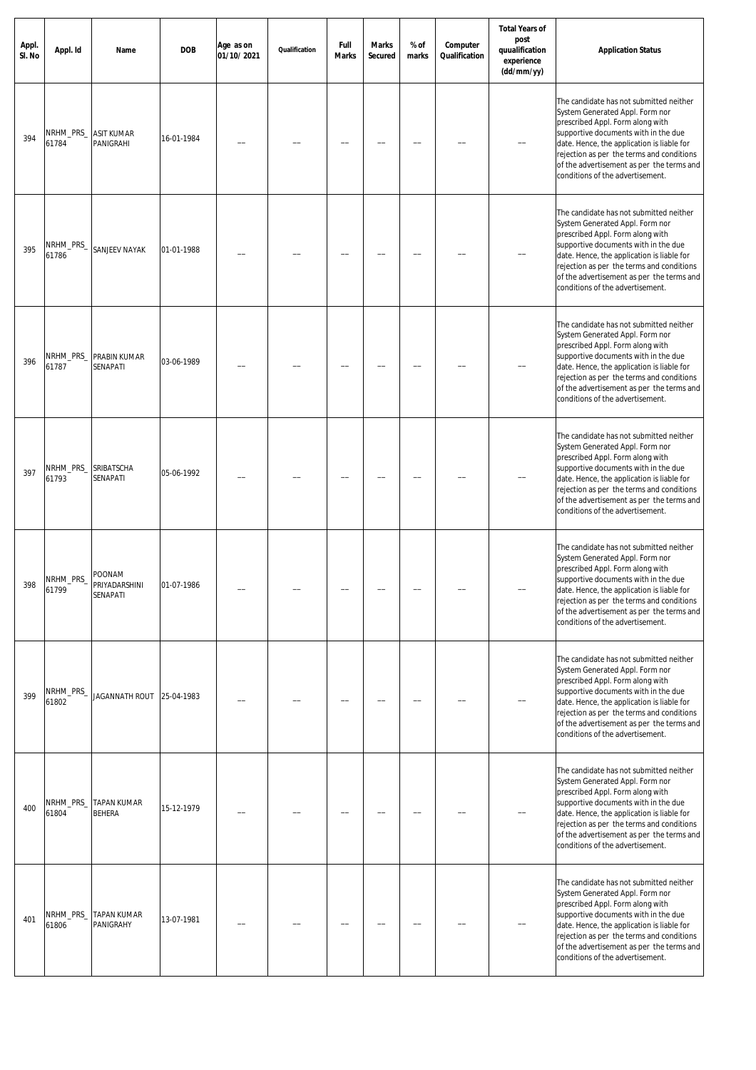| Appl. Sl. No | Appl. Id | Name | DOB | Age as on 01/10/ 2021 | Qualification | Full Marks | Marks Secured | % of marks | Computer Qualification | Total Years of post quualification experience (dd/mm/yy) | Application Status |
|---|---|---|---|---|---|---|---|---|---|---|---|
| 394 | NRHM_PRS_61784 | ASIT KUMAR PANIGRAHI | 16-01-1984 | -- | -- | -- | -- | -- | -- | -- | The candidate has not submitted neither System Generated Appl. Form nor prescribed Appl. Form along with supportive documents with in the due date. Hence, the application is liable for rejection as per the terms and conditions of the advertisement as per the terms and conditions of the advertisement. |
| 395 | NRHM_PRS_61786 | SANJEEV NAYAK | 01-01-1988 | -- | -- | -- | -- | -- | -- | -- | The candidate has not submitted neither System Generated Appl. Form nor prescribed Appl. Form along with supportive documents with in the due date. Hence, the application is liable for rejection as per the terms and conditions of the advertisement as per the terms and conditions of the advertisement. |
| 396 | NRHM_PRS_61787 | PRABIN KUMAR SENAPATI | 03-06-1989 | -- | -- | -- | -- | -- | -- | -- | The candidate has not submitted neither System Generated Appl. Form nor prescribed Appl. Form along with supportive documents with in the due date. Hence, the application is liable for rejection as per the terms and conditions of the advertisement as per the terms and conditions of the advertisement. |
| 397 | NRHM_PRS_61793 | SRIBATSCHA SENAPATI | 05-06-1992 | -- | -- | -- | -- | -- | -- | -- | The candidate has not submitted neither System Generated Appl. Form nor prescribed Appl. Form along with supportive documents with in the due date. Hence, the application is liable for rejection as per the terms and conditions of the advertisement as per the terms and conditions of the advertisement. |
| 398 | NRHM_PRS_61799 | POONAM PRIYADARSHINI SENAPATI | 01-07-1986 | -- | -- | -- | -- | -- | -- | -- | The candidate has not submitted neither System Generated Appl. Form nor prescribed Appl. Form along with supportive documents with in the due date. Hence, the application is liable for rejection as per the terms and conditions of the advertisement as per the terms and conditions of the advertisement. |
| 399 | NRHM_PRS_61802 | JAGANNATH ROUT | 25-04-1983 | -- | -- | -- | -- | -- | -- | -- | The candidate has not submitted neither System Generated Appl. Form nor prescribed Appl. Form along with supportive documents with in the due date. Hence, the application is liable for rejection as per the terms and conditions of the advertisement as per the terms and conditions of the advertisement. |
| 400 | NRHM_PRS_61804 | TAPAN KUMAR BEHERA | 15-12-1979 | -- | -- | -- | -- | -- | -- | -- | The candidate has not submitted neither System Generated Appl. Form nor prescribed Appl. Form along with supportive documents with in the due date. Hence, the application is liable for rejection as per the terms and conditions of the advertisement as per the terms and conditions of the advertisement. |
| 401 | NRHM_PRS_61806 | TAPAN KUMAR PANIGRAHY | 13-07-1981 | -- | -- | -- | -- | -- | -- | -- | The candidate has not submitted neither System Generated Appl. Form nor prescribed Appl. Form along with supportive documents with in the due date. Hence, the application is liable for rejection as per the terms and conditions of the advertisement as per the terms and conditions of the advertisement. |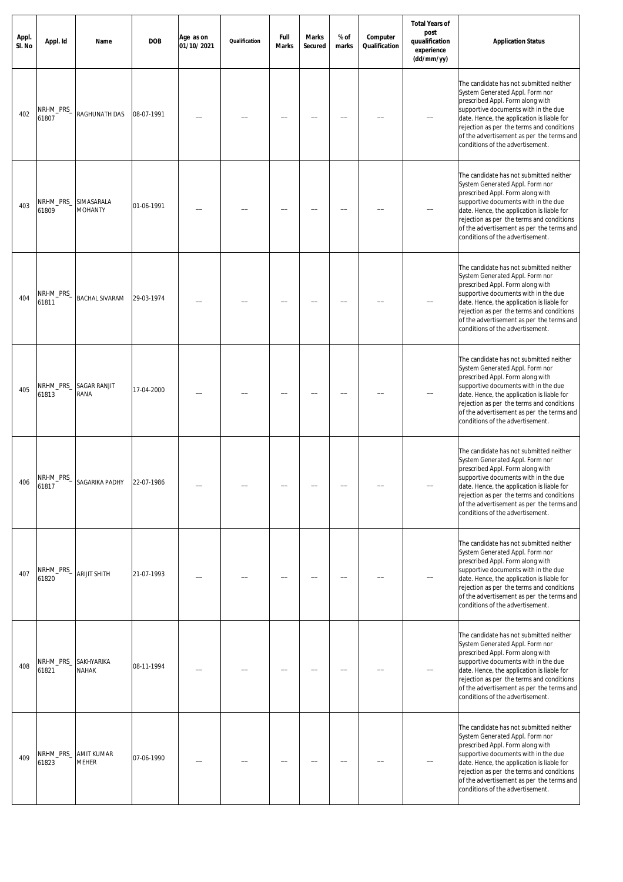| Appl. Sl. No | Appl. Id | Name | DOB | Age as on 01/10/ 2021 | Qualification | Full Marks | Marks Secured | % of marks | Computer Qualification | Total Years of post quualification experience (dd/mm/yy) | Application Status |
|---|---|---|---|---|---|---|---|---|---|---|---|
| 402 | NRHM_PRS_61807 | RAGHUNATH DAS | 08-07-1991 | -- | -- | -- | -- | -- | -- | -- | The candidate has not submitted neither System Generated Appl. Form nor prescribed Appl. Form along with supportive documents with in the due date. Hence, the application is liable for rejection as per the terms and conditions of the advertisement as per the terms and conditions of the advertisement. |
| 403 | NRHM_PRS_61809 | SIMASARALA MOHANTY | 01-06-1991 | -- | -- | -- | -- | -- | -- | -- | The candidate has not submitted neither System Generated Appl. Form nor prescribed Appl. Form along with supportive documents with in the due date. Hence, the application is liable for rejection as per the terms and conditions of the advertisement as per the terms and conditions of the advertisement. |
| 404 | NRHM_PRS_61811 | BACHAL SIVARAM | 29-03-1974 | -- | -- | -- | -- | -- | -- | -- | The candidate has not submitted neither System Generated Appl. Form nor prescribed Appl. Form along with supportive documents with in the due date. Hence, the application is liable for rejection as per the terms and conditions of the advertisement as per the terms and conditions of the advertisement. |
| 405 | NRHM_PRS_61813 | SAGAR RANJIT RANA | 17-04-2000 | -- | -- | -- | -- | -- | -- | -- | The candidate has not submitted neither System Generated Appl. Form nor prescribed Appl. Form along with supportive documents with in the due date. Hence, the application is liable for rejection as per the terms and conditions of the advertisement as per the terms and conditions of the advertisement. |
| 406 | NRHM_PRS_61817 | SAGARIKA PADHY | 22-07-1986 | -- | -- | -- | -- | -- | -- | -- | The candidate has not submitted neither System Generated Appl. Form nor prescribed Appl. Form along with supportive documents with in the due date. Hence, the application is liable for rejection as per the terms and conditions of the advertisement as per the terms and conditions of the advertisement. |
| 407 | NRHM_PRS_61820 | ARIJIT SHITH | 21-07-1993 | -- | -- | -- | -- | -- | -- | -- | The candidate has not submitted neither System Generated Appl. Form nor prescribed Appl. Form along with supportive documents with in the due date. Hence, the application is liable for rejection as per the terms and conditions of the advertisement as per the terms and conditions of the advertisement. |
| 408 | NRHM_PRS_61821 | SAKHYARIKA NAHAK | 08-11-1994 | -- | -- | -- | -- | -- | -- | -- | The candidate has not submitted neither System Generated Appl. Form nor prescribed Appl. Form along with supportive documents with in the due date. Hence, the application is liable for rejection as per the terms and conditions of the advertisement as per the terms and conditions of the advertisement. |
| 409 | NRHM_PRS_61823 | AMIT KUMAR MEHER | 07-06-1990 | -- | -- | -- | -- | -- | -- | -- | The candidate has not submitted neither System Generated Appl. Form nor prescribed Appl. Form along with supportive documents with in the due date. Hence, the application is liable for rejection as per the terms and conditions of the advertisement as per the terms and conditions of the advertisement. |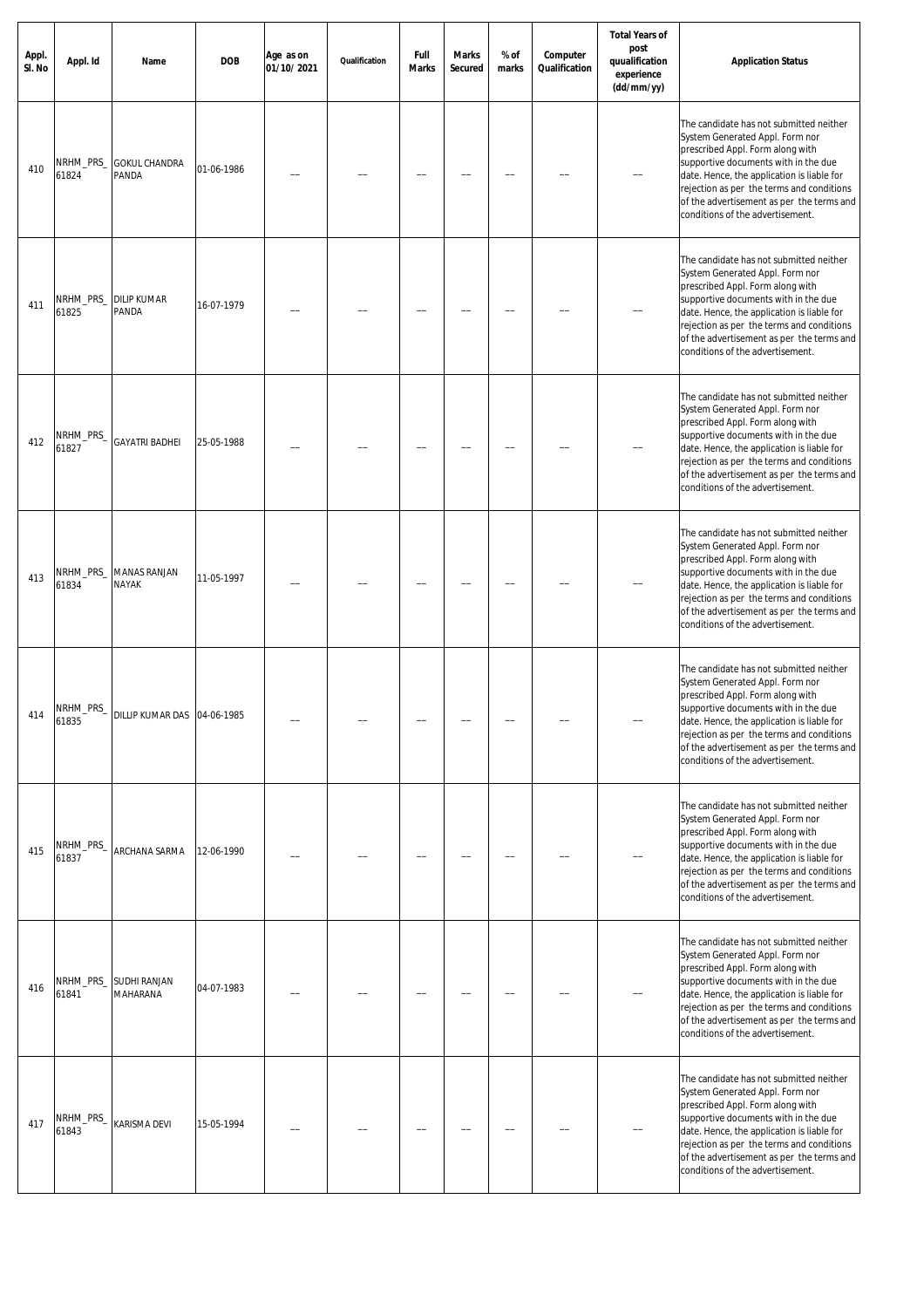| Appl. Sl. No | Appl. Id | Name | DOB | Age as on 01/10/2021 | Qualification | Full Marks | Marks Secured | % of marks | Computer Qualification | Total Years of post quualification experience (dd/mm/yy) | Application Status |
|---|---|---|---|---|---|---|---|---|---|---|---|
| 410 | NRHM_PRS_61824 | GOKUL CHANDRA PANDA | 01-06-1986 | -- | -- | -- | -- | -- | -- | -- | The candidate has not submitted neither System Generated Appl. Form nor prescribed Appl. Form along with supportive documents with in the due date. Hence, the application is liable for rejection as per the terms and conditions of the advertisement as per the terms and conditions of the advertisement. |
| 411 | NRHM_PRS_61825 | DILIP KUMAR PANDA | 16-07-1979 | -- | -- | -- | -- | -- | -- | -- | The candidate has not submitted neither System Generated Appl. Form nor prescribed Appl. Form along with supportive documents with in the due date. Hence, the application is liable for rejection as per the terms and conditions of the advertisement as per the terms and conditions of the advertisement. |
| 412 | NRHM_PRS_61827 | GAYATRI BADHEI | 25-05-1988 | -- | -- | -- | -- | -- | -- | -- | The candidate has not submitted neither System Generated Appl. Form nor prescribed Appl. Form along with supportive documents with in the due date. Hence, the application is liable for rejection as per the terms and conditions of the advertisement as per the terms and conditions of the advertisement. |
| 413 | NRHM_PRS_61834 | MANAS RANJAN NAYAK | 11-05-1997 | -- | -- | -- | -- | -- | -- | -- | The candidate has not submitted neither System Generated Appl. Form nor prescribed Appl. Form along with supportive documents with in the due date. Hence, the application is liable for rejection as per the terms and conditions of the advertisement as per the terms and conditions of the advertisement. |
| 414 | NRHM_PRS_61835 | DILLIP KUMAR DAS | 04-06-1985 | -- | -- | -- | -- | -- | -- | -- | The candidate has not submitted neither System Generated Appl. Form nor prescribed Appl. Form along with supportive documents with in the due date. Hence, the application is liable for rejection as per the terms and conditions of the advertisement as per the terms and conditions of the advertisement. |
| 415 | NRHM_PRS_61837 | ARCHANA SARMA | 12-06-1990 | -- | -- | -- | -- | -- | -- | -- | The candidate has not submitted neither System Generated Appl. Form nor prescribed Appl. Form along with supportive documents with in the due date. Hence, the application is liable for rejection as per the terms and conditions of the advertisement as per the terms and conditions of the advertisement. |
| 416 | NRHM_PRS_61841 | SUDHI RANJAN MAHARANA | 04-07-1983 | -- | -- | -- | -- | -- | -- | -- | The candidate has not submitted neither System Generated Appl. Form nor prescribed Appl. Form along with supportive documents with in the due date. Hence, the application is liable for rejection as per the terms and conditions of the advertisement as per the terms and conditions of the advertisement. |
| 417 | NRHM_PRS_61843 | KARISMA DEVI | 15-05-1994 | -- | -- | -- | -- | -- | -- | -- | The candidate has not submitted neither System Generated Appl. Form nor prescribed Appl. Form along with supportive documents with in the due date. Hence, the application is liable for rejection as per the terms and conditions of the advertisement as per the terms and conditions of the advertisement. |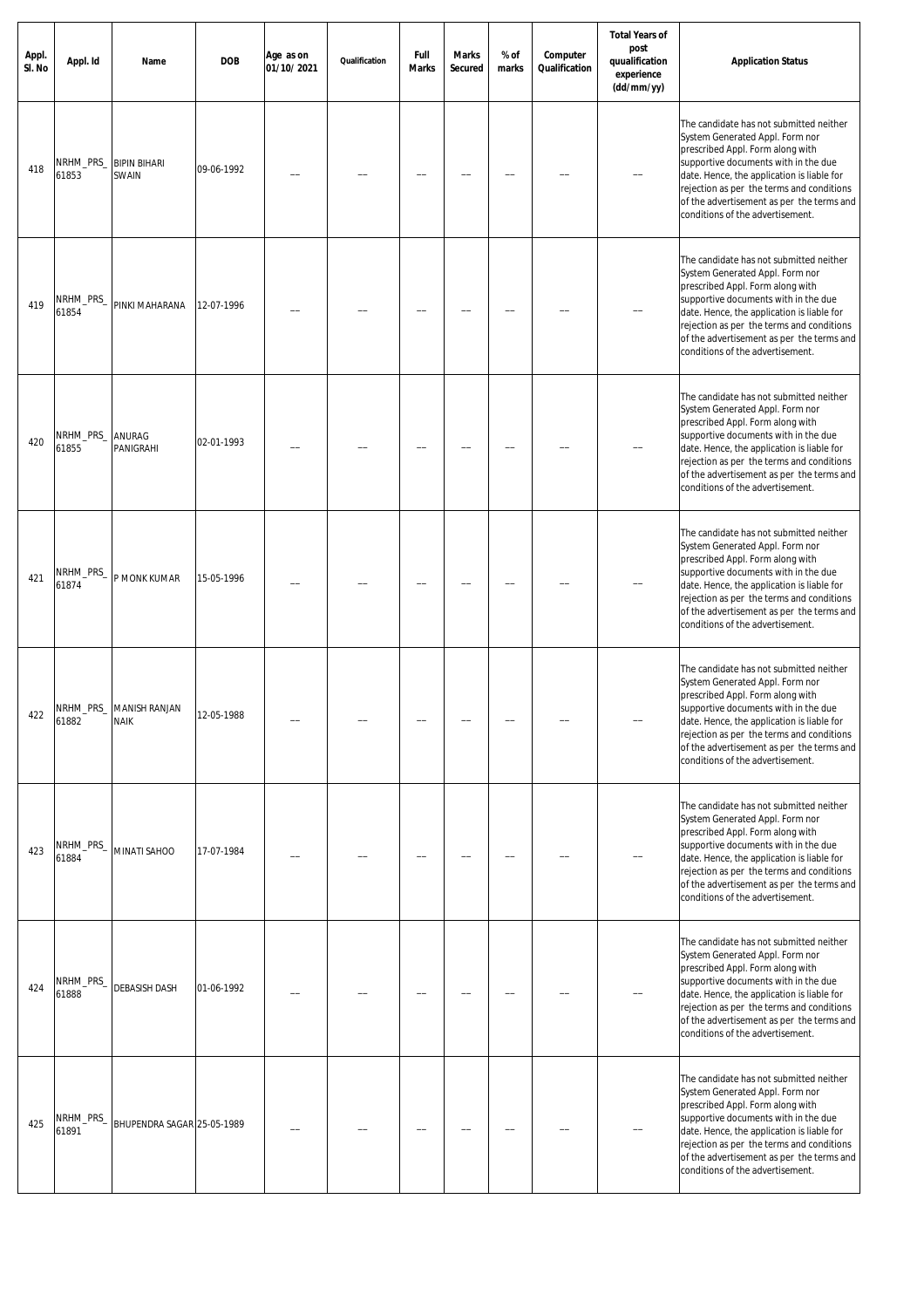| Appl. Sl. No | Appl. Id | Name | DOB | Age as on 01/10/ 2021 | Qualification | Full Marks | Marks Secured | % of marks | Computer Qualification | Total Years of post quualification experience (dd/mm/yy) | Application Status |
|---|---|---|---|---|---|---|---|---|---|---|---|
| 418 | NRHM_PRS_ 61853 | BIPIN BIHARI SWAIN | 09-06-1992 | -- | -- | -- | -- | -- | -- | -- | The candidate has not submitted neither System Generated Appl. Form nor prescribed Appl. Form along with supportive documents with in the due date. Hence, the application is liable for rejection as per the terms and conditions of the advertisement as per the terms and conditions of the advertisement. |
| 419 | NRHM_PRS_ 61854 | PINKI MAHARANA | 12-07-1996 | -- | -- | -- | -- | -- | -- | -- | The candidate has not submitted neither System Generated Appl. Form nor prescribed Appl. Form along with supportive documents with in the due date. Hence, the application is liable for rejection as per the terms and conditions of the advertisement as per the terms and conditions of the advertisement. |
| 420 | NRHM_PRS_ 61855 | ANURAG PANIGRAHI | 02-01-1993 | -- | -- | -- | -- | -- | -- | -- | The candidate has not submitted neither System Generated Appl. Form nor prescribed Appl. Form along with supportive documents with in the due date. Hence, the application is liable for rejection as per the terms and conditions of the advertisement as per the terms and conditions of the advertisement. |
| 421 | NRHM_PRS_ 61874 | P MONK KUMAR | 15-05-1996 | -- | -- | -- | -- | -- | -- | -- | The candidate has not submitted neither System Generated Appl. Form nor prescribed Appl. Form along with supportive documents with in the due date. Hence, the application is liable for rejection as per the terms and conditions of the advertisement as per the terms and conditions of the advertisement. |
| 422 | NRHM_PRS_ 61882 | MANISH RANJAN NAIK | 12-05-1988 | -- | -- | -- | -- | -- | -- | -- | The candidate has not submitted neither System Generated Appl. Form nor prescribed Appl. Form along with supportive documents with in the due date. Hence, the application is liable for rejection as per the terms and conditions of the advertisement as per the terms and conditions of the advertisement. |
| 423 | NRHM_PRS_ 61884 | MINATI SAHOO | 17-07-1984 | -- | -- | -- | -- | -- | -- | -- | The candidate has not submitted neither System Generated Appl. Form nor prescribed Appl. Form along with supportive documents with in the due date. Hence, the application is liable for rejection as per the terms and conditions of the advertisement as per the terms and conditions of the advertisement. |
| 424 | NRHM_PRS_ 61888 | DEBASISH DASH | 01-06-1992 | -- | -- | -- | -- | -- | -- | -- | The candidate has not submitted neither System Generated Appl. Form nor prescribed Appl. Form along with supportive documents with in the due date. Hence, the application is liable for rejection as per the terms and conditions of the advertisement as per the terms and conditions of the advertisement. |
| 425 | NRHM_PRS_ 61891 | BHUPENDRA SAGAR | 25-05-1989 | -- | -- | -- | -- | -- | -- | -- | The candidate has not submitted neither System Generated Appl. Form nor prescribed Appl. Form along with supportive documents with in the due date. Hence, the application is liable for rejection as per the terms and conditions of the advertisement as per the terms and conditions of the advertisement. |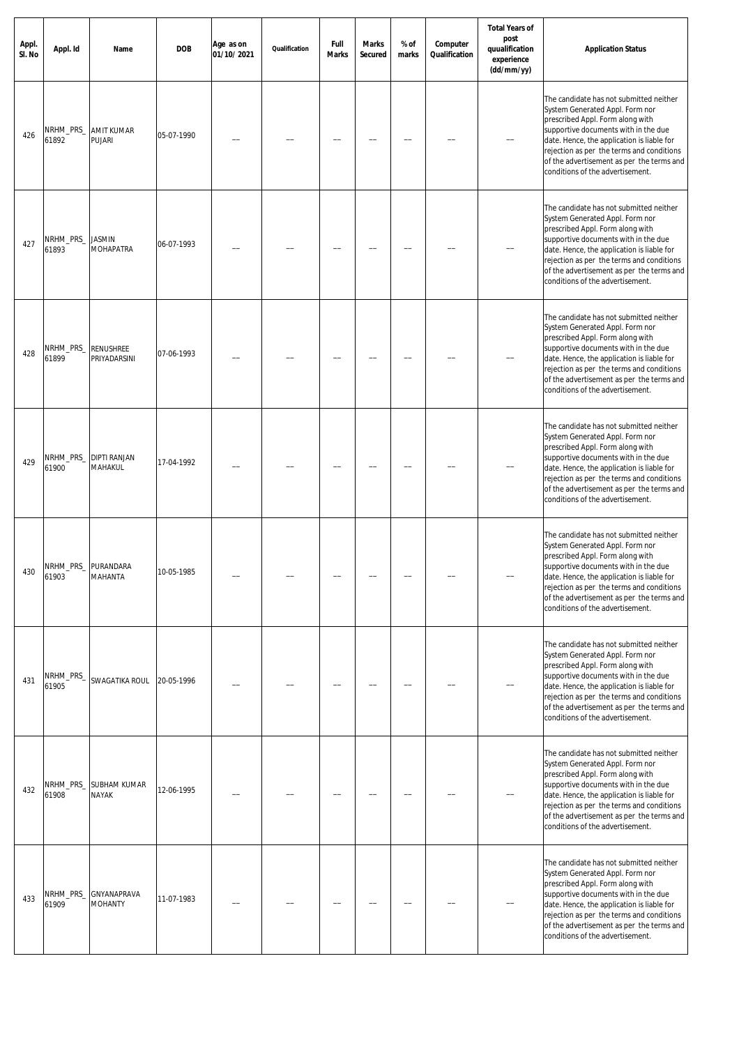| Appl. Sl. No | Appl. Id | Name | DOB | Age as on 01/10/ 2021 | Qualification | Full Marks | Marks Secured | % of marks | Computer Qualification | Total Years of post quualification experience (dd/mm/yy) | Application Status |
|---|---|---|---|---|---|---|---|---|---|---|---|
| 426 | NRHM_PRS_61892 | AMIT KUMAR PUJARI | 05-07-1990 | -- | -- | -- | -- | -- | -- | -- | The candidate has not submitted neither System Generated Appl. Form nor prescribed Appl. Form along with supportive documents with in the due date. Hence, the application is liable for rejection as per the terms and conditions of the advertisement as per the terms and conditions of the advertisement. |
| 427 | NRHM_PRS_61893 | JASMIN MOHAPATRA | 06-07-1993 | -- | -- | -- | -- | -- | -- | -- | The candidate has not submitted neither System Generated Appl. Form nor prescribed Appl. Form along with supportive documents with in the due date. Hence, the application is liable for rejection as per the terms and conditions of the advertisement as per the terms and conditions of the advertisement. |
| 428 | NRHM_PRS_61899 | RENUSHREE PRIYADARSINI | 07-06-1993 | -- | -- | -- | -- | -- | -- | -- | The candidate has not submitted neither System Generated Appl. Form nor prescribed Appl. Form along with supportive documents with in the due date. Hence, the application is liable for rejection as per the terms and conditions of the advertisement as per the terms and conditions of the advertisement. |
| 429 | NRHM_PRS_61900 | DIPTI RANJAN MAHAKUL | 17-04-1992 | -- | -- | -- | -- | -- | -- | -- | The candidate has not submitted neither System Generated Appl. Form nor prescribed Appl. Form along with supportive documents with in the due date. Hence, the application is liable for rejection as per the terms and conditions of the advertisement as per the terms and conditions of the advertisement. |
| 430 | NRHM_PRS_61903 | PURANDARA MAHANTA | 10-05-1985 | -- | -- | -- | -- | -- | -- | -- | The candidate has not submitted neither System Generated Appl. Form nor prescribed Appl. Form along with supportive documents with in the due date. Hence, the application is liable for rejection as per the terms and conditions of the advertisement as per the terms and conditions of the advertisement. |
| 431 | NRHM_PRS_61905 | SWAGATIKA ROUL | 20-05-1996 | -- | -- | -- | -- | -- | -- | -- | The candidate has not submitted neither System Generated Appl. Form nor prescribed Appl. Form along with supportive documents with in the due date. Hence, the application is liable for rejection as per the terms and conditions of the advertisement as per the terms and conditions of the advertisement. |
| 432 | NRHM_PRS_61908 | SUBHAM KUMAR NAYAK | 12-06-1995 | -- | -- | -- | -- | -- | -- | -- | The candidate has not submitted neither System Generated Appl. Form nor prescribed Appl. Form along with supportive documents with in the due date. Hence, the application is liable for rejection as per the terms and conditions of the advertisement as per the terms and conditions of the advertisement. |
| 433 | NRHM_PRS_61909 | GNYANAPRAVA MOHANTY | 11-07-1983 | -- | -- | -- | -- | -- | -- | -- | The candidate has not submitted neither System Generated Appl. Form nor prescribed Appl. Form along with supportive documents with in the due date. Hence, the application is liable for rejection as per the terms and conditions of the advertisement as per the terms and conditions of the advertisement. |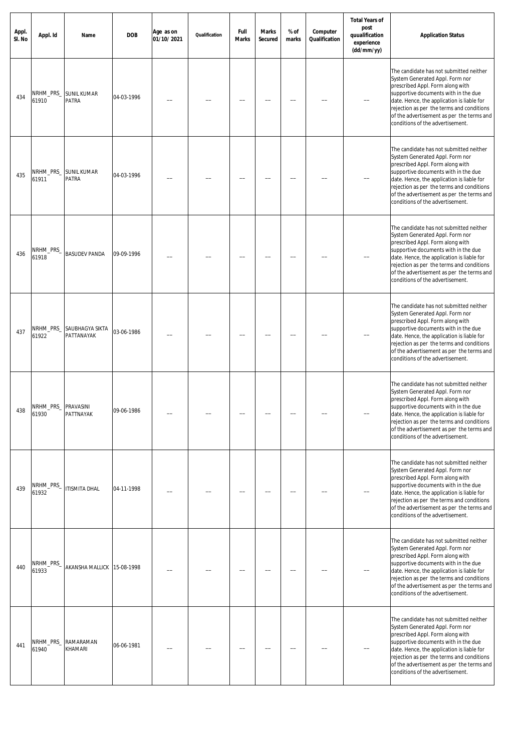| Appl. Sl. No | Appl. Id | Name | DOB | Age as on 01/10/ 2021 | Qualification | Full Marks | Marks Secured | % of marks | Computer Qualification | Total Years of post quualification experience (dd/mm/yy) | Application Status |
|---|---|---|---|---|---|---|---|---|---|---|---|
| 434 | NRHM_PRS_61910 | SUNIL KUMAR PATRA | 04-03-1996 | -- | -- | -- | -- | -- | -- | -- | The candidate has not submitted neither System Generated Appl. Form nor prescribed Appl. Form along with supportive documents with in the due date. Hence, the application is liable for rejection as per the terms and conditions of the advertisement as per the terms and conditions of the advertisement. |
| 435 | NRHM_PRS_61911 | SUNIL KUMAR PATRA | 04-03-1996 | -- | -- | -- | -- | -- | -- | -- | The candidate has not submitted neither System Generated Appl. Form nor prescribed Appl. Form along with supportive documents with in the due date. Hence, the application is liable for rejection as per the terms and conditions of the advertisement as per the terms and conditions of the advertisement. |
| 436 | NRHM_PRS_61918 | BASUDEV PANDA | 09-09-1996 | -- | -- | -- | -- | -- | -- | -- | The candidate has not submitted neither System Generated Appl. Form nor prescribed Appl. Form along with supportive documents with in the due date. Hence, the application is liable for rejection as per the terms and conditions of the advertisement as per the terms and conditions of the advertisement. |
| 437 | NRHM_PRS_61922 | SAUBHAGYA SIKTA PATTANAYAK | 03-06-1986 | -- | -- | -- | -- | -- | -- | -- | The candidate has not submitted neither System Generated Appl. Form nor prescribed Appl. Form along with supportive documents with in the due date. Hence, the application is liable for rejection as per the terms and conditions of the advertisement as per the terms and conditions of the advertisement. |
| 438 | NRHM_PRS_61930 | PRAVASINI PATTNAYAK | 09-06-1986 | -- | -- | -- | -- | -- | -- | -- | The candidate has not submitted neither System Generated Appl. Form nor prescribed Appl. Form along with supportive documents with in the due date. Hence, the application is liable for rejection as per the terms and conditions of the advertisement as per the terms and conditions of the advertisement. |
| 439 | NRHM_PRS_61932 | ITISMITA DHAL | 04-11-1998 | -- | -- | -- | -- | -- | -- | -- | The candidate has not submitted neither System Generated Appl. Form nor prescribed Appl. Form along with supportive documents with in the due date. Hence, the application is liable for rejection as per the terms and conditions of the advertisement as per the terms and conditions of the advertisement. |
| 440 | NRHM_PRS_61933 | AKANSHA MALLICK | 15-08-1998 | -- | -- | -- | -- | -- | -- | -- | The candidate has not submitted neither System Generated Appl. Form nor prescribed Appl. Form along with supportive documents with in the due date. Hence, the application is liable for rejection as per the terms and conditions of the advertisement as per the terms and conditions of the advertisement. |
| 441 | NRHM_PRS_61940 | RAMARAMAN KHAMARI | 06-06-1981 | -- | -- | -- | -- | -- | -- | -- | The candidate has not submitted neither System Generated Appl. Form nor prescribed Appl. Form along with supportive documents with in the due date. Hence, the application is liable for rejection as per the terms and conditions of the advertisement as per the terms and conditions of the advertisement. |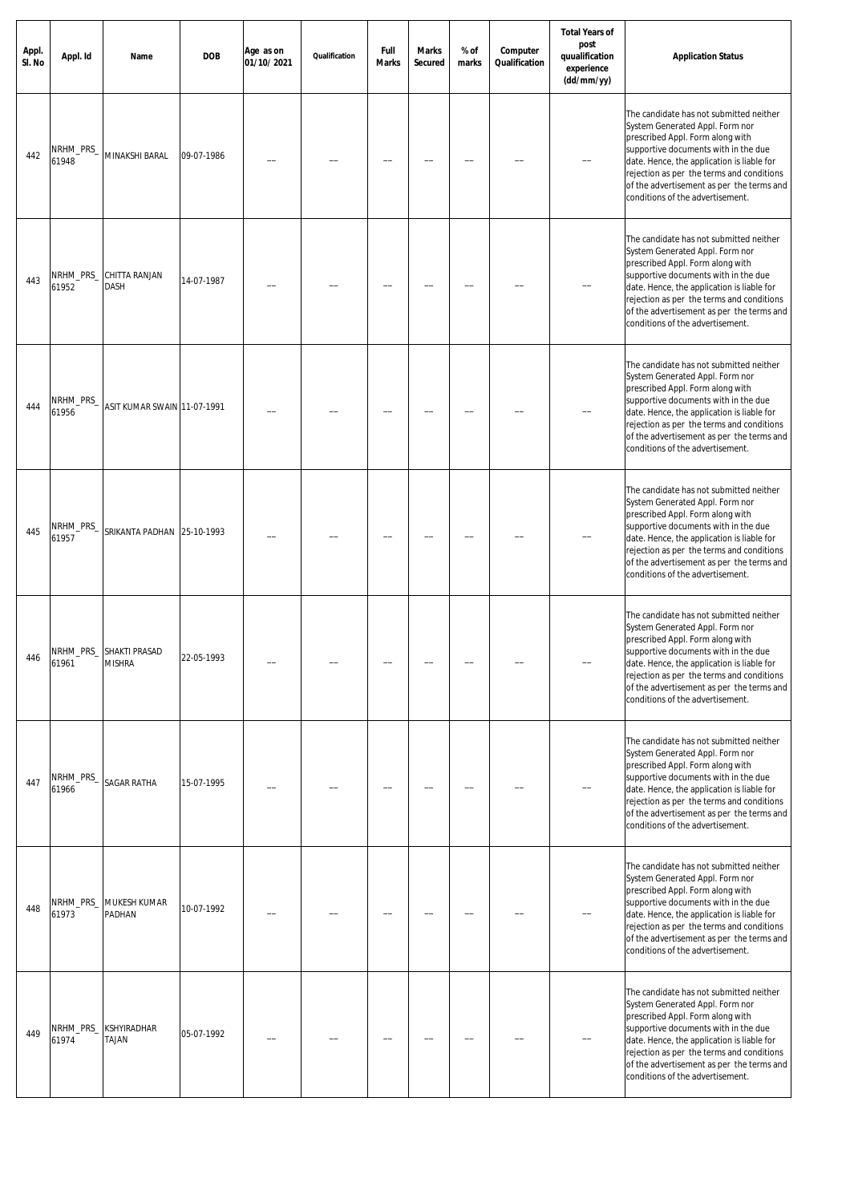| Appl. Sl. No | Appl. Id | Name | DOB | Age as on 01/10/2021 | Qualification | Full Marks | Marks Secured | % of marks | Computer Qualification | Total Years of post quualification experience (dd/mm/yy) | Application Status |
|---|---|---|---|---|---|---|---|---|---|---|---|
| 442 | NRHM_PRS_61948 | MINAKSHI BARAL | 09-07-1986 | -- | -- | -- | -- | -- | -- | -- | The candidate has not submitted neither System Generated Appl. Form nor prescribed Appl. Form along with supportive documents with in the due date. Hence, the application is liable for rejection as per the terms and conditions of the advertisement as per the terms and conditions of the advertisement. |
| 443 | NRHM_PRS_61952 | CHITTA RANJAN DASH | 14-07-1987 | -- | -- | -- | -- | -- | -- | -- | The candidate has not submitted neither System Generated Appl. Form nor prescribed Appl. Form along with supportive documents with in the due date. Hence, the application is liable for rejection as per the terms and conditions of the advertisement as per the terms and conditions of the advertisement. |
| 444 | NRHM_PRS_61956 | ASIT KUMAR SWAIN | 11-07-1991 | -- | -- | -- | -- | -- | -- | -- | The candidate has not submitted neither System Generated Appl. Form nor prescribed Appl. Form along with supportive documents with in the due date. Hence, the application is liable for rejection as per the terms and conditions of the advertisement as per the terms and conditions of the advertisement. |
| 445 | NRHM_PRS_61957 | SRIKANTA PADHAN | 25-10-1993 | -- | -- | -- | -- | -- | -- | -- | The candidate has not submitted neither System Generated Appl. Form nor prescribed Appl. Form along with supportive documents with in the due date. Hence, the application is liable for rejection as per the terms and conditions of the advertisement as per the terms and conditions of the advertisement. |
| 446 | NRHM_PRS_61961 | SHAKTI PRASAD MISHRA | 22-05-1993 | -- | -- | -- | -- | -- | -- | -- | The candidate has not submitted neither System Generated Appl. Form nor prescribed Appl. Form along with supportive documents with in the due date. Hence, the application is liable for rejection as per the terms and conditions of the advertisement as per the terms and conditions of the advertisement. |
| 447 | NRHM_PRS_61966 | SAGAR RATHA | 15-07-1995 | -- | -- | -- | -- | -- | -- | -- | The candidate has not submitted neither System Generated Appl. Form nor prescribed Appl. Form along with supportive documents with in the due date. Hence, the application is liable for rejection as per the terms and conditions of the advertisement as per the terms and conditions of the advertisement. |
| 448 | NRHM_PRS_61973 | MUKESH KUMAR PADHAN | 10-07-1992 | -- | -- | -- | -- | -- | -- | -- | The candidate has not submitted neither System Generated Appl. Form nor prescribed Appl. Form along with supportive documents with in the due date. Hence, the application is liable for rejection as per the terms and conditions of the advertisement as per the terms and conditions of the advertisement. |
| 449 | NRHM_PRS_61974 | KSHYIRADHAR TAJAN | 05-07-1992 | -- | -- | -- | -- | -- | -- | -- | The candidate has not submitted neither System Generated Appl. Form nor prescribed Appl. Form along with supportive documents with in the due date. Hence, the application is liable for rejection as per the terms and conditions of the advertisement as per the terms and conditions of the advertisement. |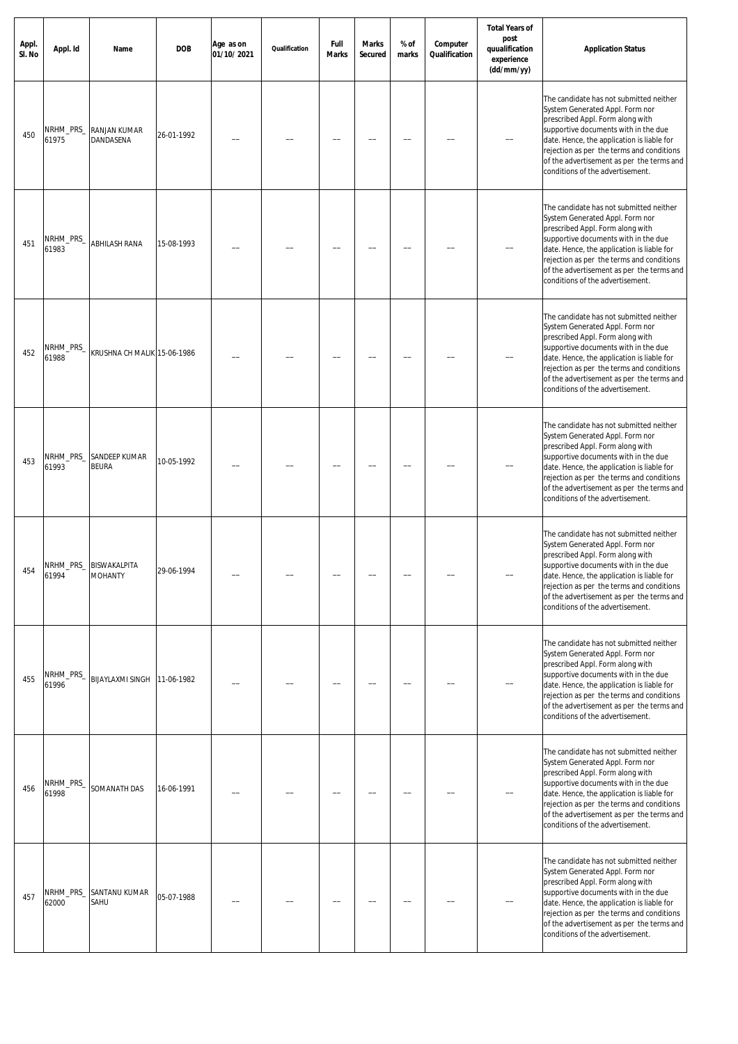| Appl. Sl. No | Appl. Id | Name | DOB | Age as on 01/10/2021 | Qualification | Full Marks | Marks Secured | % of marks | Computer Qualification | Total Years of post quualification experience (dd/mm/yy) | Application Status |
|---|---|---|---|---|---|---|---|---|---|---|---|
| 450 | NRHM_PRS_61975 | RANJAN KUMAR DANDASENA | 26-01-1992 | -- | -- | -- | -- | -- | -- | -- | The candidate has not submitted neither System Generated Appl. Form nor prescribed Appl. Form along with supportive documents with in the due date. Hence, the application is liable for rejection as per the terms and conditions of the advertisement as per the terms and conditions of the advertisement. |
| 451 | NRHM_PRS_61983 | ABHILASH RANA | 15-08-1993 | -- | -- | -- | -- | -- | -- | -- | The candidate has not submitted neither System Generated Appl. Form nor prescribed Appl. Form along with supportive documents with in the due date. Hence, the application is liable for rejection as per the terms and conditions of the advertisement as per the terms and conditions of the advertisement. |
| 452 | NRHM_PRS_61988 | KRUSHNA CH MALIK | 15-06-1986 | -- | -- | -- | -- | -- | -- | -- | The candidate has not submitted neither System Generated Appl. Form nor prescribed Appl. Form along with supportive documents with in the due date. Hence, the application is liable for rejection as per the terms and conditions of the advertisement as per the terms and conditions of the advertisement. |
| 453 | NRHM_PRS_61993 | SANDEEP KUMAR BEURA | 10-05-1992 | -- | -- | -- | -- | -- | -- | -- | The candidate has not submitted neither System Generated Appl. Form nor prescribed Appl. Form along with supportive documents with in the due date. Hence, the application is liable for rejection as per the terms and conditions of the advertisement as per the terms and conditions of the advertisement. |
| 454 | NRHM_PRS_61994 | BISWAKALPITA MOHANTY | 29-06-1994 | -- | -- | -- | -- | -- | -- | -- | The candidate has not submitted neither System Generated Appl. Form nor prescribed Appl. Form along with supportive documents with in the due date. Hence, the application is liable for rejection as per the terms and conditions of the advertisement as per the terms and conditions of the advertisement. |
| 455 | NRHM_PRS_61996 | BIJAYLAXMI SINGH | 11-06-1982 | -- | -- | -- | -- | -- | -- | -- | The candidate has not submitted neither System Generated Appl. Form nor prescribed Appl. Form along with supportive documents with in the due date. Hence, the application is liable for rejection as per the terms and conditions of the advertisement as per the terms and conditions of the advertisement. |
| 456 | NRHM_PRS_61998 | SOMANATH DAS | 16-06-1991 | -- | -- | -- | -- | -- | -- | -- | The candidate has not submitted neither System Generated Appl. Form nor prescribed Appl. Form along with supportive documents with in the due date. Hence, the application is liable for rejection as per the terms and conditions of the advertisement as per the terms and conditions of the advertisement. |
| 457 | NRHM_PRS_62000 | SANTANU KUMAR SAHU | 05-07-1988 | -- | -- | -- | -- | -- | -- | -- | The candidate has not submitted neither System Generated Appl. Form nor prescribed Appl. Form along with supportive documents with in the due date. Hence, the application is liable for rejection as per the terms and conditions of the advertisement as per the terms and conditions of the advertisement. |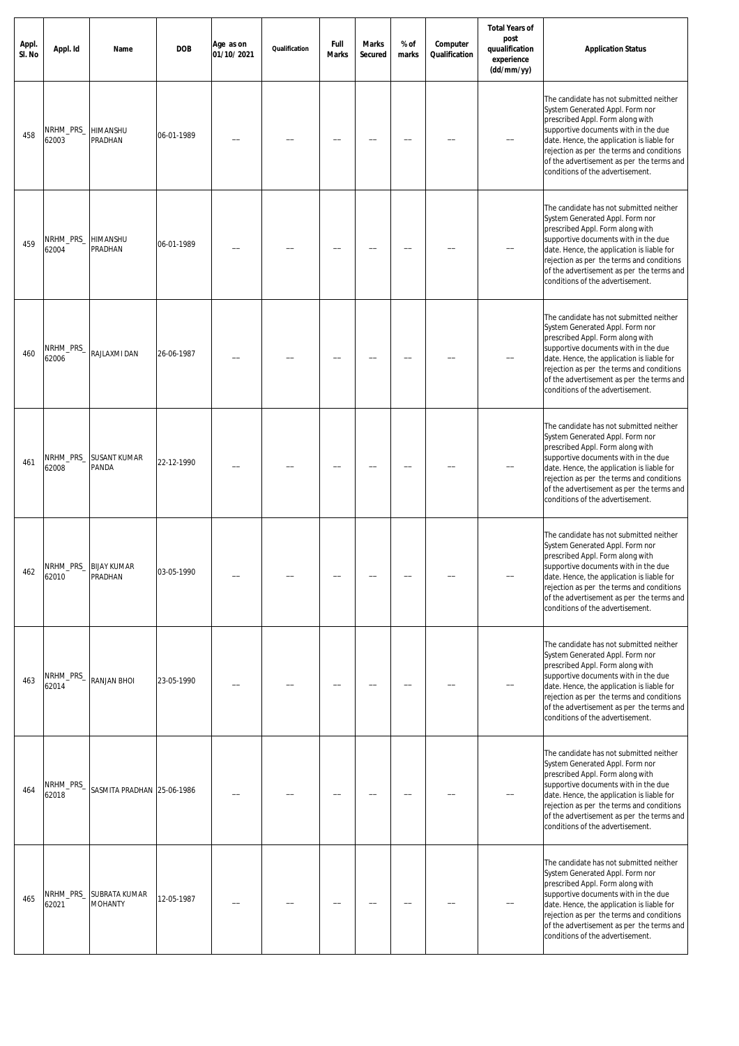| Appl. Sl. No | Appl. Id | Name | DOB | Age as on 01/10/ 2021 | Qualification | Full Marks | Marks Secured | % of marks | Computer Qualification | Total Years of post quualification experience (dd/mm/yy) | Application Status |
|---|---|---|---|---|---|---|---|---|---|---|---|
| 458 | NRHM_PRS_ 62003 | HIMANSHU PRADHAN | 06-01-1989 | -- | -- | -- | -- | -- | -- | -- | The candidate has not submitted neither System Generated Appl. Form nor prescribed Appl. Form along with supportive documents with in the due date. Hence, the application is liable for rejection as per the terms and conditions of the advertisement as per the terms and conditions of the advertisement. |
| 459 | NRHM_PRS_ 62004 | HIMANSHU PRADHAN | 06-01-1989 | -- | -- | -- | -- | -- | -- | -- | The candidate has not submitted neither System Generated Appl. Form nor prescribed Appl. Form along with supportive documents with in the due date. Hence, the application is liable for rejection as per the terms and conditions of the advertisement as per the terms and conditions of the advertisement. |
| 460 | NRHM_PRS_ 62006 | RAJLAXMI DAN | 26-06-1987 | -- | -- | -- | -- | -- | -- | -- | The candidate has not submitted neither System Generated Appl. Form nor prescribed Appl. Form along with supportive documents with in the due date. Hence, the application is liable for rejection as per the terms and conditions of the advertisement as per the terms and conditions of the advertisement. |
| 461 | NRHM_PRS_ 62008 | SUSANT KUMAR PANDA | 22-12-1990 | -- | -- | -- | -- | -- | -- | -- | The candidate has not submitted neither System Generated Appl. Form nor prescribed Appl. Form along with supportive documents with in the due date. Hence, the application is liable for rejection as per the terms and conditions of the advertisement as per the terms and conditions of the advertisement. |
| 462 | NRHM_PRS_ 62010 | BIJAY KUMAR PRADHAN | 03-05-1990 | -- | -- | -- | -- | -- | -- | -- | The candidate has not submitted neither System Generated Appl. Form nor prescribed Appl. Form along with supportive documents with in the due date. Hence, the application is liable for rejection as per the terms and conditions of the advertisement as per the terms and conditions of the advertisement. |
| 463 | NRHM_PRS_ 62014 | RANJAN BHOI | 23-05-1990 | -- | -- | -- | -- | -- | -- | -- | The candidate has not submitted neither System Generated Appl. Form nor prescribed Appl. Form along with supportive documents with in the due date. Hence, the application is liable for rejection as per the terms and conditions of the advertisement as per the terms and conditions of the advertisement. |
| 464 | NRHM_PRS_ 62018 | SASMITA PRADHAN | 25-06-1986 | -- | -- | -- | -- | -- | -- | -- | The candidate has not submitted neither System Generated Appl. Form nor prescribed Appl. Form along with supportive documents with in the due date. Hence, the application is liable for rejection as per the terms and conditions of the advertisement as per the terms and conditions of the advertisement. |
| 465 | NRHM_PRS_ 62021 | SUBRATA KUMAR MOHANTY | 12-05-1987 | -- | -- | -- | -- | -- | -- | -- | The candidate has not submitted neither System Generated Appl. Form nor prescribed Appl. Form along with supportive documents with in the due date. Hence, the application is liable for rejection as per the terms and conditions of the advertisement as per the terms and conditions of the advertisement. |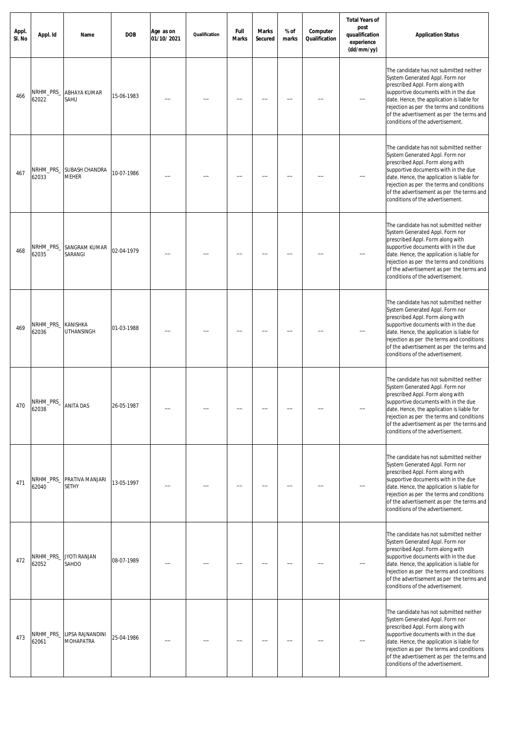| Appl. Sl. No | Appl. Id | Name | DOB | Age as on 01/10/ 2021 | Qualification | Full Marks | Marks Secured | % of marks | Computer Qualification | Total Years of post quualification experience (dd/mm/yy) | Application Status |
|---|---|---|---|---|---|---|---|---|---|---|---|
| 466 | NRHM_PRS_62022 | ABHAYA KUMAR SAHU | 15-06-1983 | -- | -- | -- | -- | -- | -- | -- | The candidate has not submitted neither System Generated Appl. Form nor prescribed Appl. Form along with supportive documents with in the due date. Hence, the application is liable for rejection as per the terms and conditions of the advertisement as per the terms and conditions of the advertisement. |
| 467 | NRHM_PRS_62033 | SUBASH CHANDRA MEHER | 10-07-1986 | -- | -- | -- | -- | -- | -- | -- | The candidate has not submitted neither System Generated Appl. Form nor prescribed Appl. Form along with supportive documents with in the due date. Hence, the application is liable for rejection as per the terms and conditions of the advertisement as per the terms and conditions of the advertisement. |
| 468 | NRHM_PRS_62035 | SANGRAM KUMAR SARANGI | 02-04-1979 | -- | -- | -- | -- | -- | -- | -- | The candidate has not submitted neither System Generated Appl. Form nor prescribed Appl. Form along with supportive documents with in the due date. Hence, the application is liable for rejection as per the terms and conditions of the advertisement as per the terms and conditions of the advertisement. |
| 469 | NRHM_PRS_62036 | KANISHKA UTHANSINGH | 01-03-1988 | -- | -- | -- | -- | -- | -- | -- | The candidate has not submitted neither System Generated Appl. Form nor prescribed Appl. Form along with supportive documents with in the due date. Hence, the application is liable for rejection as per the terms and conditions of the advertisement as per the terms and conditions of the advertisement. |
| 470 | NRHM_PRS_62038 | ANITA DAS | 26-05-1987 | -- | -- | -- | -- | -- | -- | -- | The candidate has not submitted neither System Generated Appl. Form nor prescribed Appl. Form along with supportive documents with in the due date. Hence, the application is liable for rejection as per the terms and conditions of the advertisement as per the terms and conditions of the advertisement. |
| 471 | NRHM_PRS_62040 | PRATIVA MANJARI SETHY | 13-05-1997 | -- | -- | -- | -- | -- | -- | -- | The candidate has not submitted neither System Generated Appl. Form nor prescribed Appl. Form along with supportive documents with in the due date. Hence, the application is liable for rejection as per the terms and conditions of the advertisement as per the terms and conditions of the advertisement. |
| 472 | NRHM_PRS_62052 | JYOTI RANJAN SAHOO | 08-07-1989 | -- | -- | -- | -- | -- | -- | -- | The candidate has not submitted neither System Generated Appl. Form nor prescribed Appl. Form along with supportive documents with in the due date. Hence, the application is liable for rejection as per the terms and conditions of the advertisement as per the terms and conditions of the advertisement. |
| 473 | NRHM_PRS_62061 | LIPSA RAJNANDINI MOHAPATRA | 25-04-1986 | -- | -- | -- | -- | -- | -- | -- | The candidate has not submitted neither System Generated Appl. Form nor prescribed Appl. Form along with supportive documents with in the due date. Hence, the application is liable for rejection as per the terms and conditions of the advertisement as per the terms and conditions of the advertisement. |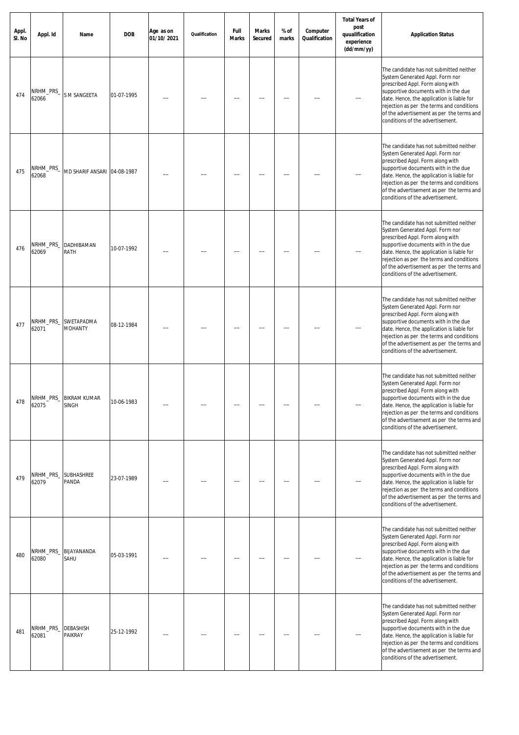| Appl. Sl. No | Appl. Id | Name | DOB | Age as on 01/10/2021 | Qualification | Full Marks | Marks Secured | % of marks | Computer Qualification | Total Years of post quualification experience (dd/mm/yy) | Application Status |
|---|---|---|---|---|---|---|---|---|---|---|---|
| 474 | NRHM_PRS_62066 | S M SANGEETA | 01-07-1995 | -- | -- | -- | -- | -- | -- | -- | The candidate has not submitted neither System Generated Appl. Form nor prescribed Appl. Form along with supportive documents with in the due date. Hence, the application is liable for rejection as per the terms and conditions of the advertisement as per the terms and conditions of the advertisement. |
| 475 | NRHM_PRS_62068 | MD SHARIF ANSARI | 04-08-1987 | -- | -- | -- | -- | -- | -- | -- | The candidate has not submitted neither System Generated Appl. Form nor prescribed Appl. Form along with supportive documents with in the due date. Hence, the application is liable for rejection as per the terms and conditions of the advertisement as per the terms and conditions of the advertisement. |
| 476 | NRHM_PRS_62069 | DADHIBAMAN RATH | 10-07-1992 | -- | -- | -- | -- | -- | -- | -- | The candidate has not submitted neither System Generated Appl. Form nor prescribed Appl. Form along with supportive documents with in the due date. Hence, the application is liable for rejection as per the terms and conditions of the advertisement as per the terms and conditions of the advertisement. |
| 477 | NRHM_PRS_62071 | SWETAPADMA MOHANTY | 08-12-1984 | -- | -- | -- | -- | -- | -- | -- | The candidate has not submitted neither System Generated Appl. Form nor prescribed Appl. Form along with supportive documents with in the due date. Hence, the application is liable for rejection as per the terms and conditions of the advertisement as per the terms and conditions of the advertisement. |
| 478 | NRHM_PRS_62075 | BIKRAM KUMAR SINGH | 10-06-1983 | -- | -- | -- | -- | -- | -- | -- | The candidate has not submitted neither System Generated Appl. Form nor prescribed Appl. Form along with supportive documents with in the due date. Hence, the application is liable for rejection as per the terms and conditions of the advertisement as per the terms and conditions of the advertisement. |
| 479 | NRHM_PRS_62079 | SUBHASHREE PANDA | 23-07-1989 | -- | -- | -- | -- | -- | -- | -- | The candidate has not submitted neither System Generated Appl. Form nor prescribed Appl. Form along with supportive documents with in the due date. Hence, the application is liable for rejection as per the terms and conditions of the advertisement as per the terms and conditions of the advertisement. |
| 480 | NRHM_PRS_62080 | BIJAYANANDA SAHU | 05-03-1991 | -- | -- | -- | -- | -- | -- | -- | The candidate has not submitted neither System Generated Appl. Form nor prescribed Appl. Form along with supportive documents with in the due date. Hence, the application is liable for rejection as per the terms and conditions of the advertisement as per the terms and conditions of the advertisement. |
| 481 | NRHM_PRS_62081 | DEBASHISH PAIKRAY | 25-12-1992 | -- | -- | -- | -- | -- | -- | -- | The candidate has not submitted neither System Generated Appl. Form nor prescribed Appl. Form along with supportive documents with in the due date. Hence, the application is liable for rejection as per the terms and conditions of the advertisement as per the terms and conditions of the advertisement. |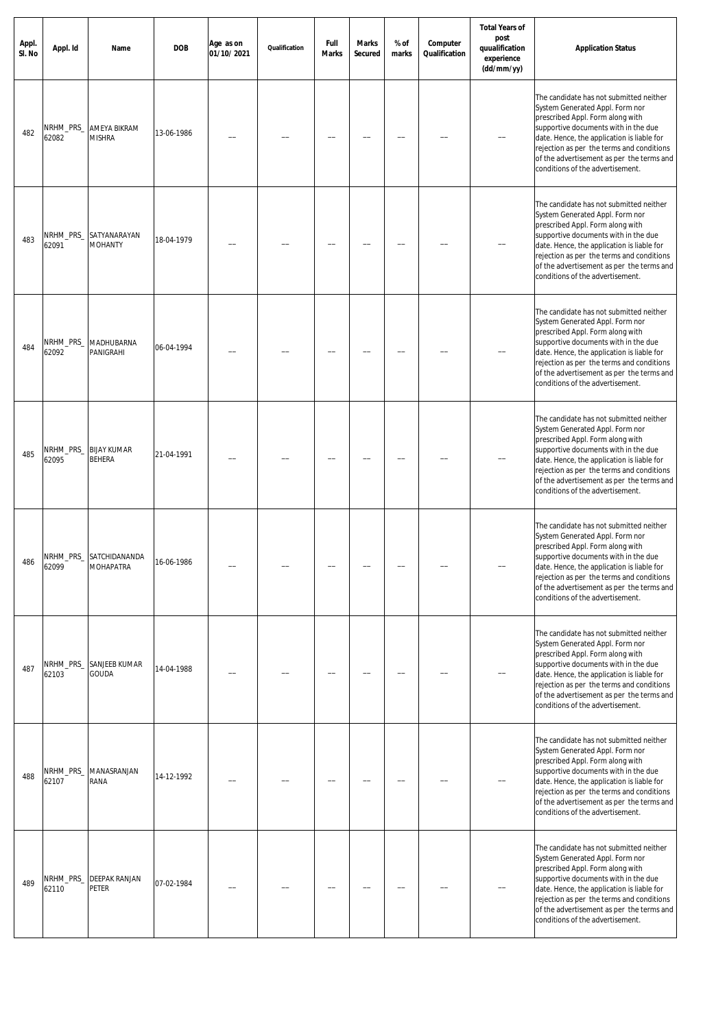| Appl. Sl. No | Appl. Id | Name | DOB | Age as on 01/10/2021 | Qualification | Full Marks | Marks Secured | % of marks | Computer Qualification | Total Years of post quualification experience (dd/mm/yy) | Application Status |
|---|---|---|---|---|---|---|---|---|---|---|---|
| 482 | NRHM_PRS_62082 | AMEYA BIKRAM MISHRA | 13-06-1986 | -- | -- | -- | -- | -- | -- | -- | The candidate has not submitted neither System Generated Appl. Form nor prescribed Appl. Form along with supportive documents with in the due date. Hence, the application is liable for rejection as per the terms and conditions of the advertisement as per the terms and conditions of the advertisement. |
| 483 | NRHM_PRS_62091 | SATYANARAYAN MOHANTY | 18-04-1979 | -- | -- | -- | -- | -- | -- | -- | The candidate has not submitted neither System Generated Appl. Form nor prescribed Appl. Form along with supportive documents with in the due date. Hence, the application is liable for rejection as per the terms and conditions of the advertisement as per the terms and conditions of the advertisement. |
| 484 | NRHM_PRS_62092 | MADHUBARNA PANIGRAHI | 06-04-1994 | -- | -- | -- | -- | -- | -- | -- | The candidate has not submitted neither System Generated Appl. Form nor prescribed Appl. Form along with supportive documents with in the due date. Hence, the application is liable for rejection as per the terms and conditions of the advertisement as per the terms and conditions of the advertisement. |
| 485 | NRHM_PRS_62095 | BIJAY KUMAR BEHERA | 21-04-1991 | -- | -- | -- | -- | -- | -- | -- | The candidate has not submitted neither System Generated Appl. Form nor prescribed Appl. Form along with supportive documents with in the due date. Hence, the application is liable for rejection as per the terms and conditions of the advertisement as per the terms and conditions of the advertisement. |
| 486 | NRHM_PRS_62099 | SATCHIDANANDA MOHAPATRA | 16-06-1986 | -- | -- | -- | -- | -- | -- | -- | The candidate has not submitted neither System Generated Appl. Form nor prescribed Appl. Form along with supportive documents with in the due date. Hence, the application is liable for rejection as per the terms and conditions of the advertisement as per the terms and conditions of the advertisement. |
| 487 | NRHM_PRS_62103 | SANJEEB KUMAR GOUDA | 14-04-1988 | -- | -- | -- | -- | -- | -- | -- | The candidate has not submitted neither System Generated Appl. Form nor prescribed Appl. Form along with supportive documents with in the due date. Hence, the application is liable for rejection as per the terms and conditions of the advertisement as per the terms and conditions of the advertisement. |
| 488 | NRHM_PRS_62107 | MANASRANJAN RANA | 14-12-1992 | -- | -- | -- | -- | -- | -- | -- | The candidate has not submitted neither System Generated Appl. Form nor prescribed Appl. Form along with supportive documents with in the due date. Hence, the application is liable for rejection as per the terms and conditions of the advertisement as per the terms and conditions of the advertisement. |
| 489 | NRHM_PRS_62110 | DEEPAK RANJAN PETER | 07-02-1984 | -- | -- | -- | -- | -- | -- | -- | The candidate has not submitted neither System Generated Appl. Form nor prescribed Appl. Form along with supportive documents with in the due date. Hence, the application is liable for rejection as per the terms and conditions of the advertisement as per the terms and conditions of the advertisement. |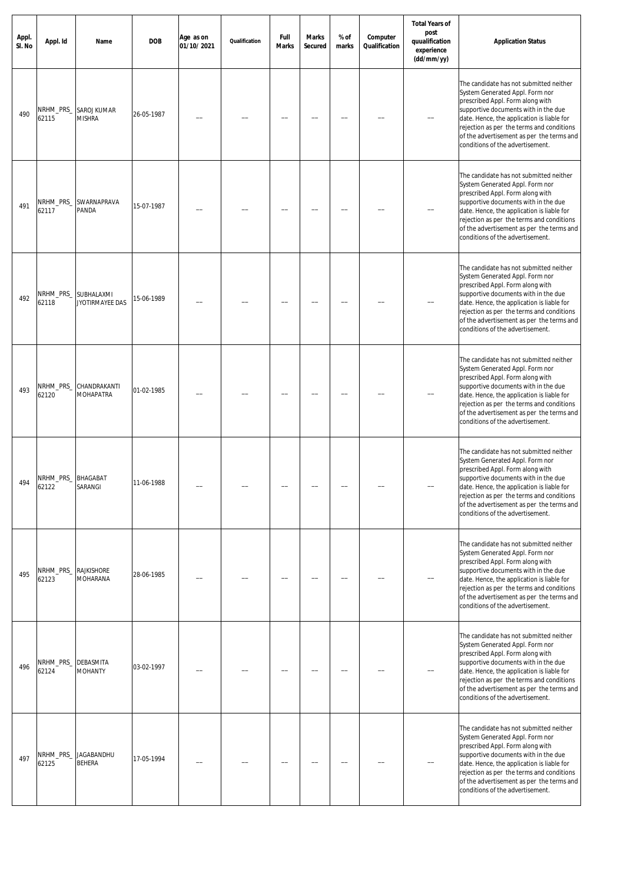| Appl. Sl. No | Appl. Id | Name | DOB | Age as on 01/10/2021 | Qualification | Full Marks | Marks Secured | % of marks | Computer Qualification | Total Years of post quualification experience (dd/mm/yy) | Application Status |
|---|---|---|---|---|---|---|---|---|---|---|---|
| 490 | NRHM_PRS_62115 | SAROJ KUMAR MISHRA | 26-05-1987 | -- | -- | -- | -- | -- | -- | -- | The candidate has not submitted neither System Generated Appl. Form nor prescribed Appl. Form along with supportive documents with in the due date. Hence, the application is liable for rejection as per the terms and conditions of the advertisement as per the terms and conditions of the advertisement. |
| 491 | NRHM_PRS_62117 | SWARNAPRAVA PANDA | 15-07-1987 | -- | -- | -- | -- | -- | -- | -- | The candidate has not submitted neither System Generated Appl. Form nor prescribed Appl. Form along with supportive documents with in the due date. Hence, the application is liable for rejection as per the terms and conditions of the advertisement as per the terms and conditions of the advertisement. |
| 492 | NRHM_PRS_62118 | SUBHALAXMI JYOTIRMAYEE DAS | 15-06-1989 | -- | -- | -- | -- | -- | -- | -- | The candidate has not submitted neither System Generated Appl. Form nor prescribed Appl. Form along with supportive documents with in the due date. Hence, the application is liable for rejection as per the terms and conditions of the advertisement as per the terms and conditions of the advertisement. |
| 493 | NRHM_PRS_62120 | CHANDRAKANTI MOHAPATRA | 01-02-1985 | -- | -- | -- | -- | -- | -- | -- | The candidate has not submitted neither System Generated Appl. Form nor prescribed Appl. Form along with supportive documents with in the due date. Hence, the application is liable for rejection as per the terms and conditions of the advertisement as per the terms and conditions of the advertisement. |
| 494 | NRHM_PRS_62122 | BHAGABAT SARANGI | 11-06-1988 | -- | -- | -- | -- | -- | -- | -- | The candidate has not submitted neither System Generated Appl. Form nor prescribed Appl. Form along with supportive documents with in the due date. Hence, the application is liable for rejection as per the terms and conditions of the advertisement as per the terms and conditions of the advertisement. |
| 495 | NRHM_PRS_62123 | RAJKISHORE MOHARANA | 28-06-1985 | -- | -- | -- | -- | -- | -- | -- | The candidate has not submitted neither System Generated Appl. Form nor prescribed Appl. Form along with supportive documents with in the due date. Hence, the application is liable for rejection as per the terms and conditions of the advertisement as per the terms and conditions of the advertisement. |
| 496 | NRHM_PRS_62124 | DEBASMITA MOHANTY | 03-02-1997 | -- | -- | -- | -- | -- | -- | -- | The candidate has not submitted neither System Generated Appl. Form nor prescribed Appl. Form along with supportive documents with in the due date. Hence, the application is liable for rejection as per the terms and conditions of the advertisement as per the terms and conditions of the advertisement. |
| 497 | NRHM_PRS_62125 | JAGABANDHU BEHERA | 17-05-1994 | -- | -- | -- | -- | -- | -- | -- | The candidate has not submitted neither System Generated Appl. Form nor prescribed Appl. Form along with supportive documents with in the due date. Hence, the application is liable for rejection as per the terms and conditions of the advertisement as per the terms and conditions of the advertisement. |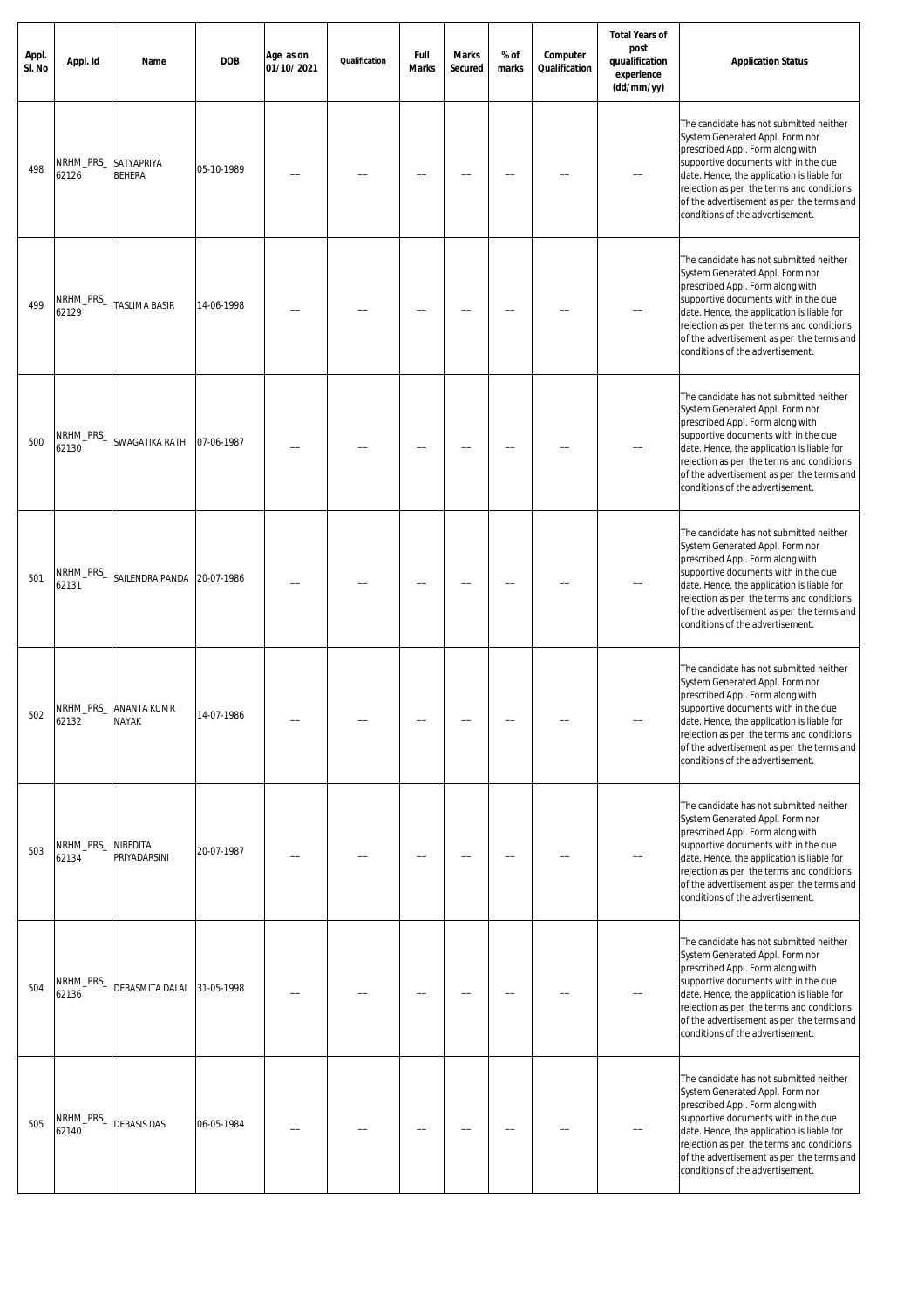| Appl. Sl. No | Appl. Id | Name | DOB | Age as on 01/10/2021 | Qualification | Full Marks | Marks Secured | % of marks | Computer Qualification | Total Years of post quualification experience (dd/mm/yy) | Application Status |
|---|---|---|---|---|---|---|---|---|---|---|---|
| 498 | NRHM_PRS_62126 | SATYAPRIYA BEHERA | 05-10-1989 | -- | -- | -- | -- | -- | -- | -- | The candidate has not submitted neither System Generated Appl. Form nor prescribed Appl. Form along with supportive documents with in the due date. Hence, the application is liable for rejection as per the terms and conditions of the advertisement as per the terms and conditions of the advertisement. |
| 499 | NRHM_PRS_62129 | TASLIMA BASIR | 14-06-1998 | -- | -- | -- | -- | -- | -- | -- | The candidate has not submitted neither System Generated Appl. Form nor prescribed Appl. Form along with supportive documents with in the due date. Hence, the application is liable for rejection as per the terms and conditions of the advertisement as per the terms and conditions of the advertisement. |
| 500 | NRHM_PRS_62130 | SWAGATIKA RATH | 07-06-1987 | -- | -- | -- | -- | -- | -- | -- | The candidate has not submitted neither System Generated Appl. Form nor prescribed Appl. Form along with supportive documents with in the due date. Hence, the application is liable for rejection as per the terms and conditions of the advertisement as per the terms and conditions of the advertisement. |
| 501 | NRHM_PRS_62131 | SAILENDRA PANDA | 20-07-1986 | -- | -- | -- | -- | -- | -- | -- | The candidate has not submitted neither System Generated Appl. Form nor prescribed Appl. Form along with supportive documents with in the due date. Hence, the application is liable for rejection as per the terms and conditions of the advertisement as per the terms and conditions of the advertisement. |
| 502 | NRHM_PRS_62132 | ANANTA KUMR NAYAK | 14-07-1986 | -- | -- | -- | -- | -- | -- | -- | The candidate has not submitted neither System Generated Appl. Form nor prescribed Appl. Form along with supportive documents with in the due date. Hence, the application is liable for rejection as per the terms and conditions of the advertisement as per the terms and conditions of the advertisement. |
| 503 | NRHM_PRS_62134 | NIBEDITA PRIYADARSINI | 20-07-1987 | -- | -- | -- | -- | -- | -- | -- | The candidate has not submitted neither System Generated Appl. Form nor prescribed Appl. Form along with supportive documents with in the due date. Hence, the application is liable for rejection as per the terms and conditions of the advertisement as per the terms and conditions of the advertisement. |
| 504 | NRHM_PRS_62136 | DEBASMITA DALAI | 31-05-1998 | -- | -- | -- | -- | -- | -- | -- | The candidate has not submitted neither System Generated Appl. Form nor prescribed Appl. Form along with supportive documents with in the due date. Hence, the application is liable for rejection as per the terms and conditions of the advertisement as per the terms and conditions of the advertisement. |
| 505 | NRHM_PRS_62140 | DEBASIS DAS | 06-05-1984 | -- | -- | -- | -- | -- | -- | -- | The candidate has not submitted neither System Generated Appl. Form nor prescribed Appl. Form along with supportive documents with in the due date. Hence, the application is liable for rejection as per the terms and conditions of the advertisement as per the terms and conditions of the advertisement. |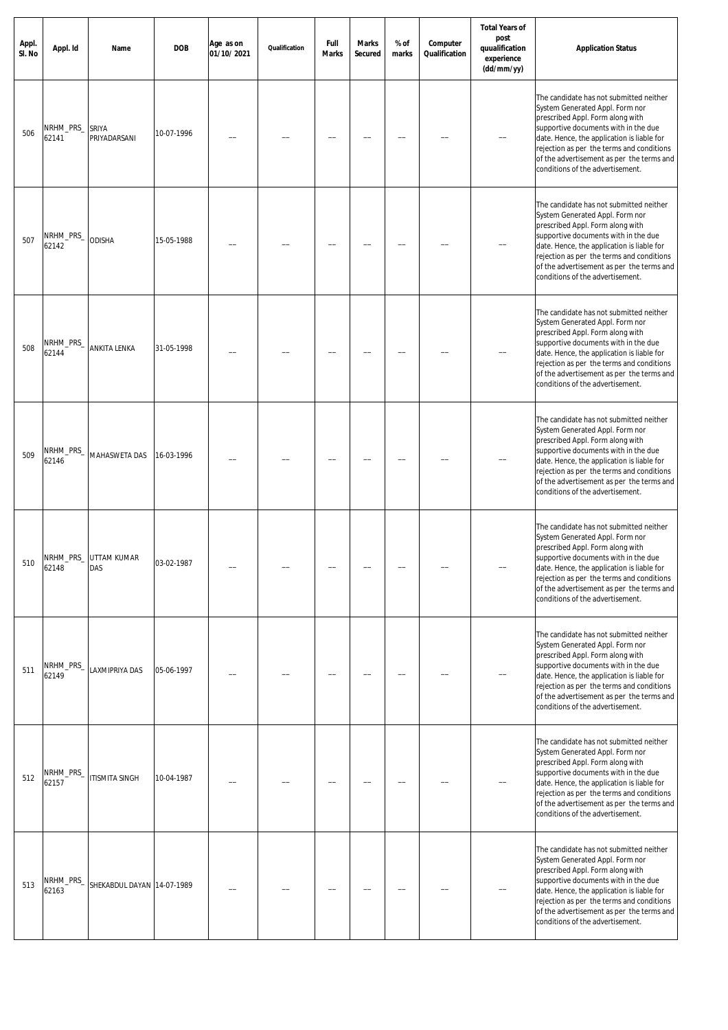| Appl. Sl. No | Appl. Id | Name | DOB | Age as on 01/10/2021 | Qualification | Full Marks | Marks Secured | % of marks | Computer Qualification | Total Years of post quualification experience (dd/mm/yy) | Application Status |
|---|---|---|---|---|---|---|---|---|---|---|---|
| 506 | NRHM_PRS_62141 | SRIYA PRIYADARSANI | 10-07-1996 | -- | -- | -- | -- | -- | -- | -- | The candidate has not submitted neither System Generated Appl. Form nor prescribed Appl. Form along with supportive documents with in the due date. Hence, the application is liable for rejection as per the terms and conditions of the advertisement as per the terms and conditions of the advertisement. |
| 507 | NRHM_PRS_62142 | ODISHA | 15-05-1988 | -- | -- | -- | -- | -- | -- | -- | The candidate has not submitted neither System Generated Appl. Form nor prescribed Appl. Form along with supportive documents with in the due date. Hence, the application is liable for rejection as per the terms and conditions of the advertisement as per the terms and conditions of the advertisement. |
| 508 | NRHM_PRS_62144 | ANKITA LENKA | 31-05-1998 | -- | -- | -- | -- | -- | -- | -- | The candidate has not submitted neither System Generated Appl. Form nor prescribed Appl. Form along with supportive documents with in the due date. Hence, the application is liable for rejection as per the terms and conditions of the advertisement as per the terms and conditions of the advertisement. |
| 509 | NRHM_PRS_62146 | MAHASWETA DAS | 16-03-1996 | -- | -- | -- | -- | -- | -- | -- | The candidate has not submitted neither System Generated Appl. Form nor prescribed Appl. Form along with supportive documents with in the due date. Hence, the application is liable for rejection as per the terms and conditions of the advertisement as per the terms and conditions of the advertisement. |
| 510 | NRHM_PRS_62148 | UTTAM KUMAR DAS | 03-02-1987 | -- | -- | -- | -- | -- | -- | -- | The candidate has not submitted neither System Generated Appl. Form nor prescribed Appl. Form along with supportive documents with in the due date. Hence, the application is liable for rejection as per the terms and conditions of the advertisement as per the terms and conditions of the advertisement. |
| 511 | NRHM_PRS_62149 | LAXMIPRIYA DAS | 05-06-1997 | -- | -- | -- | -- | -- | -- | -- | The candidate has not submitted neither System Generated Appl. Form nor prescribed Appl. Form along with supportive documents with in the due date. Hence, the application is liable for rejection as per the terms and conditions of the advertisement as per the terms and conditions of the advertisement. |
| 512 | NRHM_PRS_62157 | ITISMITA SINGH | 10-04-1987 | -- | -- | -- | -- | -- | -- | -- | The candidate has not submitted neither System Generated Appl. Form nor prescribed Appl. Form along with supportive documents with in the due date. Hence, the application is liable for rejection as per the terms and conditions of the advertisement as per the terms and conditions of the advertisement. |
| 513 | NRHM_PRS_62163 | SHEKABDUL DAYAN | 14-07-1989 | -- | -- | -- | -- | -- | -- | -- | The candidate has not submitted neither System Generated Appl. Form nor prescribed Appl. Form along with supportive documents with in the due date. Hence, the application is liable for rejection as per the terms and conditions of the advertisement as per the terms and conditions of the advertisement. |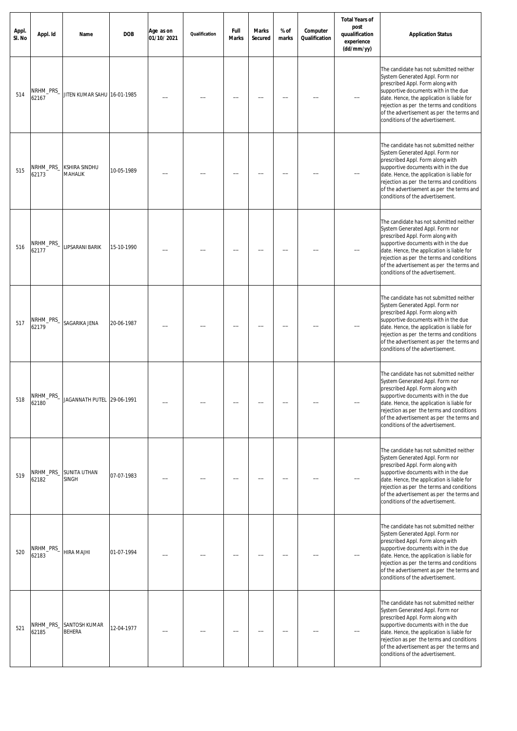| Appl. Sl. No | Appl. Id | Name | DOB | Age as on 01/10/2021 | Qualification | Full Marks | Marks Secured | % of marks | Computer Qualification | Total Years of post quualification experience (dd/mm/yy) | Application Status |
|---|---|---|---|---|---|---|---|---|---|---|---|
| 514 | NRHM_PRS_62167 | JITEN KUMAR SAHU | 16-01-1985 | -- | -- | -- | -- | -- | -- | -- | The candidate has not submitted neither System Generated Appl. Form nor prescribed Appl. Form along with supportive documents with in the due date. Hence, the application is liable for rejection as per the terms and conditions of the advertisement as per the terms and conditions of the advertisement. |
| 515 | NRHM_PRS_62173 | KSHIRA SINDHU MAHALIK | 10-05-1989 | -- | -- | -- | -- | -- | -- | -- | The candidate has not submitted neither System Generated Appl. Form nor prescribed Appl. Form along with supportive documents with in the due date. Hence, the application is liable for rejection as per the terms and conditions of the advertisement as per the terms and conditions of the advertisement. |
| 516 | NRHM_PRS_62177 | LIPSARANI BARIK | 15-10-1990 | -- | -- | -- | -- | -- | -- | -- | The candidate has not submitted neither System Generated Appl. Form nor prescribed Appl. Form along with supportive documents with in the due date. Hence, the application is liable for rejection as per the terms and conditions of the advertisement as per the terms and conditions of the advertisement. |
| 517 | NRHM_PRS_62179 | SAGARIKA JENA | 20-06-1987 | -- | -- | -- | -- | -- | -- | -- | The candidate has not submitted neither System Generated Appl. Form nor prescribed Appl. Form along with supportive documents with in the due date. Hence, the application is liable for rejection as per the terms and conditions of the advertisement as per the terms and conditions of the advertisement. |
| 518 | NRHM_PRS_62180 | JAGANNATH PUTEL | 29-06-1991 | -- | -- | -- | -- | -- | -- | -- | The candidate has not submitted neither System Generated Appl. Form nor prescribed Appl. Form along with supportive documents with in the due date. Hence, the application is liable for rejection as per the terms and conditions of the advertisement as per the terms and conditions of the advertisement. |
| 519 | NRHM_PRS_62182 | SUNITA UTHAN SINGH | 07-07-1983 | -- | -- | -- | -- | -- | -- | -- | The candidate has not submitted neither System Generated Appl. Form nor prescribed Appl. Form along with supportive documents with in the due date. Hence, the application is liable for rejection as per the terms and conditions of the advertisement as per the terms and conditions of the advertisement. |
| 520 | NRHM_PRS_62183 | HIRA MAJHI | 01-07-1994 | -- | -- | -- | -- | -- | -- | -- | The candidate has not submitted neither System Generated Appl. Form nor prescribed Appl. Form along with supportive documents with in the due date. Hence, the application is liable for rejection as per the terms and conditions of the advertisement as per the terms and conditions of the advertisement. |
| 521 | NRHM_PRS_62185 | SANTOSH KUMAR BEHERA | 12-04-1977 | -- | -- | -- | -- | -- | -- | -- | The candidate has not submitted neither System Generated Appl. Form nor prescribed Appl. Form along with supportive documents with in the due date. Hence, the application is liable for rejection as per the terms and conditions of the advertisement as per the terms and conditions of the advertisement. |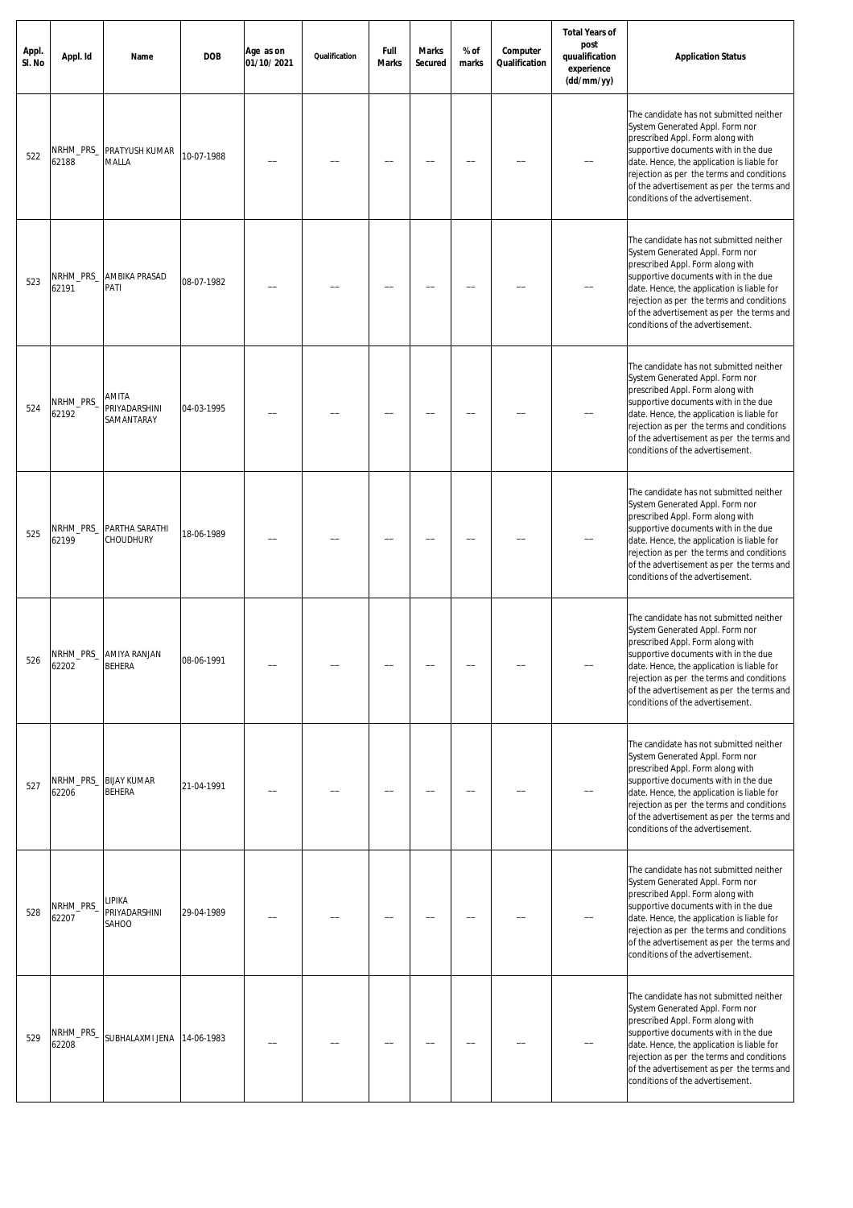| Appl. Sl. No | Appl. Id | Name | DOB | Age as on 01/10/2021 | Qualification | Full Marks | Marks Secured | % of marks | Computer Qualification | Total Years of post quualification experience (dd/mm/yy) | Application Status |
|---|---|---|---|---|---|---|---|---|---|---|---|
| 522 | NRHM_PRS_62188 | PRATYUSH KUMAR MALLA | 10-07-1988 | -- | -- | -- | -- | -- | -- | -- | The candidate has not submitted neither System Generated Appl. Form nor prescribed Appl. Form along with supportive documents with in the due date. Hence, the application is liable for rejection as per the terms and conditions of the advertisement as per the terms and conditions of the advertisement. |
| 523 | NRHM_PRS_62191 | AMBIKA PRASAD PATI | 08-07-1982 | -- | -- | -- | -- | -- | -- | -- | The candidate has not submitted neither System Generated Appl. Form nor prescribed Appl. Form along with supportive documents with in the due date. Hence, the application is liable for rejection as per the terms and conditions of the advertisement as per the terms and conditions of the advertisement. |
| 524 | NRHM_PRS_62192 | AMITA PRIYADARSHINI SAMANTARAY | 04-03-1995 | -- | -- | -- | -- | -- | -- | -- | The candidate has not submitted neither System Generated Appl. Form nor prescribed Appl. Form along with supportive documents with in the due date. Hence, the application is liable for rejection as per the terms and conditions of the advertisement as per the terms and conditions of the advertisement. |
| 525 | NRHM_PRS_62199 | PARTHA SARATHI CHOUDHURY | 18-06-1989 | -- | -- | -- | -- | -- | -- | -- | The candidate has not submitted neither System Generated Appl. Form nor prescribed Appl. Form along with supportive documents with in the due date. Hence, the application is liable for rejection as per the terms and conditions of the advertisement as per the terms and conditions of the advertisement. |
| 526 | NRHM_PRS_62202 | AMIYA RANJAN BEHERA | 08-06-1991 | -- | -- | -- | -- | -- | -- | -- | The candidate has not submitted neither System Generated Appl. Form nor prescribed Appl. Form along with supportive documents with in the due date. Hence, the application is liable for rejection as per the terms and conditions of the advertisement as per the terms and conditions of the advertisement. |
| 527 | NRHM_PRS_62206 | BIJAY KUMAR BEHERA | 21-04-1991 | -- | -- | -- | -- | -- | -- | -- | The candidate has not submitted neither System Generated Appl. Form nor prescribed Appl. Form along with supportive documents with in the due date. Hence, the application is liable for rejection as per the terms and conditions of the advertisement as per the terms and conditions of the advertisement. |
| 528 | NRHM_PRS_62207 | LIPIKA PRIYADARSHINI SAHOO | 29-04-1989 | -- | -- | -- | -- | -- | -- | -- | The candidate has not submitted neither System Generated Appl. Form nor prescribed Appl. Form along with supportive documents with in the due date. Hence, the application is liable for rejection as per the terms and conditions of the advertisement as per the terms and conditions of the advertisement. |
| 529 | NRHM_PRS_62208 | SUBHALAXMI JENA | 14-06-1983 | -- | -- | -- | -- | -- | -- | -- | The candidate has not submitted neither System Generated Appl. Form nor prescribed Appl. Form along with supportive documents with in the due date. Hence, the application is liable for rejection as per the terms and conditions of the advertisement as per the terms and conditions of the advertisement. |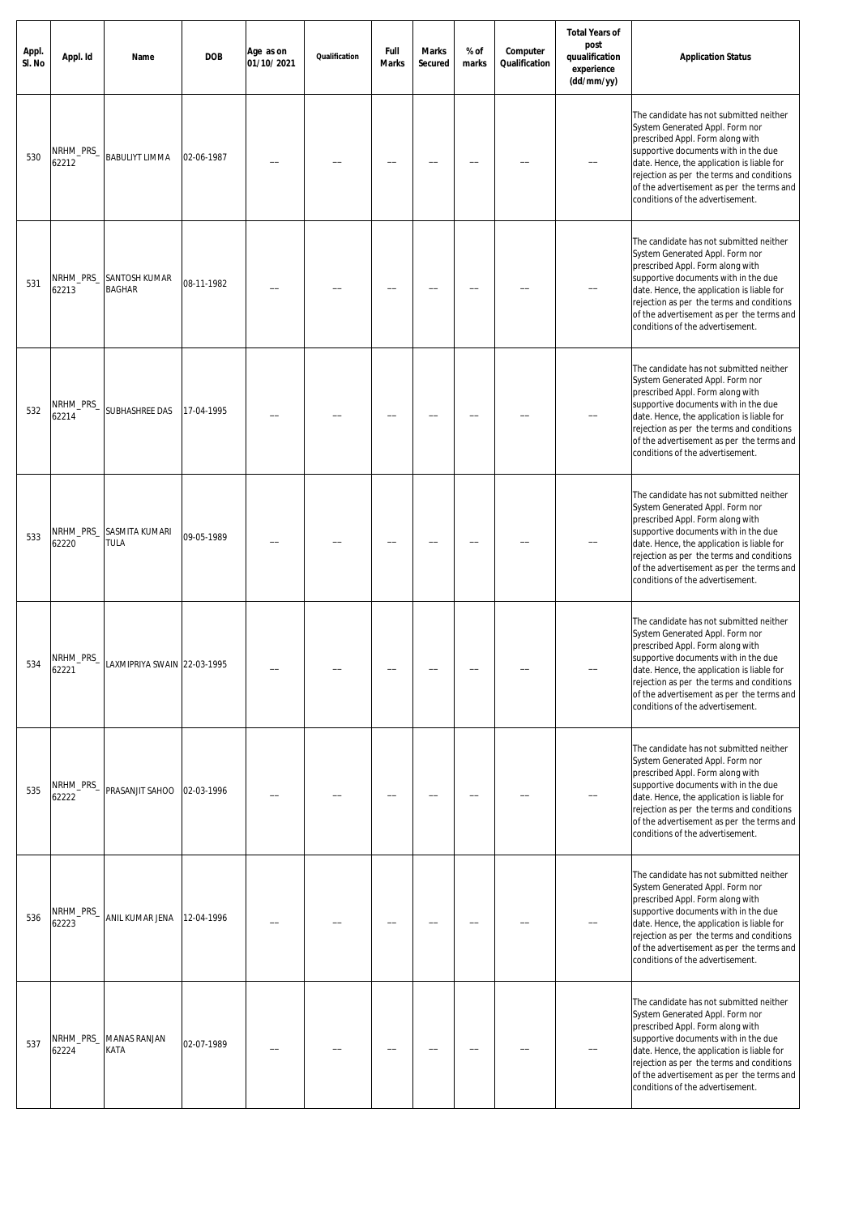| Appl. Sl. No | Appl. Id | Name | DOB | Age as on 01/10/2021 | Qualification | Full Marks | Marks Secured | % of marks | Computer Qualification | Total Years of post quualification experience (dd/mm/yy) | Application Status |
|---|---|---|---|---|---|---|---|---|---|---|---|
| 530 | NRHM_PRS_62212 | BABULIYT LIMMA | 02-06-1987 | -- | -- | -- | -- | -- | -- | -- | The candidate has not submitted neither System Generated Appl. Form nor prescribed Appl. Form along with supportive documents with in the due date. Hence, the application is liable for rejection as per the terms and conditions of the advertisement as per the terms and conditions of the advertisement. |
| 531 | NRHM_PRS_62213 | SANTOSH KUMAR BAGHAR | 08-11-1982 | -- | -- | -- | -- | -- | -- | -- | The candidate has not submitted neither System Generated Appl. Form nor prescribed Appl. Form along with supportive documents with in the due date. Hence, the application is liable for rejection as per the terms and conditions of the advertisement as per the terms and conditions of the advertisement. |
| 532 | NRHM_PRS_62214 | SUBHASHREE DAS | 17-04-1995 | -- | -- | -- | -- | -- | -- | -- | The candidate has not submitted neither System Generated Appl. Form nor prescribed Appl. Form along with supportive documents with in the due date. Hence, the application is liable for rejection as per the terms and conditions of the advertisement as per the terms and conditions of the advertisement. |
| 533 | NRHM_PRS_62220 | SASMITA KUMARI TULA | 09-05-1989 | -- | -- | -- | -- | -- | -- | -- | The candidate has not submitted neither System Generated Appl. Form nor prescribed Appl. Form along with supportive documents with in the due date. Hence, the application is liable for rejection as per the terms and conditions of the advertisement as per the terms and conditions of the advertisement. |
| 534 | NRHM_PRS_62221 | LAXMIPRIYA SWAIN | 22-03-1995 | -- | -- | -- | -- | -- | -- | -- | The candidate has not submitted neither System Generated Appl. Form nor prescribed Appl. Form along with supportive documents with in the due date. Hence, the application is liable for rejection as per the terms and conditions of the advertisement as per the terms and conditions of the advertisement. |
| 535 | NRHM_PRS_62222 | PRASANJIT SAHOO | 02-03-1996 | -- | -- | -- | -- | -- | -- | -- | The candidate has not submitted neither System Generated Appl. Form nor prescribed Appl. Form along with supportive documents with in the due date. Hence, the application is liable for rejection as per the terms and conditions of the advertisement as per the terms and conditions of the advertisement. |
| 536 | NRHM_PRS_62223 | ANIL KUMAR JENA | 12-04-1996 | -- | -- | -- | -- | -- | -- | -- | The candidate has not submitted neither System Generated Appl. Form nor prescribed Appl. Form along with supportive documents with in the due date. Hence, the application is liable for rejection as per the terms and conditions of the advertisement as per the terms and conditions of the advertisement. |
| 537 | NRHM_PRS_62224 | MANAS RANJAN KATA | 02-07-1989 | -- | -- | -- | -- | -- | -- | -- | The candidate has not submitted neither System Generated Appl. Form nor prescribed Appl. Form along with supportive documents with in the due date. Hence, the application is liable for rejection as per the terms and conditions of the advertisement as per the terms and conditions of the advertisement. |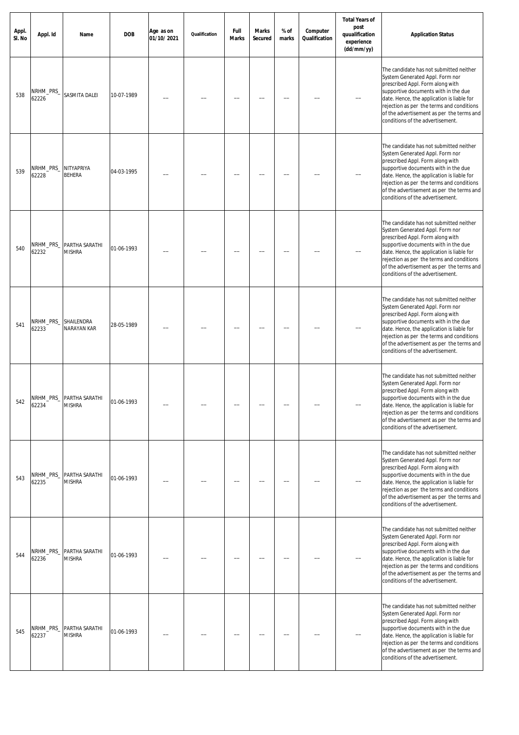| Appl. Sl. No | Appl. Id | Name | DOB | Age as on 01/10/ 2021 | Qualification | Full Marks | Marks Secured | % of marks | Computer Qualification | Total Years of post quualification experience (dd/mm/yy) | Application Status |
|---|---|---|---|---|---|---|---|---|---|---|---|
| 538 | NRHM_PRS_62226 | SASMITA DALEI | 10-07-1989 | -- | -- | -- | -- | -- | -- | -- | The candidate has not submitted neither System Generated Appl. Form nor prescribed Appl. Form along with supportive documents with in the due date. Hence, the application is liable for rejection as per the terms and conditions of the advertisement as per the terms and conditions of the advertisement. |
| 539 | NRHM_PRS_62228 | NITYAPRIYA BEHERA | 04-03-1995 | -- | -- | -- | -- | -- | -- | -- | The candidate has not submitted neither System Generated Appl. Form nor prescribed Appl. Form along with supportive documents with in the due date. Hence, the application is liable for rejection as per the terms and conditions of the advertisement as per the terms and conditions of the advertisement. |
| 540 | NRHM_PRS_62232 | PARTHA SARATHI MISHRA | 01-06-1993 | -- | -- | -- | -- | -- | -- | -- | The candidate has not submitted neither System Generated Appl. Form nor prescribed Appl. Form along with supportive documents with in the due date. Hence, the application is liable for rejection as per the terms and conditions of the advertisement as per the terms and conditions of the advertisement. |
| 541 | NRHM_PRS_62233 | SHAILENDRA NARAYAN KAR | 28-05-1989 | -- | -- | -- | -- | -- | -- | -- | The candidate has not submitted neither System Generated Appl. Form nor prescribed Appl. Form along with supportive documents with in the due date. Hence, the application is liable for rejection as per the terms and conditions of the advertisement as per the terms and conditions of the advertisement. |
| 542 | NRHM_PRS_62234 | PARTHA SARATHI MISHRA | 01-06-1993 | -- | -- | -- | -- | -- | -- | -- | The candidate has not submitted neither System Generated Appl. Form nor prescribed Appl. Form along with supportive documents with in the due date. Hence, the application is liable for rejection as per the terms and conditions of the advertisement as per the terms and conditions of the advertisement. |
| 543 | NRHM_PRS_62235 | PARTHA SARATHI MISHRA | 01-06-1993 | -- | -- | -- | -- | -- | -- | -- | The candidate has not submitted neither System Generated Appl. Form nor prescribed Appl. Form along with supportive documents with in the due date. Hence, the application is liable for rejection as per the terms and conditions of the advertisement as per the terms and conditions of the advertisement. |
| 544 | NRHM_PRS_62236 | PARTHA SARATHI MISHRA | 01-06-1993 | -- | -- | -- | -- | -- | -- | -- | The candidate has not submitted neither System Generated Appl. Form nor prescribed Appl. Form along with supportive documents with in the due date. Hence, the application is liable for rejection as per the terms and conditions of the advertisement as per the terms and conditions of the advertisement. |
| 545 | NRHM_PRS_62237 | PARTHA SARATHI MISHRA | 01-06-1993 | -- | -- | -- | -- | -- | -- | -- | The candidate has not submitted neither System Generated Appl. Form nor prescribed Appl. Form along with supportive documents with in the due date. Hence, the application is liable for rejection as per the terms and conditions of the advertisement as per the terms and conditions of the advertisement. |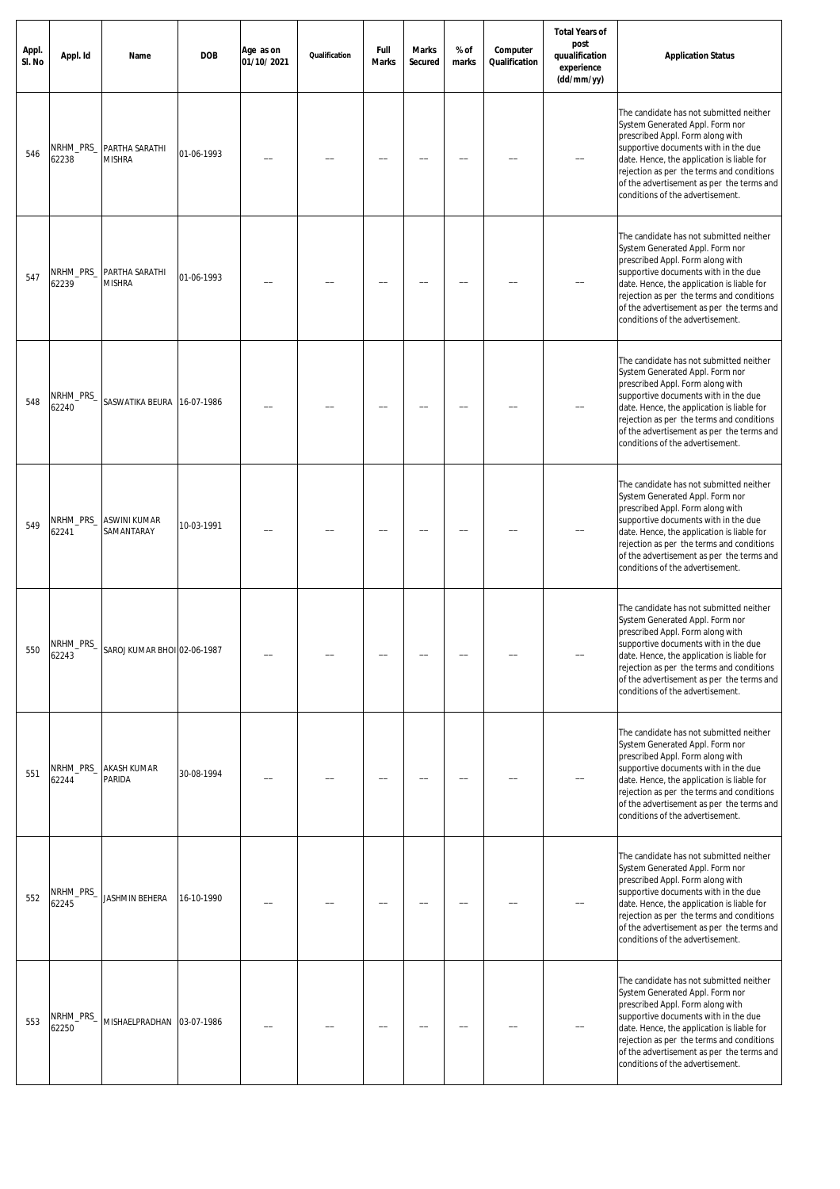| Appl. Sl. No | Appl. Id | Name | DOB | Age as on 01/10/2021 | Qualification | Full Marks | Marks Secured | % of marks | Computer Qualification | Total Years of post quualification experience (dd/mm/yy) | Application Status |
|---|---|---|---|---|---|---|---|---|---|---|---|
| 546 | NRHM_PRS_62238 | PARTHA SARATHI MISHRA | 01-06-1993 | -- | -- | -- | -- | -- | -- | -- | The candidate has not submitted neither System Generated Appl. Form nor prescribed Appl. Form along with supportive documents with in the due date. Hence, the application is liable for rejection as per the terms and conditions of the advertisement as per the terms and conditions of the advertisement. |
| 547 | NRHM_PRS_62239 | PARTHA SARATHI MISHRA | 01-06-1993 | -- | -- | -- | -- | -- | -- | -- | The candidate has not submitted neither System Generated Appl. Form nor prescribed Appl. Form along with supportive documents with in the due date. Hence, the application is liable for rejection as per the terms and conditions of the advertisement as per the terms and conditions of the advertisement. |
| 548 | NRHM_PRS_62240 | SASWATIKA BEURA | 16-07-1986 | -- | -- | -- | -- | -- | -- | -- | The candidate has not submitted neither System Generated Appl. Form nor prescribed Appl. Form along with supportive documents with in the due date. Hence, the application is liable for rejection as per the terms and conditions of the advertisement as per the terms and conditions of the advertisement. |
| 549 | NRHM_PRS_62241 | ASWINI KUMAR SAMANTARAY | 10-03-1991 | -- | -- | -- | -- | -- | -- | -- | The candidate has not submitted neither System Generated Appl. Form nor prescribed Appl. Form along with supportive documents with in the due date. Hence, the application is liable for rejection as per the terms and conditions of the advertisement as per the terms and conditions of the advertisement. |
| 550 | NRHM_PRS_62243 | SAROJ KUMAR BHOI | 02-06-1987 | -- | -- | -- | -- | -- | -- | -- | The candidate has not submitted neither System Generated Appl. Form nor prescribed Appl. Form along with supportive documents with in the due date. Hence, the application is liable for rejection as per the terms and conditions of the advertisement as per the terms and conditions of the advertisement. |
| 551 | NRHM_PRS_62244 | AKASH KUMAR PARIDA | 30-08-1994 | -- | -- | -- | -- | -- | -- | -- | The candidate has not submitted neither System Generated Appl. Form nor prescribed Appl. Form along with supportive documents with in the due date. Hence, the application is liable for rejection as per the terms and conditions of the advertisement as per the terms and conditions of the advertisement. |
| 552 | NRHM_PRS_62245 | JASHMIN BEHERA | 16-10-1990 | -- | -- | -- | -- | -- | -- | -- | The candidate has not submitted neither System Generated Appl. Form nor prescribed Appl. Form along with supportive documents with in the due date. Hence, the application is liable for rejection as per the terms and conditions of the advertisement as per the terms and conditions of the advertisement. |
| 553 | NRHM_PRS_62250 | MISHAELPRADHAN | 03-07-1986 | -- | -- | -- | -- | -- | -- | -- | The candidate has not submitted neither System Generated Appl. Form nor prescribed Appl. Form along with supportive documents with in the due date. Hence, the application is liable for rejection as per the terms and conditions of the advertisement as per the terms and conditions of the advertisement. |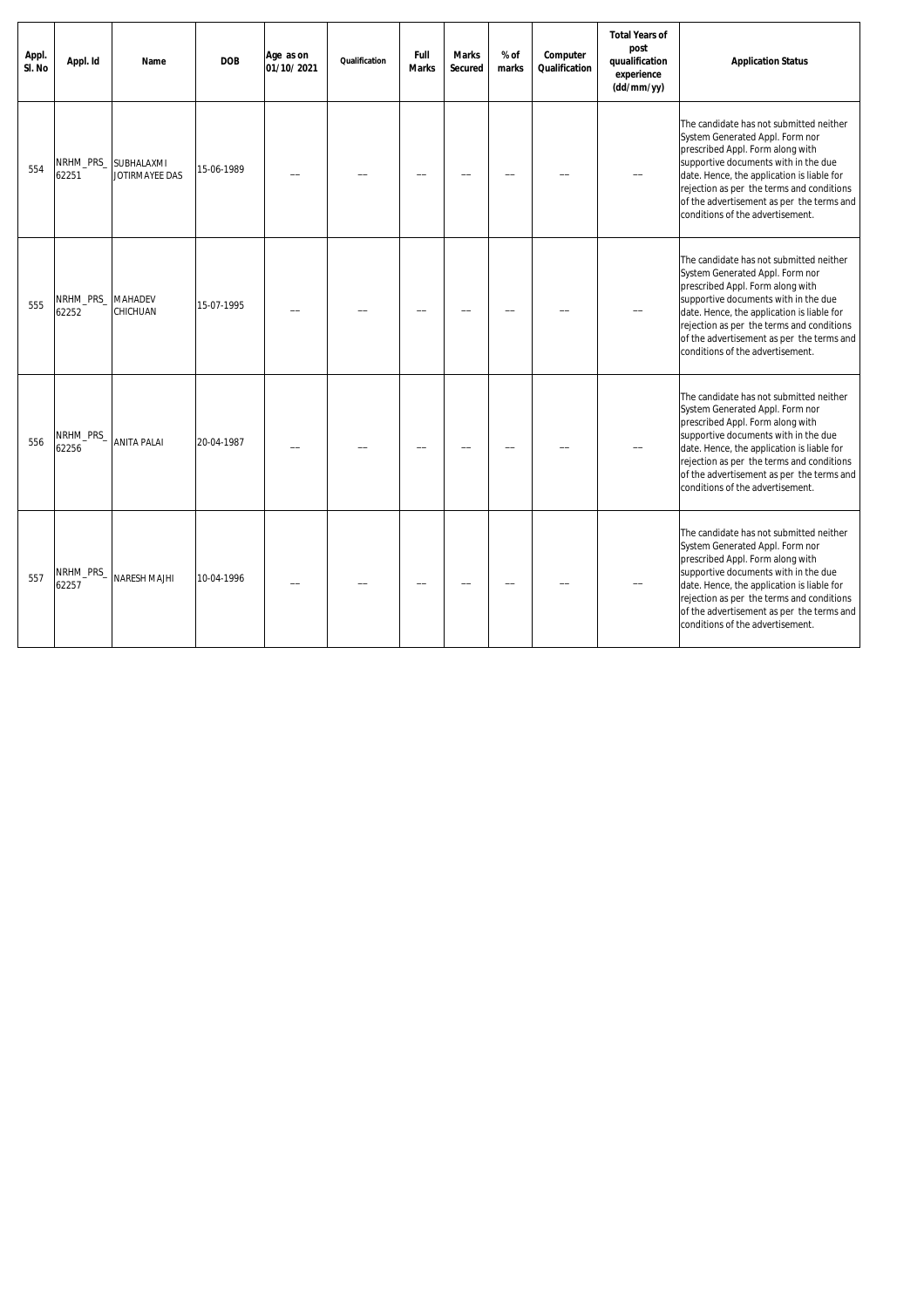| Appl. Sl. No | Appl. Id | Name | DOB | Age as on 01/10/ 2021 | Qualification | Full Marks | Marks Secured | % of marks | Computer Qualification | Total Years of post quualification experience (dd/mm/yy) | Application Status |
|---|---|---|---|---|---|---|---|---|---|---|---|
| 554 | NRHM_PRS_ 62251 | SUBHALAXMI JOTIRMAYEE DAS | 15-06-1989 | -- | -- | -- | -- | -- | -- | -- | The candidate has not submitted neither System Generated Appl. Form nor prescribed Appl. Form along with supportive documents with in the due date. Hence, the application is liable for rejection as per the terms and conditions of the advertisement as per the terms and conditions of the advertisement. |
| 555 | NRHM_PRS_ 62252 | MAHADEV CHICHUAN | 15-07-1995 | -- | -- | -- | -- | -- | -- | -- | The candidate has not submitted neither System Generated Appl. Form nor prescribed Appl. Form along with supportive documents with in the due date. Hence, the application is liable for rejection as per the terms and conditions of the advertisement as per the terms and conditions of the advertisement. |
| 556 | NRHM_PRS_ 62256 | ANITA PALAI | 20-04-1987 | -- | -- | -- | -- | -- | -- | -- | The candidate has not submitted neither System Generated Appl. Form nor prescribed Appl. Form along with supportive documents with in the due date. Hence, the application is liable for rejection as per the terms and conditions of the advertisement as per the terms and conditions of the advertisement. |
| 557 | NRHM_PRS_ 62257 | NARESH MAJHI | 10-04-1996 | -- | -- | -- | -- | -- | -- | -- | The candidate has not submitted neither System Generated Appl. Form nor prescribed Appl. Form along with supportive documents with in the due date. Hence, the application is liable for rejection as per the terms and conditions of the advertisement as per the terms and conditions of the advertisement. |